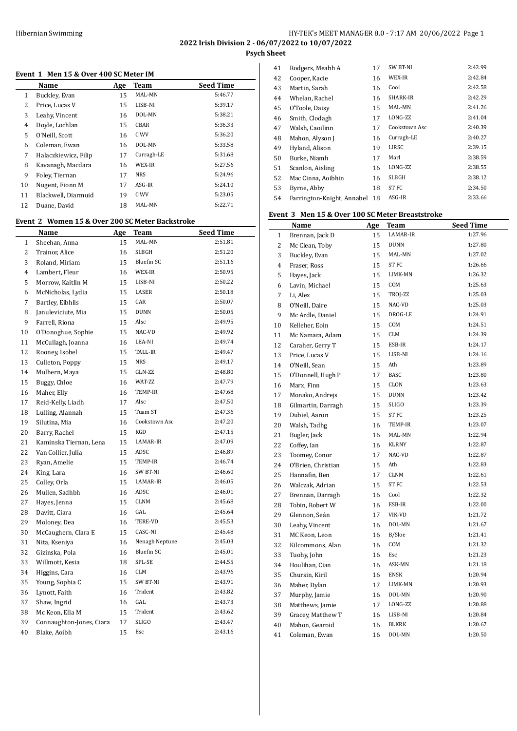**2022 Irish Division 2 - 06/07/2022 to 10/07/2022**

**Psych Sheet**

### Event 1 Men 15 & Over 400 SC Meter IM

| | Name | Age | Team | Seed Time |
|---|---|---|---|---|
| 1 | Buckley, Evan | 15 | MAL-MN | 5:46.77 |
| 2 | Price, Lucas V | 15 | LISB-NI | 5:39.17 |
| 3 | Leahy, Vincent | 16 | DOL-MN | 5:38.21 |
| 4 | Doyle, Lochlan | 15 | CBAR | 5:36.33 |
| 5 | O'Neill, Scott | 16 | C WV | 5:36.20 |
| 6 | Coleman, Ewan | 16 | DOL-MN | 5:33.58 |
| 7 | Halaczkiewicz, Filip | 17 | Curragh-LE | 5:31.68 |
| 8 | Kavanagh, Macdara | 16 | WEX-IR | 5:27.56 |
| 9 | Foley, Tiernan | 17 | NRS | 5:24.96 |
| 10 | Nugent, Fionn M | 17 | ASG-IR | 5:24.10 |
| 11 | Blackwell, Diarmuid | 19 | C WV | 5:23.05 |
| 12 | Duane, David | 18 | MAL-MN | 5:22.71 |

### Event 2 Women 15 & Over 200 SC Meter Backstroke

| | Name | Age | Team | Seed Time |
|---|---|---|---|---|
| 1 | Sheehan, Anna | 15 | MAL-MN | 2:51.81 |
| 2 | Trainor, Alice | 16 | SLBGH | 2:51.20 |
| 3 | Roland, Miriam | 15 | Bluefin SC | 2:51.16 |
| 4 | Lambert, Fleur | 16 | WEX-IR | 2:50.95 |
| 5 | Morrow, Kaitlin M | 15 | LISB-NI | 2:50.22 |
| 6 | McNicholas, Lydia | 15 | LASER | 2:50.18 |
| 7 | Bartley, Eibhlis | 15 | CAR | 2:50.07 |
| 8 | Januleviciute, Mia | 15 | DUNN | 2:50.05 |
| 9 | Farrell, Riona | 15 | Alsc | 2:49.95 |
| 10 | O'Donoghue, Sophie | 15 | NAC-VD | 2:49.92 |
| 11 | McCullagh, Joanna | 16 | LEA-NI | 2:49.74 |
| 12 | Rooney, Isobel | 15 | TALL-IR | 2:49.47 |
| 13 | Culleton, Poppy | 15 | NRS | 2:49.17 |
| 14 | Mulhern, Maya | 15 | GLN-ZZ | 2:48.80 |
| 15 | Buggy, Chloe | 16 | WAT-ZZ | 2:47.79 |
| 16 | Maher, Elly | 16 | TEMP-IR | 2:47.68 |
| 17 | Reid-Kelly, Liadh | 17 | Alsc | 2:47.50 |
| 18 | Lulling, Alannah | 15 | Tuam ST | 2:47.36 |
| 19 | Silutina, Mia | 16 | Cookstown Asc | 2:47.20 |
| 20 | Barry, Rachel | 15 | KGD | 2:47.15 |
| 21 | Kaminska Tiernan, Lena | 15 | LAMAR-IR | 2:47.09 |
| 22 | Van Collier, Julia | 15 | ADSC | 2:46.89 |
| 23 | Ryan, Amelie | 15 | TEMP-IR | 2:46.74 |
| 24 | King, Lara | 16 | SW BT-NI | 2:46.60 |
| 25 | Colley, Orla | 15 | LAMAR-IR | 2:46.05 |
| 26 | Mullen, Sadhbh | 16 | ADSC | 2:46.01 |
| 27 | Hayes, Jenna | 15 | CLNM | 2:45.68 |
| 28 | Davitt, Ciara | 16 | GAL | 2:45.64 |
| 29 | Moloney, Dea | 16 | TERE-VD | 2:45.53 |
| 30 | McCaughern, Clara E | 15 | CASC-NI | 2:45.48 |
| 31 | Nita, Kseniya | 16 | Nenagh Neptune | 2:45.03 |
| 32 | Gizinska, Pola | 16 | Bluefin SC | 2:45.01 |
| 33 | Willmott, Kesia | 18 | SPL-SE | 2:44.55 |
| 34 | Higgins, Cara | 16 | CLM | 2:43.96 |
| 35 | Young, Sophia C | 15 | SW BT-NI | 2:43.91 |
| 36 | Lynott, Faith | 16 | Trident | 2:43.82 |
| 37 | Shaw, Ingrid | 16 | GAL | 2:43.73 |
| 38 | Mc Keon, Ella M | 15 | Trident | 2:43.62 |
| 39 | Connaughton-Jones, Ciara | 17 | SLIGO | 2:43.47 |
| 40 | Blake, Aoibh | 15 | Esc | 2:43.16 |
| 41 | Rodgers, Meabh A | 17 | SW BT-NI | 2:42.99 |
| 42 | Cooper, Kacie | 16 | WEX-IR | 2:42.84 |
| 43 | Martin, Sarah | 16 | Cool | 2:42.58 |
| 44 | Whelan, Rachel | 16 | SHARK-IR | 2:42.29 |
| 45 | O'Toole, Daisy | 15 | MAL-MN | 2:41.26 |
| 46 | Smith, Clodagh | 17 | LONG-ZZ | 2:41.04 |
| 47 | Walsh, Caoilinn | 17 | Cookstown Asc | 2:40.39 |
| 48 | Mahon, Alyson J | 16 | Curragh-LE | 2:40.27 |
| 49 | Hyland, Alison | 19 | LIRSC | 2:39.15 |
| 50 | Burke, Niamh | 17 | Marl | 2:38.59 |
| 51 | Scanlon, Aisling | 16 | LONG-ZZ | 2:38.55 |
| 52 | Mac Cinna, Aoibhin | 16 | SLBGH | 2:38.12 |
| 53 | Byrne, Abby | 18 | ST FC | 2:34.50 |
| 54 | Farrington-Knight, Annabel | 18 | ASG-IR | 2:33.66 |

### Event 3 Men 15 & Over 100 SC Meter Breaststroke

| | Name | Age | Team | Seed Time |
|---|---|---|---|---|
| 1 | Brennan, Jack D | 15 | LAMAR-IR | 1:27.96 |
| 2 | Mc Clean, Toby | 15 | DUNN | 1:27.80 |
| 3 | Buckley, Evan | 15 | MAL-MN | 1:27.02 |
| 4 | Fraser, Ross | 15 | ST FC | 1:26.66 |
| 5 | Hayes, Jack | 15 | LIMK-MN | 1:26.32 |
| 6 | Lavin, Michael | 15 | COM | 1:25.63 |
| 7 | Li, Alex | 15 | TROJ-ZZ | 1:25.03 |
| 8 | O'Neill, Daire | 15 | NAC-VD | 1:25.03 |
| 9 | Mc Ardle, Daniel | 15 | DROG-LE | 1:24.91 |
| 10 | Kelleher, Eoin | 15 | COM | 1:24.51 |
| 11 | Mc Namara, Adam | 15 | CLM | 1:24.39 |
| 12 | Caraher, Gerry T | 15 | ESB-IR | 1:24.17 |
| 13 | Price, Lucas V | 15 | LISB-NI | 1:24.16 |
| 14 | O'Neill, Sean | 15 | Ath | 1:23.89 |
| 15 | O'Donnell, Hugh P | 17 | BASC | 1:23.80 |
| 16 | Marx, Finn | 15 | CLON | 1:23.63 |
| 17 | Monako, Andrejs | 15 | DUNN | 1:23.42 |
| 18 | Gilmartin, Darragh | 15 | SLIGO | 1:23.39 |
| 19 | Dubiel, Aaron | 15 | ST FC | 1:23.25 |
| 20 | Walsh, Tadhg | 16 | TEMP-IR | 1:23.07 |
| 21 | Bugler, Jack | 16 | MAL-MN | 1:22.94 |
| 22 | Coffey, Ian | 16 | KLRNY | 1:22.87 |
| 23 | Toomey, Conor | 17 | NAC-VD | 1:22.87 |
| 24 | O'Brien, Christian | 15 | Ath | 1:22.83 |
| 25 | Hannafin, Ben | 17 | CLNM | 1:22.61 |
| 26 | Walczak, Adrian | 15 | ST FC | 1:22.53 |
| 27 | Brennan, Darragh | 16 | Cool | 1:22.32 |
| 28 | Tobin, Robert W | 16 | ESB-IR | 1:22.00 |
| 29 | Glennon, Seán | 17 | VIK-VD | 1:21.72 |
| 30 | Leahy, Vincent | 16 | DOL-MN | 1:21.67 |
| 31 | MC Keon, Leon | 16 | B/Sloe | 1:21.41 |
| 32 | Kilcommons, Alan | 16 | COM | 1:21.32 |
| 33 | Tuohy, John | 16 | Esc | 1:21.23 |
| 34 | Houlihan, Cian | 16 | ASK-MN | 1:21.18 |
| 35 | Chursin, Kiril | 16 | ENSK | 1:20.94 |
| 36 | Maher, Dylan | 17 | LIMK-MN | 1:20.93 |
| 37 | Murphy, Jamie | 16 | DOL-MN | 1:20.90 |
| 38 | Matthews, Jamie | 17 | LONG-ZZ | 1:20.88 |
| 39 | Gracey, Matthew T | 16 | LISB-NI | 1:20.84 |
| 40 | Mahon, Gearoid | 16 | BLKRK | 1:20.67 |
| 41 | Coleman, Ewan | 16 | DOL-MN | 1:20.50 |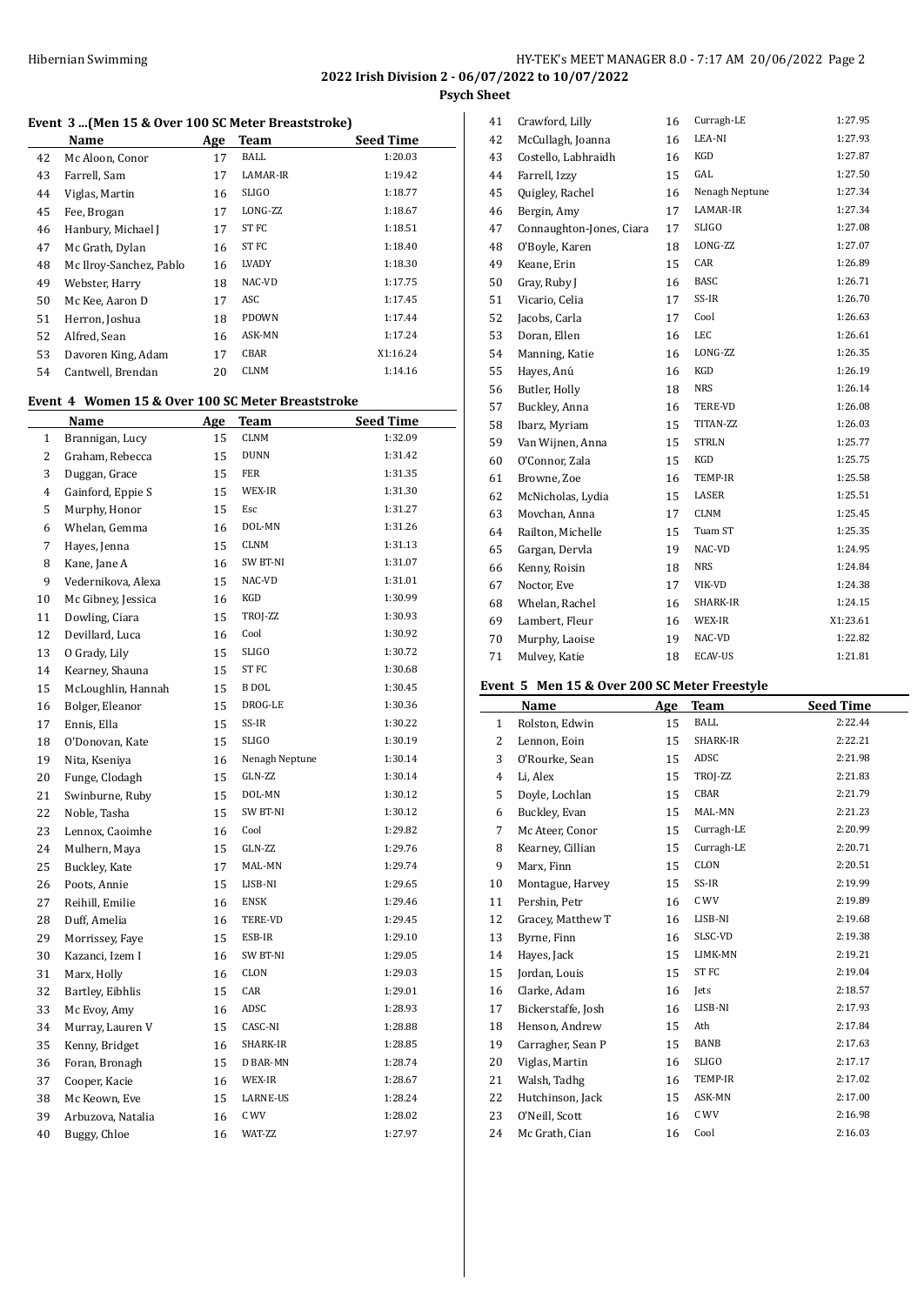**2022 Irish Division 2 - 06/07/2022 to 10/07/2022**

**Psych Sheet**

### Event 3 ...(Men 15 & Over 100 SC Meter Breaststroke)

| | Name | Age | Team | Seed Time |
|---|---|---|---|---|
| 42 | Mc Aloon, Conor | 17 | BALL | 1:20.03 |
| 43 | Farrell, Sam | 17 | LAMAR-IR | 1:19.42 |
| 44 | Viglas, Martin | 16 | SLIGO | 1:18.77 |
| 45 | Fee, Brogan | 17 | LONG-ZZ | 1:18.67 |
| 46 | Hanbury, Michael J | 17 | ST FC | 1:18.51 |
| 47 | Mc Grath, Dylan | 16 | ST FC | 1:18.40 |
| 48 | Mc Ilroy-Sanchez, Pablo | 16 | LVADY | 1:18.30 |
| 49 | Webster, Harry | 18 | NAC-VD | 1:17.75 |
| 50 | Mc Kee, Aaron D | 17 | ASC | 1:17.45 |
| 51 | Herron, Joshua | 18 | PDOWN | 1:17.44 |
| 52 | Alfred, Sean | 16 | ASK-MN | 1:17.24 |
| 53 | Davoren King, Adam | 17 | CBAR | X1:16.24 |
| 54 | Cantwell, Brendan | 20 | CLNM | 1:14.16 |

### Event 4 Women 15 & Over 100 SC Meter Breaststroke

| | Name | Age | Team | Seed Time |
|---|---|---|---|---|
| 1 | Brannigan, Lucy | 15 | CLNM | 1:32.09 |
| 2 | Graham, Rebecca | 15 | DUNN | 1:31.42 |
| 3 | Duggan, Grace | 15 | FER | 1:31.35 |
| 4 | Gainford, Eppie S | 15 | WEX-IR | 1:31.30 |
| 5 | Murphy, Honor | 15 | Esc | 1:31.27 |
| 6 | Whelan, Gemma | 16 | DOL-MN | 1:31.26 |
| 7 | Hayes, Jenna | 15 | CLNM | 1:31.13 |
| 8 | Kane, Jane A | 16 | SW BT-NI | 1:31.07 |
| 9 | Vedernikova, Alexa | 15 | NAC-VD | 1:31.01 |
| 10 | Mc Gibney, Jessica | 16 | KGD | 1:30.99 |
| 11 | Dowling, Ciara | 15 | TROJ-ZZ | 1:30.93 |
| 12 | Devillard, Luca | 16 | Cool | 1:30.92 |
| 13 | O Grady, Lily | 15 | SLIGO | 1:30.72 |
| 14 | Kearney, Shauna | 15 | ST FC | 1:30.68 |
| 15 | McLoughlin, Hannah | 15 | B DOL | 1:30.45 |
| 16 | Bolger, Eleanor | 15 | DROG-LE | 1:30.36 |
| 17 | Ennis, Ella | 15 | SS-IR | 1:30.22 |
| 18 | O'Donovan, Kate | 15 | SLIGO | 1:30.19 |
| 19 | Nita, Kseniya | 16 | Nenagh Neptune | 1:30.14 |
| 20 | Funge, Clodagh | 15 | GLN-ZZ | 1:30.14 |
| 21 | Swinburne, Ruby | 15 | DOL-MN | 1:30.12 |
| 22 | Noble, Tasha | 15 | SW BT-NI | 1:30.12 |
| 23 | Lennox, Caoimhe | 16 | Cool | 1:29.82 |
| 24 | Mulhern, Maya | 15 | GLN-ZZ | 1:29.76 |
| 25 | Buckley, Kate | 17 | MAL-MN | 1:29.74 |
| 26 | Poots, Annie | 15 | LISB-NI | 1:29.65 |
| 27 | Reihill, Emilie | 16 | ENSK | 1:29.46 |
| 28 | Duff, Amelia | 16 | TERE-VD | 1:29.45 |
| 29 | Morrissey, Faye | 15 | ESB-IR | 1:29.10 |
| 30 | Kazanci, Izem I | 16 | SW BT-NI | 1:29.05 |
| 31 | Marx, Holly | 16 | CLON | 1:29.03 |
| 32 | Bartley, Eibhlis | 15 | CAR | 1:29.01 |
| 33 | Mc Evoy, Amy | 16 | ADSC | 1:28.93 |
| 34 | Murray, Lauren V | 15 | CASC-NI | 1:28.88 |
| 35 | Kenny, Bridget | 16 | SHARK-IR | 1:28.85 |
| 36 | Foran, Bronagh | 15 | D BAR-MN | 1:28.74 |
| 37 | Cooper, Kacie | 16 | WEX-IR | 1:28.67 |
| 38 | Mc Keown, Eve | 15 | LARNE-US | 1:28.24 |
| 39 | Arbuzova, Natalia | 16 | C WV | 1:28.02 |
| 40 | Buggy, Chloe | 16 | WAT-ZZ | 1:27.97 |
| 41 | Crawford, Lilly | 16 | Curragh-LE | 1:27.95 |
| 42 | McCullagh, Joanna | 16 | LEA-NI | 1:27.93 |
| 43 | Costello, Labhraidh | 16 | KGD | 1:27.87 |
| 44 | Farrell, Izzy | 15 | GAL | 1:27.50 |
| 45 | Quigley, Rachel | 16 | Nenagh Neptune | 1:27.34 |
| 46 | Bergin, Amy | 17 | LAMAR-IR | 1:27.34 |
| 47 | Connaughton-Jones, Ciara | 17 | SLIGO | 1:27.08 |
| 48 | O'Boyle, Karen | 18 | LONG-ZZ | 1:27.07 |
| 49 | Keane, Erin | 15 | CAR | 1:26.89 |
| 50 | Gray, Ruby J | 16 | BASC | 1:26.71 |
| 51 | Vicario, Celia | 17 | SS-IR | 1:26.70 |
| 52 | Jacobs, Carla | 17 | Cool | 1:26.63 |
| 53 | Doran, Ellen | 16 | LEC | 1:26.61 |
| 54 | Manning, Katie | 16 | LONG-ZZ | 1:26.35 |
| 55 | Hayes, Anú | 16 | KGD | 1:26.19 |
| 56 | Butler, Holly | 18 | NRS | 1:26.14 |
| 57 | Buckley, Anna | 16 | TERE-VD | 1:26.08 |
| 58 | Ibarz, Myriam | 15 | TITAN-ZZ | 1:26.03 |
| 59 | Van Wijnen, Anna | 15 | STRLN | 1:25.77 |
| 60 | O'Connor, Zala | 15 | KGD | 1:25.75 |
| 61 | Browne, Zoe | 16 | TEMP-IR | 1:25.58 |
| 62 | McNicholas, Lydia | 15 | LASER | 1:25.51 |
| 63 | Movchan, Anna | 17 | CLNM | 1:25.45 |
| 64 | Railton, Michelle | 15 | Tuam ST | 1:25.35 |
| 65 | Gargan, Dervla | 19 | NAC-VD | 1:24.95 |
| 66 | Kenny, Roisin | 18 | NRS | 1:24.84 |
| 67 | Noctor, Eve | 17 | VIK-VD | 1:24.38 |
| 68 | Whelan, Rachel | 16 | SHARK-IR | 1:24.15 |
| 69 | Lambert, Fleur | 16 | WEX-IR | X1:23.61 |
| 70 | Murphy, Laoise | 19 | NAC-VD | 1:22.82 |
| 71 | Mulvey, Katie | 18 | ECAV-US | 1:21.81 |

### Event 5 Men 15 & Over 200 SC Meter Freestyle

| | Name | Age | Team | Seed Time |
|---|---|---|---|---|
| 1 | Rolston, Edwin | 15 | BALL | 2:22.44 |
| 2 | Lennon, Eoin | 15 | SHARK-IR | 2:22.21 |
| 3 | O'Rourke, Sean | 15 | ADSC | 2:21.98 |
| 4 | Li, Alex | 15 | TROJ-ZZ | 2:21.83 |
| 5 | Doyle, Lochlan | 15 | CBAR | 2:21.79 |
| 6 | Buckley, Evan | 15 | MAL-MN | 2:21.23 |
| 7 | Mc Ateer, Conor | 15 | Curragh-LE | 2:20.99 |
| 8 | Kearney, Cillian | 15 | Curragh-LE | 2:20.71 |
| 9 | Marx, Finn | 15 | CLON | 2:20.51 |
| 10 | Montague, Harvey | 15 | SS-IR | 2:19.99 |
| 11 | Pershin, Petr | 16 | C WV | 2:19.89 |
| 12 | Gracey, Matthew T | 16 | LISB-NI | 2:19.68 |
| 13 | Byrne, Finn | 16 | SLSC-VD | 2:19.38 |
| 14 | Hayes, Jack | 15 | LIMK-MN | 2:19.21 |
| 15 | Jordan, Louis | 15 | ST FC | 2:19.04 |
| 16 | Clarke, Adam | 16 | Jets | 2:18.57 |
| 17 | Bickerstaffe, Josh | 16 | LISB-NI | 2:17.93 |
| 18 | Henson, Andrew | 15 | Ath | 2:17.84 |
| 19 | Carragher, Sean P | 15 | BANB | 2:17.63 |
| 20 | Viglas, Martin | 16 | SLIGO | 2:17.17 |
| 21 | Walsh, Tadhg | 16 | TEMP-IR | 2:17.02 |
| 22 | Hutchinson, Jack | 15 | ASK-MN | 2:17.00 |
| 23 | O'Neill, Scott | 16 | C WV | 2:16.98 |
| 24 | Mc Grath, Cian | 16 | Cool | 2:16.03 |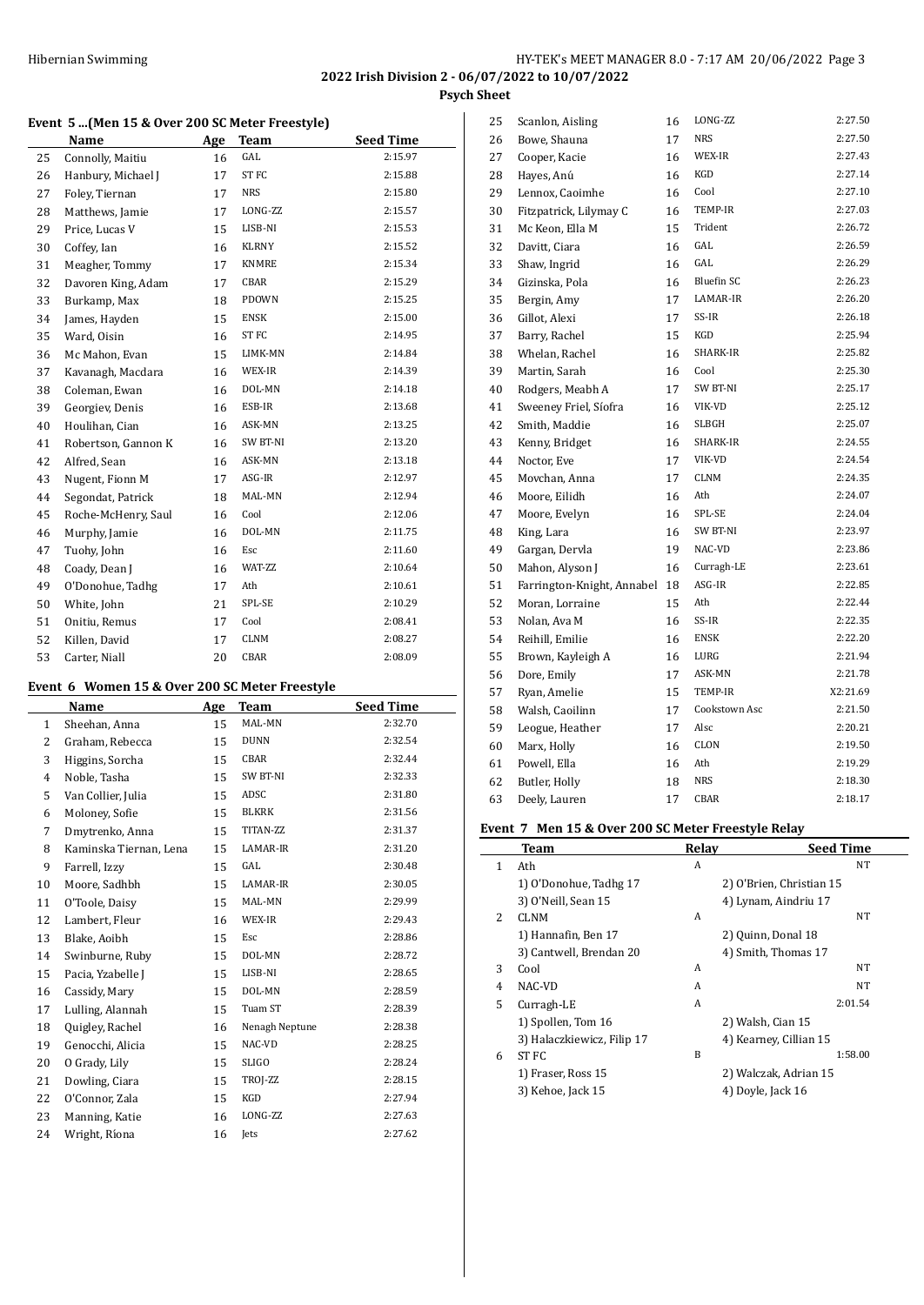## 2022 Irish Division 2 - 06/07/2022 to 10/07/2022

### Psych Sheet

#### Event 5 ...(Men 15 & Over 200 SC Meter Freestyle)

| | Name | Age | Team | Seed Time |
|---|---|---|---|---|
| 25 | Connolly, Maitiu | 16 | GAL | 2:15.97 |
| 26 | Hanbury, Michael J | 17 | ST FC | 2:15.88 |
| 27 | Foley, Tiernan | 17 | NRS | 2:15.80 |
| 28 | Matthews, Jamie | 17 | LONG-ZZ | 2:15.57 |
| 29 | Price, Lucas V | 15 | LISB-NI | 2:15.53 |
| 30 | Coffey, Ian | 16 | KLRNY | 2:15.52 |
| 31 | Meagher, Tommy | 17 | KNMRE | 2:15.34 |
| 32 | Davoren King, Adam | 17 | CBAR | 2:15.29 |
| 33 | Burkamp, Max | 18 | PDOWN | 2:15.25 |
| 34 | James, Hayden | 15 | ENSK | 2:15.00 |
| 35 | Ward, Oisin | 16 | ST FC | 2:14.95 |
| 36 | Mc Mahon, Evan | 15 | LIMK-MN | 2:14.84 |
| 37 | Kavanagh, Macdara | 16 | WEX-IR | 2:14.39 |
| 38 | Coleman, Ewan | 16 | DOL-MN | 2:14.18 |
| 39 | Georgiev, Denis | 16 | ESB-IR | 2:13.68 |
| 40 | Houlihan, Cian | 16 | ASK-MN | 2:13.25 |
| 41 | Robertson, Gannon K | 16 | SW BT-NI | 2:13.20 |
| 42 | Alfred, Sean | 16 | ASK-MN | 2:13.18 |
| 43 | Nugent, Fionn M | 17 | ASG-IR | 2:12.97 |
| 44 | Segondat, Patrick | 18 | MAL-MN | 2:12.94 |
| 45 | Roche-McHenry, Saul | 16 | Cool | 2:12.06 |
| 46 | Murphy, Jamie | 16 | DOL-MN | 2:11.75 |
| 47 | Tuohy, John | 16 | Esc | 2:11.60 |
| 48 | Coady, Dean J | 16 | WAT-ZZ | 2:10.64 |
| 49 | O'Donohue, Tadhg | 17 | Ath | 2:10.61 |
| 50 | White, John | 21 | SPL-SE | 2:10.29 |
| 51 | Onitiu, Remus | 17 | Cool | 2:08.41 |
| 52 | Killen, David | 17 | CLNM | 2:08.27 |
| 53 | Carter, Niall | 20 | CBAR | 2:08.09 |

#### Event 6 Women 15 & Over 200 SC Meter Freestyle

| | Name | Age | Team | Seed Time |
|---|---|---|---|---|
| 1 | Sheehan, Anna | 15 | MAL-MN | 2:32.70 |
| 2 | Graham, Rebecca | 15 | DUNN | 2:32.54 |
| 3 | Higgins, Sorcha | 15 | CBAR | 2:32.44 |
| 4 | Noble, Tasha | 15 | SW BT-NI | 2:32.33 |
| 5 | Van Collier, Julia | 15 | ADSC | 2:31.80 |
| 6 | Moloney, Sofie | 15 | BLKRK | 2:31.56 |
| 7 | Dmytrenko, Anna | 15 | TITAN-ZZ | 2:31.37 |
| 8 | Kaminska Tiernan, Lena | 15 | LAMAR-IR | 2:31.20 |
| 9 | Farrell, Izzy | 15 | GAL | 2:30.48 |
| 10 | Moore, Sadhbh | 15 | LAMAR-IR | 2:30.05 |
| 11 | O'Toole, Daisy | 15 | MAL-MN | 2:29.99 |
| 12 | Lambert, Fleur | 16 | WEX-IR | 2:29.43 |
| 13 | Blake, Aoibh | 15 | Esc | 2:28.86 |
| 14 | Swinburne, Ruby | 15 | DOL-MN | 2:28.72 |
| 15 | Pacia, Yzabelle J | 15 | LISB-NI | 2:28.65 |
| 16 | Cassidy, Mary | 15 | DOL-MN | 2:28.59 |
| 17 | Lulling, Alannah | 15 | Tuam ST | 2:28.39 |
| 18 | Quigley, Rachel | 16 | Nenagh Neptune | 2:28.38 |
| 19 | Genocchi, Alicia | 15 | NAC-VD | 2:28.25 |
| 20 | O Grady, Lily | 15 | SLIGO | 2:28.24 |
| 21 | Dowling, Ciara | 15 | TROJ-ZZ | 2:28.15 |
| 22 | O'Connor, Zala | 15 | KGD | 2:27.94 |
| 23 | Manning, Katie | 16 | LONG-ZZ | 2:27.63 |
| 24 | Wright, Ríona | 16 | Jets | 2:27.62 |
| 25 | Scanlon, Aisling | 16 | LONG-ZZ | 2:27.50 |
| 26 | Bowe, Shauna | 17 | NRS | 2:27.50 |
| 27 | Cooper, Kacie | 16 | WEX-IR | 2:27.43 |
| 28 | Hayes, Anú | 16 | KGD | 2:27.14 |
| 29 | Lennox, Caoimhe | 16 | Cool | 2:27.10 |
| 30 | Fitzpatrick, Lilymay C | 16 | TEMP-IR | 2:27.03 |
| 31 | Mc Keon, Ella M | 15 | Trident | 2:26.72 |
| 32 | Davitt, Ciara | 16 | GAL | 2:26.59 |
| 33 | Shaw, Ingrid | 16 | GAL | 2:26.29 |
| 34 | Gizinska, Pola | 16 | Bluefin SC | 2:26.23 |
| 35 | Bergin, Amy | 17 | LAMAR-IR | 2:26.20 |
| 36 | Gillot, Alexi | 17 | SS-IR | 2:26.18 |
| 37 | Barry, Rachel | 15 | KGD | 2:25.94 |
| 38 | Whelan, Rachel | 16 | SHARK-IR | 2:25.82 |
| 39 | Martin, Sarah | 16 | Cool | 2:25.30 |
| 40 | Rodgers, Meabh A | 17 | SW BT-NI | 2:25.17 |
| 41 | Sweeney Friel, Síofra | 16 | VIK-VD | 2:25.12 |
| 42 | Smith, Maddie | 16 | SLBGH | 2:25.07 |
| 43 | Kenny, Bridget | 16 | SHARK-IR | 2:24.55 |
| 44 | Noctor, Eve | 17 | VIK-VD | 2:24.54 |
| 45 | Movchan, Anna | 17 | CLNM | 2:24.35 |
| 46 | Moore, Eilidh | 16 | Ath | 2:24.07 |
| 47 | Moore, Evelyn | 16 | SPL-SE | 2:24.04 |
| 48 | King, Lara | 16 | SW BT-NI | 2:23.97 |
| 49 | Gargan, Dervla | 19 | NAC-VD | 2:23.86 |
| 50 | Mahon, Alyson J | 16 | Curragh-LE | 2:23.61 |
| 51 | Farrington-Knight, Annabel | 18 | ASG-IR | 2:22.85 |
| 52 | Moran, Lorraine | 15 | Ath | 2:22.44 |
| 53 | Nolan, Ava M | 16 | SS-IR | 2:22.35 |
| 54 | Reihill, Emilie | 16 | ENSK | 2:22.20 |
| 55 | Brown, Kayleigh A | 16 | LURG | 2:21.94 |
| 56 | Dore, Emily | 17 | ASK-MN | 2:21.78 |
| 57 | Ryan, Amelie | 15 | TEMP-IR | X2:21.69 |
| 58 | Walsh, Caoilinn | 17 | Cookstown Asc | 2:21.50 |
| 59 | Leogue, Heather | 17 | Alsc | 2:20.21 |
| 60 | Marx, Holly | 16 | CLON | 2:19.50 |
| 61 | Powell, Ella | 16 | Ath | 2:19.29 |
| 62 | Butler, Holly | 18 | NRS | 2:18.30 |
| 63 | Deely, Lauren | 17 | CBAR | 2:18.17 |

#### Event 7 Men 15 & Over 200 SC Meter Freestyle Relay

| | Team | Relay | Seed Time |
|---|---|---|---|
| 1 | Ath | A | NT |
| | 1) O'Donohue, Tadhg 17 | | 2) O'Brien, Christian 15 |
| | 3) O'Neill, Sean 15 | | 4) Lynam, Aindriu 17 |
| 2 | CLNM | A | NT |
| | 1) Hannafin, Ben 17 | | 2) Quinn, Donal 18 |
| | 3) Cantwell, Brendan 20 | | 4) Smith, Thomas 17 |
| 3 | Cool | A | NT |
| 4 | NAC-VD | A | NT |
| 5 | Curragh-LE | A | 2:01.54 |
| | 1) Spollen, Tom 16 | | 2) Walsh, Cian 15 |
| | 3) Halaczkiewicz, Filip 17 | | 4) Kearney, Cillian 15 |
| 6 | ST FC | B | 1:58.00 |
| | 1) Fraser, Ross 15 | | 2) Walczak, Adrian 15 |
| | 3) Kehoe, Jack 15 | | 4) Doyle, Jack 16 |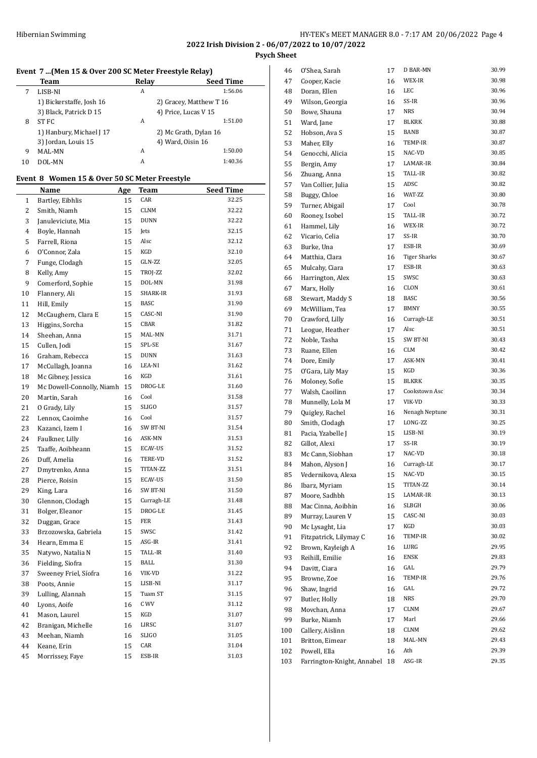# 2022 Irish Division 2 - 06/07/2022 to 10/07/2022

## Psych Sheet

### Event 7 ...(Men 15 & Over 200 SC Meter Freestyle Relay)

| | Team | Relay | Seed Time |
|---|---|---|---|
| 7 | LISB-NI | A | 1:56.06 |
| | 1) Bickerstaffe, Josh 16 | 2) Gracey, Matthew T 16 | |
| | 3) Black, Patrick D 15 | 4) Price, Lucas V 15 | |
| 8 | ST FC | A | 1:51.00 |
| | 1) Hanbury, Michael J 17 | 2) Mc Grath, Dylan 16 | |
| | 3) Jordan, Louis 15 | 4) Ward, Oisin 16 | |
| 9 | MAL-MN | A | 1:50.00 |
| 10 | DOL-MN | A | 1:40.36 |

### Event 8 Women 15 & Over 50 SC Meter Freestyle

| | Name | Age | Team | Seed Time |
|---|---|---|---|---|
| 1 | Bartley, Eibhlis | 15 | CAR | 32.25 |
| 2 | Smith, Niamh | 15 | CLNM | 32.22 |
| 3 | Januleviciute, Mia | 15 | DUNN | 32.22 |
| 4 | Boyle, Hannah | 15 | Jets | 32.15 |
| 5 | Farrell, Riona | 15 | Alsc | 32.12 |
| 6 | O'Connor, Zala | 15 | KGD | 32.10 |
| 7 | Funge, Clodagh | 15 | GLN-ZZ | 32.05 |
| 8 | Kelly, Amy | 15 | TROJ-ZZ | 32.02 |
| 9 | Comerford, Sophie | 15 | DOL-MN | 31.98 |
| 10 | Flannery, Ali | 15 | SHARK-IR | 31.93 |
| 11 | Hill, Emily | 15 | BASC | 31.90 |
| 12 | McCaughern, Clara E | 15 | CASC-NI | 31.90 |
| 13 | Higgins, Sorcha | 15 | CBAR | 31.82 |
| 14 | Sheehan, Anna | 15 | MAL-MN | 31.71 |
| 15 | Cullen, Jodi | 15 | SPL-SE | 31.67 |
| 16 | Graham, Rebecca | 15 | DUNN | 31.63 |
| 17 | McCullagh, Joanna | 16 | LEA-NI | 31.62 |
| 18 | Mc Gibney, Jessica | 16 | KGD | 31.61 |
| 19 | Mc Dowell-Connolly, Niamh | 15 | DROG-LE | 31.60 |
| 20 | Martin, Sarah | 16 | Cool | 31.58 |
| 21 | O Grady, Lily | 15 | SLIGO | 31.57 |
| 22 | Lennox, Caoimhe | 16 | Cool | 31.57 |
| 23 | Kazanci, Izem I | 16 | SW BT-NI | 31.54 |
| 24 | Faulkner, Lilly | 16 | ASK-MN | 31.53 |
| 25 | Taaffe, Aoibheann | 15 | ECAV-US | 31.52 |
| 26 | Duff, Amelia | 16 | TERE-VD | 31.52 |
| 27 | Dmytrenko, Anna | 15 | TITAN-ZZ | 31.51 |
| 28 | Pierce, Roisin | 15 | ECAV-US | 31.50 |
| 29 | King, Lara | 16 | SW BT-NI | 31.50 |
| 30 | Glennon, Clodagh | 15 | Curragh-LE | 31.48 |
| 31 | Bolger, Eleanor | 15 | DROG-LE | 31.45 |
| 32 | Duggan, Grace | 15 | FER | 31.43 |
| 33 | Brzozowska, Gabriela | 15 | SWSC | 31.42 |
| 34 | Hearn, Emma E | 15 | ASG-IR | 31.41 |
| 35 | Natywo, Natalia N | 15 | TALL-IR | 31.40 |
| 36 | Fielding, Siofra | 15 | BALL | 31.30 |
| 37 | Sweeney Friel, Síofra | 16 | VIK-VD | 31.22 |
| 38 | Poots, Annie | 15 | LISB-NI | 31.17 |
| 39 | Lulling, Alannah | 15 | Tuam ST | 31.15 |
| 40 | Lyons, Aoife | 16 | C WV | 31.12 |
| 41 | Mason, Laurel | 15 | KGD | 31.07 |
| 42 | Branigan, Michelle | 16 | LIRSC | 31.07 |
| 43 | Meehan, Niamh | 16 | SLIGO | 31.05 |
| 44 | Keane, Erin | 15 | CAR | 31.04 |
| 45 | Morrissey, Faye | 15 | ESB-IR | 31.03 |
| 46 | O'Shea, Sarah | 17 | D BAR-MN | 30.99 |
| 47 | Cooper, Kacie | 16 | WEX-IR | 30.98 |
| 48 | Doran, Ellen | 16 | LEC | 30.96 |
| 49 | Wilson, Georgia | 16 | SS-IR | 30.96 |
| 50 | Bowe, Shauna | 17 | NRS | 30.94 |
| 51 | Ward, Jane | 17 | BLKRK | 30.88 |
| 52 | Hobson, Ava S | 15 | BANB | 30.87 |
| 53 | Maher, Elly | 16 | TEMP-IR | 30.87 |
| 54 | Genocchi, Alicia | 15 | NAC-VD | 30.85 |
| 55 | Bergin, Amy | 17 | LAMAR-IR | 30.84 |
| 56 | Zhuang, Anna | 15 | TALL-IR | 30.82 |
| 57 | Van Collier, Julia | 15 | ADSC | 30.82 |
| 58 | Buggy, Chloe | 16 | WAT-ZZ | 30.80 |
| 59 | Turner, Abigail | 17 | Cool | 30.78 |
| 60 | Rooney, Isobel | 15 | TALL-IR | 30.72 |
| 61 | Hammel, Lily | 16 | WEX-IR | 30.72 |
| 62 | Vicario, Celia | 17 | SS-IR | 30.70 |
| 63 | Burke, Una | 17 | ESB-IR | 30.69 |
| 64 | Matthia, Clara | 16 | Tiger Sharks | 30.67 |
| 65 | Mulcahy, Ciara | 17 | ESB-IR | 30.63 |
| 66 | Harrington, Alex | 15 | SWSC | 30.63 |
| 67 | Marx, Holly | 16 | CLON | 30.61 |
| 68 | Stewart, Maddy S | 18 | BASC | 30.56 |
| 69 | McWilliam, Tea | 17 | BMNY | 30.55 |
| 70 | Crawford, Lilly | 16 | Curragh-LE | 30.51 |
| 71 | Leogue, Heather | 17 | Alsc | 30.51 |
| 72 | Noble, Tasha | 15 | SW BT-NI | 30.43 |
| 73 | Ruane, Ellen | 16 | CLM | 30.42 |
| 74 | Dore, Emily | 17 | ASK-MN | 30.41 |
| 75 | O'Gara, Lily May | 15 | KGD | 30.36 |
| 76 | Moloney, Sofie | 15 | BLKRK | 30.35 |
| 77 | Walsh, Caoilinn | 17 | Cookstown Asc | 30.34 |
| 78 | Munnelly, Lola M | 17 | VIK-VD | 30.33 |
| 79 | Quigley, Rachel | 16 | Nenagh Neptune | 30.31 |
| 80 | Smith, Clodagh | 17 | LONG-ZZ | 30.25 |
| 81 | Pacia, Yzabelle J | 15 | LISB-NI | 30.19 |
| 82 | Gillot, Alexi | 17 | SS-IR | 30.19 |
| 83 | Mc Cann, Siobhan | 17 | NAC-VD | 30.18 |
| 84 | Mahon, Alyson J | 16 | Curragh-LE | 30.17 |
| 85 | Vedernikova, Alexa | 15 | NAC-VD | 30.15 |
| 86 | Ibarz, Myriam | 15 | TITAN-ZZ | 30.14 |
| 87 | Moore, Sadhbh | 15 | LAMAR-IR | 30.13 |
| 88 | Mac Cinna, Aoibhin | 16 | SLBGH | 30.06 |
| 89 | Murray, Lauren V | 15 | CASC-NI | 30.03 |
| 90 | Mc Lysaght, Lia | 17 | KGD | 30.03 |
| 91 | Fitzpatrick, Lilymay C | 16 | TEMP-IR | 30.02 |
| 92 | Brown, Kayleigh A | 16 | LURG | 29.95 |
| 93 | Reihill, Emilie | 16 | ENSK | 29.83 |
| 94 | Davitt, Ciara | 16 | GAL | 29.79 |
| 95 | Browne, Zoe | 16 | TEMP-IR | 29.76 |
| 96 | Shaw, Ingrid | 16 | GAL | 29.72 |
| 97 | Butler, Holly | 18 | NRS | 29.70 |
| 98 | Movchan, Anna | 17 | CLNM | 29.67 |
| 99 | Burke, Niamh | 17 | Marl | 29.66 |
| 100 | Callery, Aislinn | 18 | CLNM | 29.62 |
| 101 | Britton, Eimear | 18 | MAL-MN | 29.43 |
| 102 | Powell, Ella | 16 | Ath | 29.39 |
| 103 | Farrington-Knight, Annabel | 18 | ASG-IR | 29.35 |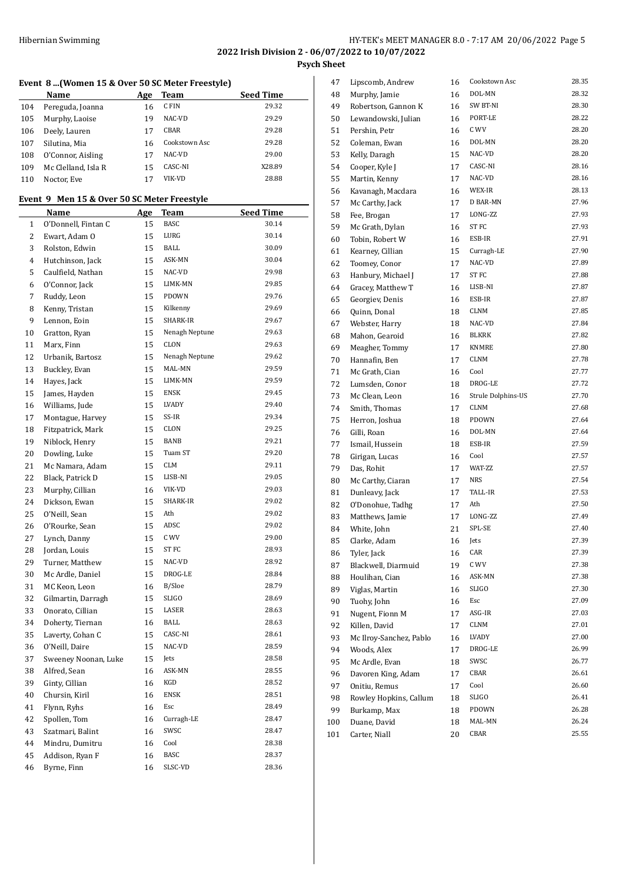**2022 Irish Division 2 - 06/07/2022 to 10/07/2022**

**Psych Sheet**

### Event 8 ...(Women 15 & Over 50 SC Meter Freestyle)

| | Name | Age | Team | Seed Time |
|---|---|---|---|---|
| 104 | Pereguda, Joanna | 16 | C FIN | 29.32 |
| 105 | Murphy, Laoise | 19 | NAC-VD | 29.29 |
| 106 | Deely, Lauren | 17 | CBAR | 29.28 |
| 107 | Silutina, Mia | 16 | Cookstown Asc | 29.28 |
| 108 | O'Connor, Aisling | 17 | NAC-VD | 29.00 |
| 109 | Mc Clelland, Isla R | 15 | CASC-NI | X28.89 |
| 110 | Noctor, Eve | 17 | VIK-VD | 28.88 |

### Event 9 Men 15 & Over 50 SC Meter Freestyle

| | Name | Age | Team | Seed Time |
|---|---|---|---|---|
| 1 | O'Donnell, Fintan C | 15 | BASC | 30.14 |
| 2 | Ewart, Adam O | 15 | LURG | 30.14 |
| 3 | Rolston, Edwin | 15 | BALL | 30.09 |
| 4 | Hutchinson, Jack | 15 | ASK-MN | 30.04 |
| 5 | Caulfield, Nathan | 15 | NAC-VD | 29.98 |
| 6 | O'Connor, Jack | 15 | LIMK-MN | 29.85 |
| 7 | Ruddy, Leon | 15 | PDOWN | 29.76 |
| 8 | Kenny, Tristan | 15 | Kilkenny | 29.69 |
| 9 | Lennon, Eoin | 15 | SHARK-IR | 29.67 |
| 10 | Gratton, Ryan | 15 | Nenagh Neptune | 29.63 |
| 11 | Marx, Finn | 15 | CLON | 29.63 |
| 12 | Urbanik, Bartosz | 15 | Nenagh Neptune | 29.62 |
| 13 | Buckley, Evan | 15 | MAL-MN | 29.59 |
| 14 | Hayes, Jack | 15 | LIMK-MN | 29.59 |
| 15 | James, Hayden | 15 | ENSK | 29.45 |
| 16 | Williams, Jude | 15 | LVADY | 29.40 |
| 17 | Montague, Harvey | 15 | SS-IR | 29.34 |
| 18 | Fitzpatrick, Mark | 15 | CLON | 29.25 |
| 19 | Niblock, Henry | 15 | BANB | 29.21 |
| 20 | Dowling, Luke | 15 | Tuam ST | 29.20 |
| 21 | Mc Namara, Adam | 15 | CLM | 29.11 |
| 22 | Black, Patrick D | 15 | LISB-NI | 29.05 |
| 23 | Murphy, Cillian | 16 | VIK-VD | 29.03 |
| 24 | Dickson, Ewan | 15 | SHARK-IR | 29.02 |
| 25 | O'Neill, Sean | 15 | Ath | 29.02 |
| 26 | O'Rourke, Sean | 15 | ADSC | 29.02 |
| 27 | Lynch, Danny | 15 | C WV | 29.00 |
| 28 | Jordan, Louis | 15 | ST FC | 28.93 |
| 29 | Turner, Matthew | 15 | NAC-VD | 28.92 |
| 30 | Mc Ardle, Daniel | 15 | DROG-LE | 28.84 |
| 31 | MC Keon, Leon | 16 | B/Sloe | 28.79 |
| 32 | Gilmartin, Darragh | 15 | SLIGO | 28.69 |
| 33 | Onorato, Cillian | 15 | LASER | 28.63 |
| 34 | Doherty, Tiernan | 16 | BALL | 28.63 |
| 35 | Laverty, Cohan C | 15 | CASC-NI | 28.61 |
| 36 | O'Neill, Daire | 15 | NAC-VD | 28.59 |
| 37 | Sweeney Noonan, Luke | 15 | Jets | 28.58 |
| 38 | Alfred, Sean | 16 | ASK-MN | 28.55 |
| 39 | Ginty, Cillian | 16 | KGD | 28.52 |
| 40 | Chursin, Kiril | 16 | ENSK | 28.51 |
| 41 | Flynn, Ryhs | 16 | Esc | 28.49 |
| 42 | Spollen, Tom | 16 | Curragh-LE | 28.47 |
| 43 | Szatmari, Balint | 16 | SWSC | 28.47 |
| 44 | Mindru, Dumitru | 16 | Cool | 28.38 |
| 45 | Addison, Ryan F | 16 | BASC | 28.37 |
| 46 | Byrne, Finn | 16 | SLSC-VD | 28.36 |
| 47 | Lipscomb, Andrew | 16 | Cookstown Asc | 28.35 |
| 48 | Murphy, Jamie | 16 | DOL-MN | 28.32 |
| 49 | Robertson, Gannon K | 16 | SW BT-NI | 28.30 |
| 50 | Lewandowski, Julian | 16 | PORT-LE | 28.22 |
| 51 | Pershin, Petr | 16 | C WV | 28.20 |
| 52 | Coleman, Ewan | 16 | DOL-MN | 28.20 |
| 53 | Kelly, Daragh | 15 | NAC-VD | 28.20 |
| 54 | Cooper, Kyle J | 17 | CASC-NI | 28.16 |
| 55 | Martin, Kenny | 17 | NAC-VD | 28.16 |
| 56 | Kavanagh, Macdara | 16 | WEX-IR | 28.13 |
| 57 | Mc Carthy, Jack | 17 | D BAR-MN | 27.96 |
| 58 | Fee, Brogan | 17 | LONG-ZZ | 27.93 |
| 59 | Mc Grath, Dylan | 16 | ST FC | 27.93 |
| 60 | Tobin, Robert W | 16 | ESB-IR | 27.91 |
| 61 | Kearney, Cillian | 15 | Curragh-LE | 27.90 |
| 62 | Toomey, Conor | 17 | NAC-VD | 27.89 |
| 63 | Hanbury, Michael J | 17 | ST FC | 27.88 |
| 64 | Gracey, Matthew T | 16 | LISB-NI | 27.87 |
| 65 | Georgiev, Denis | 16 | ESB-IR | 27.87 |
| 66 | Quinn, Donal | 18 | CLNM | 27.85 |
| 67 | Webster, Harry | 18 | NAC-VD | 27.84 |
| 68 | Mahon, Gearoid | 16 | BLKRK | 27.82 |
| 69 | Meagher, Tommy | 17 | KNMRE | 27.80 |
| 70 | Hannafin, Ben | 17 | CLNM | 27.78 |
| 71 | Mc Grath, Cian | 16 | Cool | 27.77 |
| 72 | Lumsden, Conor | 18 | DROG-LE | 27.72 |
| 73 | Mc Clean, Leon | 16 | Strule Dolphins-US | 27.70 |
| 74 | Smith, Thomas | 17 | CLNM | 27.68 |
| 75 | Herron, Joshua | 18 | PDOWN | 27.64 |
| 76 | Gilli, Roan | 16 | DOL-MN | 27.64 |
| 77 | Ismail, Hussein | 18 | ESB-IR | 27.59 |
| 78 | Girigan, Lucas | 16 | Cool | 27.57 |
| 79 | Das, Rohit | 17 | WAT-ZZ | 27.57 |
| 80 | Mc Carthy, Ciaran | 17 | NRS | 27.54 |
| 81 | Dunleavy, Jack | 17 | TALL-IR | 27.53 |
| 82 | O'Donohue, Tadhg | 17 | Ath | 27.50 |
| 83 | Matthews, Jamie | 17 | LONG-ZZ | 27.49 |
| 84 | White, John | 21 | SPL-SE | 27.40 |
| 85 | Clarke, Adam | 16 | Jets | 27.39 |
| 86 | Tyler, Jack | 16 | CAR | 27.39 |
| 87 | Blackwell, Diarmuid | 19 | C WV | 27.38 |
| 88 | Houlihan, Cian | 16 | ASK-MN | 27.38 |
| 89 | Viglas, Martin | 16 | SLIGO | 27.30 |
| 90 | Tuohy, John | 16 | Esc | 27.09 |
| 91 | Nugent, Fionn M | 17 | ASG-IR | 27.03 |
| 92 | Killen, David | 17 | CLNM | 27.01 |
| 93 | Mc Ilroy-Sanchez, Pablo | 16 | LVADY | 27.00 |
| 94 | Woods, Alex | 17 | DROG-LE | 26.99 |
| 95 | Mc Ardle, Evan | 18 | SWSC | 26.77 |
| 96 | Davoren King, Adam | 17 | CBAR | 26.61 |
| 97 | Onitiu, Remus | 17 | Cool | 26.60 |
| 98 | Rowley Hopkins, Callum | 18 | SLIGO | 26.41 |
| 99 | Burkamp, Max | 18 | PDOWN | 26.28 |
| 100 | Duane, David | 18 | MAL-MN | 26.24 |
| 101 | Carter, Niall | 20 | CBAR | 25.55 |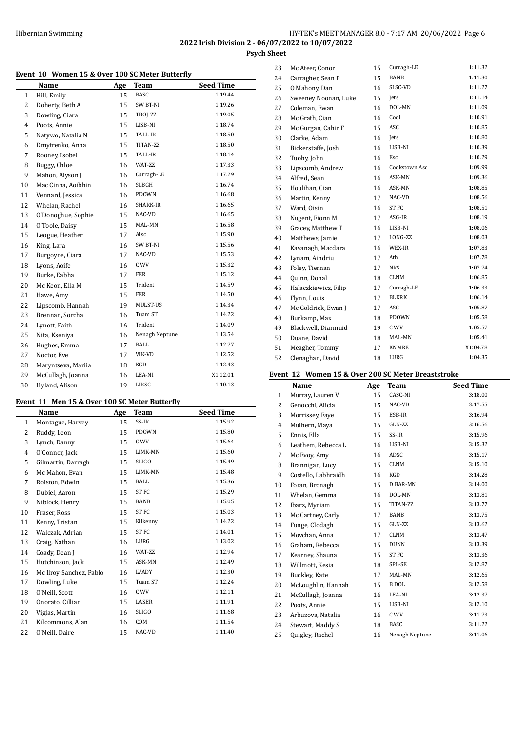**2022 Irish Division 2 - 06/07/2022 to 10/07/2022**

**Psych Sheet**

### Event 10 Women 15 & Over 100 SC Meter Butterfly

| | Name | Age | Team | Seed Time |
|---|---|---|---|---|
| 1 | Hill, Emily | 15 | BASC | 1:19.44 |
| 2 | Doherty, Beth A | 15 | SW BT-NI | 1:19.26 |
| 3 | Dowling, Ciara | 15 | TROJ-ZZ | 1:19.05 |
| 4 | Poots, Annie | 15 | LISB-NI | 1:18.74 |
| 5 | Natywo, Natalia N | 15 | TALL-IR | 1:18.50 |
| 6 | Dmytrenko, Anna | 15 | TITAN-ZZ | 1:18.50 |
| 7 | Rooney, Isobel | 15 | TALL-IR | 1:18.14 |
| 8 | Buggy, Chloe | 16 | WAT-ZZ | 1:17.33 |
| 9 | Mahon, Alyson J | 16 | Curragh-LE | 1:17.29 |
| 10 | Mac Cinna, Aoibhin | 16 | SLBGH | 1:16.74 |
| 11 | Vennard, Jessica | 16 | PDOWN | 1:16.68 |
| 12 | Whelan, Rachel | 16 | SHARK-IR | 1:16.65 |
| 13 | O'Donoghue, Sophie | 15 | NAC-VD | 1:16.65 |
| 14 | O'Toole, Daisy | 15 | MAL-MN | 1:16.58 |
| 15 | Leogue, Heather | 17 | Alsc | 1:15.90 |
| 16 | King, Lara | 16 | SW BT-NI | 1:15.56 |
| 17 | Burgoyne, Ciara | 17 | NAC-VD | 1:15.53 |
| 18 | Lyons, Aoife | 16 | C WV | 1:15.32 |
| 19 | Burke, Eabha | 17 | FER | 1:15.12 |
| 20 | Mc Keon, Ella M | 15 | Trident | 1:14.59 |
| 21 | Hawe, Amy | 15 | FER | 1:14.50 |
| 22 | Lipscomb, Hannah | 19 | MULST-US | 1:14.34 |
| 23 | Brennan, Sorcha | 16 | Tuam ST | 1:14.22 |
| 24 | Lynott, Faith | 16 | Trident | 1:14.09 |
| 25 | Nita, Kseniya | 16 | Nenagh Neptune | 1:13.54 |
| 26 | Hughes, Emma | 17 | BALL | 1:12.77 |
| 27 | Noctor, Eve | 17 | VIK-VD | 1:12.52 |
| 28 | Maryntseva, Mariia | 18 | KGD | 1:12.43 |
| 29 | McCullagh, Joanna | 16 | LEA-NI | X1:12.01 |
| 30 | Hyland, Alison | 19 | LIRSC | 1:10.13 |

### Event 11 Men 15 & Over 100 SC Meter Butterfly

| | Name | Age | Team | Seed Time |
|---|---|---|---|---|
| 1 | Montague, Harvey | 15 | SS-IR | 1:15.92 |
| 2 | Ruddy, Leon | 15 | PDOWN | 1:15.80 |
| 3 | Lynch, Danny | 15 | C WV | 1:15.64 |
| 4 | O'Connor, Jack | 15 | LIMK-MN | 1:15.60 |
| 5 | Gilmartin, Darragh | 15 | SLIGO | 1:15.49 |
| 6 | Mc Mahon, Evan | 15 | LIMK-MN | 1:15.48 |
| 7 | Rolston, Edwin | 15 | BALL | 1:15.36 |
| 8 | Dubiel, Aaron | 15 | ST FC | 1:15.29 |
| 9 | Niblock, Henry | 15 | BANB | 1:15.05 |
| 10 | Fraser, Ross | 15 | ST FC | 1:15.03 |
| 11 | Kenny, Tristan | 15 | Kilkenny | 1:14.22 |
| 12 | Walczak, Adrian | 15 | ST FC | 1:14.01 |
| 13 | Craig, Nathan | 16 | LURG | 1:13.02 |
| 14 | Coady, Dean J | 16 | WAT-ZZ | 1:12.94 |
| 15 | Hutchinson, Jack | 15 | ASK-MN | 1:12.49 |
| 16 | Mc Ilroy-Sanchez, Pablo | 16 | LVADY | 1:12.30 |
| 17 | Dowling, Luke | 15 | Tuam ST | 1:12.24 |
| 18 | O'Neill, Scott | 16 | C WV | 1:12.11 |
| 19 | Onorato, Cillian | 15 | LASER | 1:11.91 |
| 20 | Viglas, Martin | 16 | SLIGO | 1:11.68 |
| 21 | Kilcommons, Alan | 16 | COM | 1:11.54 |
| 22 | O'Neill, Daire | 15 | NAC-VD | 1:11.40 |
| 23 | Mc Ateer, Conor | 15 | Curragh-LE | 1:11.32 |
| 24 | Carragher, Sean P | 15 | BANB | 1:11.30 |
| 25 | O Mahony, Dan | 16 | SLSC-VD | 1:11.27 |
| 26 | Sweeney Noonan, Luke | 15 | Jets | 1:11.14 |
| 27 | Coleman, Ewan | 16 | DOL-MN | 1:11.09 |
| 28 | Mc Grath, Cian | 16 | Cool | 1:10.91 |
| 29 | Mc Gurgan, Cahir F | 15 | ASC | 1:10.85 |
| 30 | Clarke, Adam | 16 | Jets | 1:10.80 |
| 31 | Bickerstaffe, Josh | 16 | LISB-NI | 1:10.39 |
| 32 | Tuohy, John | 16 | Esc | 1:10.29 |
| 33 | Lipscomb, Andrew | 16 | Cookstown Asc | 1:09.99 |
| 34 | Alfred, Sean | 16 | ASK-MN | 1:09.36 |
| 35 | Houlihan, Cian | 16 | ASK-MN | 1:08.85 |
| 36 | Martin, Kenny | 17 | NAC-VD | 1:08.56 |
| 37 | Ward, Oisin | 16 | ST FC | 1:08.51 |
| 38 | Nugent, Fionn M | 17 | ASG-IR | 1:08.19 |
| 39 | Gracey, Matthew T | 16 | LISB-NI | 1:08.06 |
| 40 | Matthews, Jamie | 17 | LONG-ZZ | 1:08.03 |
| 41 | Kavanagh, Macdara | 16 | WEX-IR | 1:07.83 |
| 42 | Lynam, Aindriu | 17 | Ath | 1:07.78 |
| 43 | Foley, Tiernan | 17 | NRS | 1:07.74 |
| 44 | Quinn, Donal | 18 | CLNM | 1:06.85 |
| 45 | Halaczkiewicz, Filip | 17 | Curragh-LE | 1:06.33 |
| 46 | Flynn, Louis | 17 | BLKRK | 1:06.14 |
| 47 | Mc Goldrick, Ewan J | 17 | ASC | 1:05.87 |
| 48 | Burkamp, Max | 18 | PDOWN | 1:05.58 |
| 49 | Blackwell, Diarmuid | 19 | C WV | 1:05.57 |
| 50 | Duane, David | 18 | MAL-MN | 1:05.41 |
| 51 | Meagher, Tommy | 17 | KNMRE | X1:04.78 |
| 52 | Clenaghan, David | 18 | LURG | 1:04.35 |

### Event 12 Women 15 & Over 200 SC Meter Breaststroke

| | Name | Age | Team | Seed Time |
|---|---|---|---|---|
| 1 | Murray, Lauren V | 15 | CASC-NI | 3:18.00 |
| 2 | Genocchi, Alicia | 15 | NAC-VD | 3:17.55 |
| 3 | Morrissey, Faye | 15 | ESB-IR | 3:16.94 |
| 4 | Mulhern, Maya | 15 | GLN-ZZ | 3:16.56 |
| 5 | Ennis, Ella | 15 | SS-IR | 3:15.96 |
| 6 | Leathem, Rebecca L | 16 | LISB-NI | 3:15.32 |
| 7 | Mc Evoy, Amy | 16 | ADSC | 3:15.17 |
| 8 | Brannigan, Lucy | 15 | CLNM | 3:15.10 |
| 9 | Costello, Labhraidh | 16 | KGD | 3:14.28 |
| 10 | Foran, Bronagh | 15 | D BAR-MN | 3:14.00 |
| 11 | Whelan, Gemma | 16 | DOL-MN | 3:13.81 |
| 12 | Ibarz, Myriam | 15 | TITAN-ZZ | 3:13.77 |
| 13 | Mc Cartney, Carly | 17 | BANB | 3:13.75 |
| 14 | Funge, Clodagh | 15 | GLN-ZZ | 3:13.62 |
| 15 | Movchan, Anna | 17 | CLNM | 3:13.47 |
| 16 | Graham, Rebecca | 15 | DUNN | 3:13.39 |
| 17 | Kearney, Shauna | 15 | ST FC | 3:13.36 |
| 18 | Willmott, Kesia | 18 | SPL-SE | 3:12.87 |
| 19 | Buckley, Kate | 17 | MAL-MN | 3:12.65 |
| 20 | McLoughlin, Hannah | 15 | B DOL | 3:12.58 |
| 21 | McCullagh, Joanna | 16 | LEA-NI | 3:12.37 |
| 22 | Poots, Annie | 15 | LISB-NI | 3:12.10 |
| 23 | Arbuzova, Natalia | 16 | C WV | 3:11.73 |
| 24 | Stewart, Maddy S | 18 | BASC | 3:11.22 |
| 25 | Quigley, Rachel | 16 | Nenagh Neptune | 3:11.06 |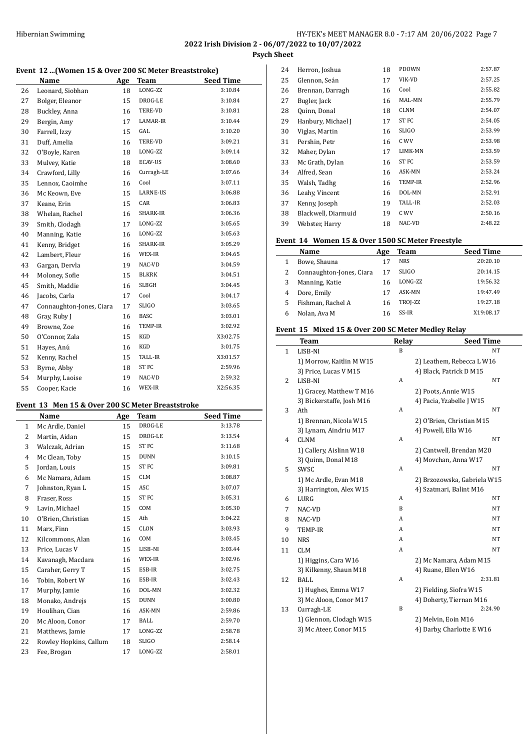## Event 12 ...(Women 15 & Over 200 SC Meter Breaststroke)

| | Name | Age | Team | Seed Time |
|---|---|---|---|---|
| 26 | Leonard, Siobhan | 18 | LONG-ZZ | 3:10.84 |
| 27 | Bolger, Eleanor | 15 | DROG-LE | 3:10.84 |
| 28 | Buckley, Anna | 16 | TERE-VD | 3:10.81 |
| 29 | Bergin, Amy | 17 | LAMAR-IR | 3:10.44 |
| 30 | Farrell, Izzy | 15 | GAL | 3:10.20 |
| 31 | Duff, Amelia | 16 | TERE-VD | 3:09.21 |
| 32 | O'Boyle, Karen | 18 | LONG-ZZ | 3:09.14 |
| 33 | Mulvey, Katie | 18 | ECAV-US | 3:08.60 |
| 34 | Crawford, Lilly | 16 | Curragh-LE | 3:07.66 |
| 35 | Lennox, Caoimhe | 16 | Cool | 3:07.11 |
| 36 | Mc Keown, Eve | 15 | LARNE-US | 3:06.88 |
| 37 | Keane, Erin | 15 | CAR | 3:06.83 |
| 38 | Whelan, Rachel | 16 | SHARK-IR | 3:06.36 |
| 39 | Smith, Clodagh | 17 | LONG-ZZ | 3:05.65 |
| 40 | Manning, Katie | 16 | LONG-ZZ | 3:05.63 |
| 41 | Kenny, Bridget | 16 | SHARK-IR | 3:05.29 |
| 42 | Lambert, Fleur | 16 | WEX-IR | 3:04.65 |
| 43 | Gargan, Dervla | 19 | NAC-VD | 3:04.59 |
| 44 | Moloney, Sofie | 15 | BLKRK | 3:04.51 |
| 45 | Smith, Maddie | 16 | SLBGH | 3:04.45 |
| 46 | Jacobs, Carla | 17 | Cool | 3:04.17 |
| 47 | Connaughton-Jones, Ciara | 17 | SLIGO | 3:03.65 |
| 48 | Gray, Ruby J | 16 | BASC | 3:03.01 |
| 49 | Browne, Zoe | 16 | TEMP-IR | 3:02.92 |
| 50 | O'Connor, Zala | 15 | KGD | X3:02.75 |
| 51 | Hayes, Anú | 16 | KGD | 3:01.75 |
| 52 | Kenny, Rachel | 15 | TALL-IR | X3:01.57 |
| 53 | Byrne, Abby | 18 | ST FC | 2:59.96 |
| 54 | Murphy, Laoise | 19 | NAC-VD | 2:59.32 |
| 55 | Cooper, Kacie | 16 | WEX-IR | X2:56.35 |

## Event 13 Men 15 & Over 200 SC Meter Breaststroke

| | Name | Age | Team | Seed Time |
|---|---|---|---|---|
| 1 | Mc Ardle, Daniel | 15 | DROG-LE | 3:13.78 |
| 2 | Martin, Aidan | 15 | DROG-LE | 3:13.54 |
| 3 | Walczak, Adrian | 15 | ST FC | 3:11.68 |
| 4 | Mc Clean, Toby | 15 | DUNN | 3:10.15 |
| 5 | Jordan, Louis | 15 | ST FC | 3:09.81 |
| 6 | Mc Namara, Adam | 15 | CLM | 3:08.87 |
| 7 | Johnston, Ryan L | 15 | ASC | 3:07.07 |
| 8 | Fraser, Ross | 15 | ST FC | 3:05.31 |
| 9 | Lavin, Michael | 15 | COM | 3:05.30 |
| 10 | O'Brien, Christian | 15 | Ath | 3:04.22 |
| 11 | Marx, Finn | 15 | CLON | 3:03.93 |
| 12 | Kilcommons, Alan | 16 | COM | 3:03.45 |
| 13 | Price, Lucas V | 15 | LISB-NI | 3:03.44 |
| 14 | Kavanagh, Macdara | 16 | WEX-IR | 3:02.96 |
| 15 | Caraher, Gerry T | 15 | ESB-IR | 3:02.75 |
| 16 | Tobin, Robert W | 16 | ESB-IR | 3:02.43 |
| 17 | Murphy, Jamie | 16 | DOL-MN | 3:02.32 |
| 18 | Monako, Andrejs | 15 | DUNN | 3:00.80 |
| 19 | Houlihan, Cian | 16 | ASK-MN | 2:59.86 |
| 20 | Mc Aloon, Conor | 17 | BALL | 2:59.70 |
| 21 | Matthews, Jamie | 17 | LONG-ZZ | 2:58.78 |
| 22 | Rowley Hopkins, Callum | 18 | SLIGO | 2:58.14 |
| 23 | Fee, Brogan | 17 | LONG-ZZ | 2:58.01 |
| 24 | Herron, Joshua | 18 | PDOWN | 2:57.87 |
| 25 | Glennon, Seán | 17 | VIK-VD | 2:57.25 |
| 26 | Brennan, Darragh | 16 | Cool | 2:55.82 |
| 27 | Bugler, Jack | 16 | MAL-MN | 2:55.79 |
| 28 | Quinn, Donal | 18 | CLNM | 2:54.07 |
| 29 | Hanbury, Michael J | 17 | ST FC | 2:54.05 |
| 30 | Viglas, Martin | 16 | SLIGO | 2:53.99 |
| 31 | Pershin, Petr | 16 | C WV | 2:53.98 |
| 32 | Maher, Dylan | 17 | LIMK-MN | 2:53.59 |
| 33 | Mc Grath, Dylan | 16 | ST FC | 2:53.59 |
| 34 | Alfred, Sean | 16 | ASK-MN | 2:53.24 |
| 35 | Walsh, Tadhg | 16 | TEMP-IR | 2:52.96 |
| 36 | Leahy, Vincent | 16 | DOL-MN | 2:52.91 |
| 37 | Kenny, Joseph | 19 | TALL-IR | 2:52.03 |
| 38 | Blackwell, Diarmuid | 19 | C WV | 2:50.16 |
| 39 | Webster, Harry | 18 | NAC-VD | 2:48.22 |

## Event 14 Women 15 & Over 1500 SC Meter Freestyle

| | Name | Age | Team | Seed Time |
|---|---|---|---|---|
| 1 | Bowe, Shauna | 17 | NRS | 20:20.10 |
| 2 | Connaughton-Jones, Ciara | 17 | SLIGO | 20:14.15 |
| 3 | Manning, Katie | 16 | LONG-ZZ | 19:56.32 |
| 4 | Dore, Emily | 17 | ASK-MN | 19:47.49 |
| 5 | Fishman, Rachel A | 16 | TROJ-ZZ | 19:27.18 |
| 6 | Nolan, Ava M | 16 | SS-IR | X19:08.17 |

## Event 15 Mixed 15 & Over 200 SC Meter Medley Relay

| | Team | Relay | Seed Time |
|---|---|---|---|
| 1 | LISB-NI | B | NT |
| | 1) Morrow, Kaitlin M W15 | 2) Leathem, Rebecca L W16 | |
| | 3) Price, Lucas V M15 | 4) Black, Patrick D M15 | |
| 2 | LISB-NI | A | NT |
| | 1) Gracey, Matthew T M16 | 2) Poots, Annie W15 | |
| | 3) Bickerstaffe, Josh M16 | 4) Pacia, Yzabelle J W15 | |
| 3 | Ath | A | NT |
| | 1) Brennan, Nicola W15 | 2) O'Brien, Christian M15 | |
| | 3) Lynam, Aindriu M17 | 4) Powell, Ella W16 | |
| 4 | CLNM | A | NT |
| | 1) Callery, Aislinn W18 | 2) Cantwell, Brendan M20 | |
| | 3) Quinn, Donal M18 | 4) Movchan, Anna W17 | |
| 5 | SWSC | A | NT |
| | 1) Mc Ardle, Evan M18 | 2) Brzozowska, Gabriela W15 | |
| | 3) Harrington, Alex W15 | 4) Szatmari, Balint M16 | |
| 6 | LURG | A | NT |
| 7 | NAC-VD | B | NT |
| 8 | NAC-VD | A | NT |
| 9 | TEMP-IR | A | NT |
| 10 | NRS | A | NT |
| 11 | CLM | A | NT |
| | 1) Higgins, Cara W16 | 2) Mc Namara, Adam M15 | |
| | 3) Kilkenny, Shaun M18 | 4) Ruane, Ellen W16 | |
| 12 | BALL | A | 2:31.81 |
| | 1) Hughes, Emma W17 | 2) Fielding, Siofra W15 | |
| | 3) Mc Aloon, Conor M17 | 4) Doherty, Tiernan M16 | |
| 13 | Curragh-LE | B | 2:24.90 |
| | 1) Glennon, Clodagh W15 | 2) Melvin, Eoin M16 | |
| | 3) Mc Ateer, Conor M15 | 4) Darby, Charlotte E W16 | |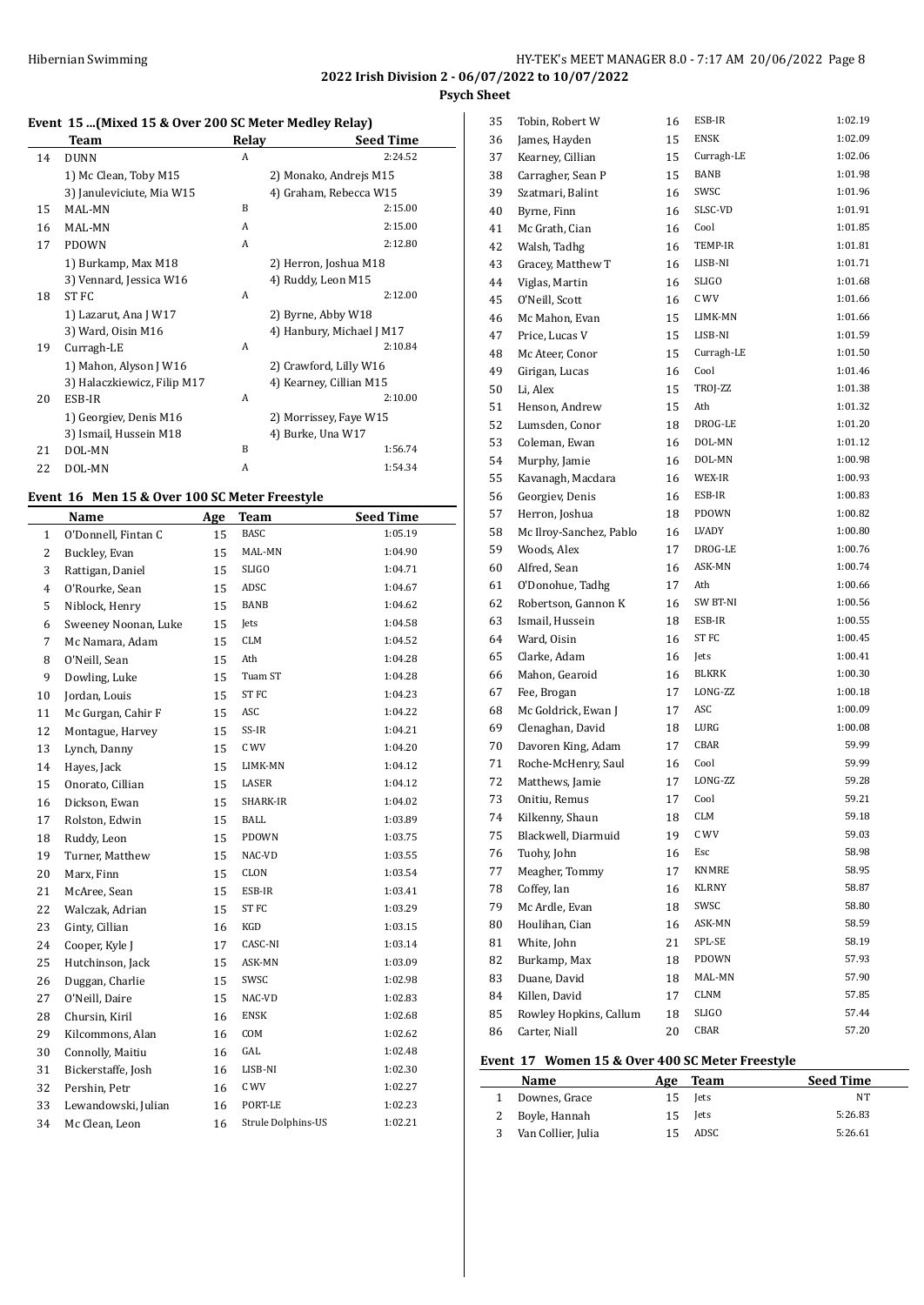**2022 Irish Division 2 - 06/07/2022 to 10/07/2022**

**Psych Sheet**

### Event 15 ...(Mixed 15 & Over 200 SC Meter Medley Relay)

| | Team | Relay | Seed Time |
|---|---|---|---|
| 14 | DUNN | A | 2:24.52 |
| | 1) Mc Clean, Toby M15 | 2) Monako, Andrejs M15 | |
| | 3) Januleviciute, Mia W15 | 4) Graham, Rebecca W15 | |
| 15 | MAL-MN | B | 2:15.00 |
| 16 | MAL-MN | A | 2:15.00 |
| 17 | PDOWN | A | 2:12.80 |
| | 1) Burkamp, Max M18 | 2) Herron, Joshua M18 | |
| | 3) Vennard, Jessica W16 | 4) Ruddy, Leon M15 | |
| 18 | ST FC | A | 2:12.00 |
| | 1) Lazarut, Ana J W17 | 2) Byrne, Abby W18 | |
| | 3) Ward, Oisin M16 | 4) Hanbury, Michael J M17 | |
| 19 | Curragh-LE | A | 2:10.84 |
| | 1) Mahon, Alyson J W16 | 2) Crawford, Lilly W16 | |
| | 3) Halaczkiewicz, Filip M17 | 4) Kearney, Cillian M15 | |
| 20 | ESB-IR | A | 2:10.00 |
| | 1) Georgiev, Denis M16 | 2) Morrissey, Faye W15 | |
| | 3) Ismail, Hussein M18 | 4) Burke, Una W17 | |
| 21 | DOL-MN | B | 1:56.74 |
| 22 | DOL-MN | A | 1:54.34 |

### Event 16 Men 15 & Over 100 SC Meter Freestyle

| | Name | Age | Team | Seed Time |
|---|---|---|---|---|
| 1 | O'Donnell, Fintan C | 15 | BASC | 1:05.19 |
| 2 | Buckley, Evan | 15 | MAL-MN | 1:04.90 |
| 3 | Rattigan, Daniel | 15 | SLIGO | 1:04.71 |
| 4 | O'Rourke, Sean | 15 | ADSC | 1:04.67 |
| 5 | Niblock, Henry | 15 | BANB | 1:04.62 |
| 6 | Sweeney Noonan, Luke | 15 | Jets | 1:04.58 |
| 7 | Mc Namara, Adam | 15 | CLM | 1:04.52 |
| 8 | O'Neill, Sean | 15 | Ath | 1:04.28 |
| 9 | Dowling, Luke | 15 | Tuam ST | 1:04.28 |
| 10 | Jordan, Louis | 15 | ST FC | 1:04.23 |
| 11 | Mc Gurgan, Cahir F | 15 | ASC | 1:04.22 |
| 12 | Montague, Harvey | 15 | SS-IR | 1:04.21 |
| 13 | Lynch, Danny | 15 | C WV | 1:04.20 |
| 14 | Hayes, Jack | 15 | LIMK-MN | 1:04.12 |
| 15 | Onorato, Cillian | 15 | LASER | 1:04.12 |
| 16 | Dickson, Ewan | 15 | SHARK-IR | 1:04.02 |
| 17 | Rolston, Edwin | 15 | BALL | 1:03.89 |
| 18 | Ruddy, Leon | 15 | PDOWN | 1:03.75 |
| 19 | Turner, Matthew | 15 | NAC-VD | 1:03.55 |
| 20 | Marx, Finn | 15 | CLON | 1:03.54 |
| 21 | McAree, Sean | 15 | ESB-IR | 1:03.41 |
| 22 | Walczak, Adrian | 15 | ST FC | 1:03.29 |
| 23 | Ginty, Cillian | 16 | KGD | 1:03.15 |
| 24 | Cooper, Kyle J | 17 | CASC-NI | 1:03.14 |
| 25 | Hutchinson, Jack | 15 | ASK-MN | 1:03.09 |
| 26 | Duggan, Charlie | 15 | SWSC | 1:02.98 |
| 27 | O'Neill, Daire | 15 | NAC-VD | 1:02.83 |
| 28 | Chursin, Kiril | 16 | ENSK | 1:02.68 |
| 29 | Kilcommons, Alan | 16 | COM | 1:02.62 |
| 30 | Connolly, Maitiu | 16 | GAL | 1:02.48 |
| 31 | Bickerstaffe, Josh | 16 | LISB-NI | 1:02.30 |
| 32 | Pershin, Petr | 16 | C WV | 1:02.27 |
| 33 | Lewandowski, Julian | 16 | PORT-LE | 1:02.23 |
| 34 | Mc Clean, Leon | 16 | Strule Dolphins-US | 1:02.21 |
| 35 | Tobin, Robert W | 16 | ESB-IR | 1:02.19 |
| 36 | James, Hayden | 15 | ENSK | 1:02.09 |
| 37 | Kearney, Cillian | 15 | Curragh-LE | 1:02.06 |
| 38 | Carragher, Sean P | 15 | BANB | 1:01.98 |
| 39 | Szatmari, Balint | 16 | SWSC | 1:01.96 |
| 40 | Byrne, Finn | 16 | SLSC-VD | 1:01.91 |
| 41 | Mc Grath, Cian | 16 | Cool | 1:01.85 |
| 42 | Walsh, Tadhg | 16 | TEMP-IR | 1:01.81 |
| 43 | Gracey, Matthew T | 16 | LISB-NI | 1:01.71 |
| 44 | Viglas, Martin | 16 | SLIGO | 1:01.68 |
| 45 | O'Neill, Scott | 16 | C WV | 1:01.66 |
| 46 | Mc Mahon, Evan | 15 | LIMK-MN | 1:01.66 |
| 47 | Price, Lucas V | 15 | LISB-NI | 1:01.59 |
| 48 | Mc Ateer, Conor | 15 | Curragh-LE | 1:01.50 |
| 49 | Girigan, Lucas | 16 | Cool | 1:01.46 |
| 50 | Li, Alex | 15 | TROJ-ZZ | 1:01.38 |
| 51 | Henson, Andrew | 15 | Ath | 1:01.32 |
| 52 | Lumsden, Conor | 18 | DROG-LE | 1:01.20 |
| 53 | Coleman, Ewan | 16 | DOL-MN | 1:01.12 |
| 54 | Murphy, Jamie | 16 | DOL-MN | 1:00.98 |
| 55 | Kavanagh, Macdara | 16 | WEX-IR | 1:00.93 |
| 56 | Georgiev, Denis | 16 | ESB-IR | 1:00.83 |
| 57 | Herron, Joshua | 18 | PDOWN | 1:00.82 |
| 58 | Mc Ilroy-Sanchez, Pablo | 16 | LVADY | 1:00.80 |
| 59 | Woods, Alex | 17 | DROG-LE | 1:00.76 |
| 60 | Alfred, Sean | 16 | ASK-MN | 1:00.74 |
| 61 | O'Donohue, Tadhg | 17 | Ath | 1:00.66 |
| 62 | Robertson, Gannon K | 16 | SW BT-NI | 1:00.56 |
| 63 | Ismail, Hussein | 18 | ESB-IR | 1:00.55 |
| 64 | Ward, Oisin | 16 | ST FC | 1:00.45 |
| 65 | Clarke, Adam | 16 | Jets | 1:00.41 |
| 66 | Mahon, Gearoid | 16 | BLKRK | 1:00.30 |
| 67 | Fee, Brogan | 17 | LONG-ZZ | 1:00.18 |
| 68 | Mc Goldrick, Ewan J | 17 | ASC | 1:00.09 |
| 69 | Clenaghan, David | 18 | LURG | 1:00.08 |
| 70 | Davoren King, Adam | 17 | CBAR | 59.99 |
| 71 | Roche-McHenry, Saul | 16 | Cool | 59.99 |
| 72 | Matthews, Jamie | 17 | LONG-ZZ | 59.28 |
| 73 | Onitiu, Remus | 17 | Cool | 59.21 |
| 74 | Kilkenny, Shaun | 18 | CLM | 59.18 |
| 75 | Blackwell, Diarmuid | 19 | C WV | 59.03 |
| 76 | Tuohy, John | 16 | Esc | 58.98 |
| 77 | Meagher, Tommy | 17 | KNMRE | 58.95 |
| 78 | Coffey, Ian | 16 | KLRNY | 58.87 |
| 79 | Mc Ardle, Evan | 18 | SWSC | 58.80 |
| 80 | Houlihan, Cian | 16 | ASK-MN | 58.59 |
| 81 | White, John | 21 | SPL-SE | 58.19 |
| 82 | Burkamp, Max | 18 | PDOWN | 57.93 |
| 83 | Duane, David | 18 | MAL-MN | 57.90 |
| 84 | Killen, David | 17 | CLNM | 57.85 |
| 85 | Rowley Hopkins, Callum | 18 | SLIGO | 57.44 |
| 86 | Carter, Niall | 20 | CBAR | 57.20 |

### Event 17 Women 15 & Over 400 SC Meter Freestyle

| | Name | Age | Team | Seed Time |
|---|---|---|---|---|
| 1 | Downes, Grace | 15 | Jets | NT |
| 2 | Boyle, Hannah | 15 | Jets | 5:26.83 |
| 3 | Van Collier, Julia | 15 | ADSC | 5:26.61 |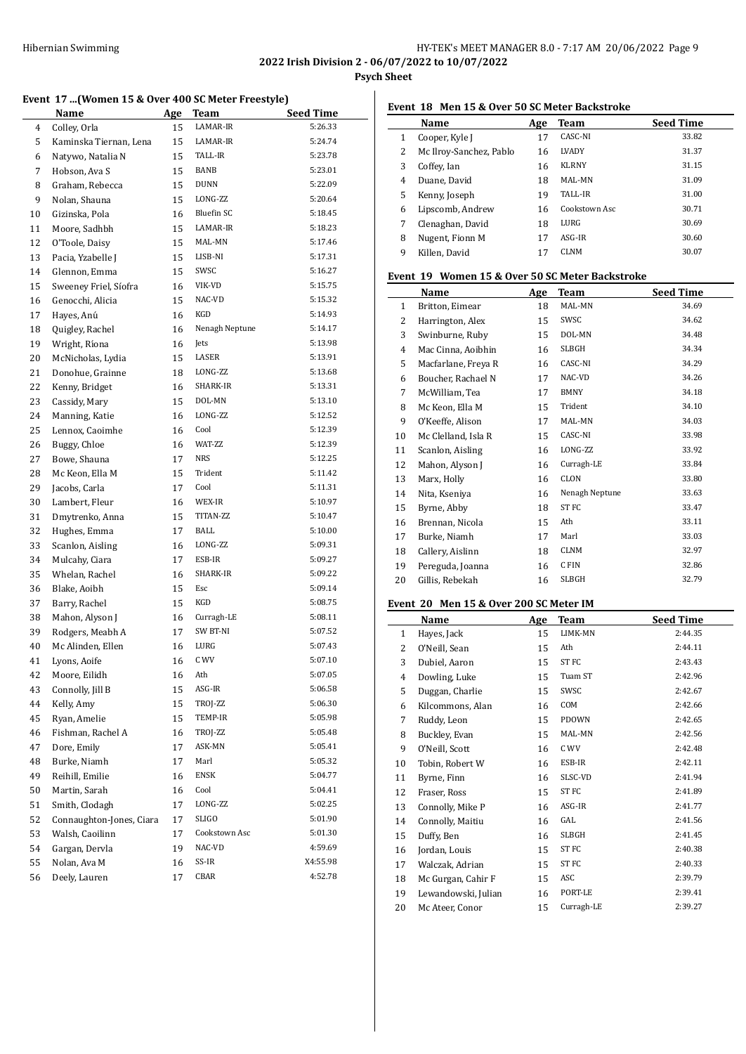## 2022 Irish Division 2 - 06/07/2022 to 10/07/2022

### Psych Sheet

#### Event 17 ...(Women 15 & Over 400 SC Meter Freestyle)

| | Name | Age | Team | Seed Time |
|---|---|---|---|---|
| 4 | Colley, Orla | 15 | LAMAR-IR | 5:26.33 |
| 5 | Kaminska Tiernan, Lena | 15 | LAMAR-IR | 5:24.74 |
| 6 | Natywo, Natalia N | 15 | TALL-IR | 5:23.78 |
| 7 | Hobson, Ava S | 15 | BANB | 5:23.01 |
| 8 | Graham, Rebecca | 15 | DUNN | 5:22.09 |
| 9 | Nolan, Shauna | 15 | LONG-ZZ | 5:20.64 |
| 10 | Gizinska, Pola | 16 | Bluefin SC | 5:18.45 |
| 11 | Moore, Sadhbh | 15 | LAMAR-IR | 5:18.23 |
| 12 | O'Toole, Daisy | 15 | MAL-MN | 5:17.46 |
| 13 | Pacia, Yzabelle J | 15 | LISB-NI | 5:17.31 |
| 14 | Glennon, Emma | 15 | SWSC | 5:16.27 |
| 15 | Sweeney Friel, Síofra | 16 | VIK-VD | 5:15.75 |
| 16 | Genocchi, Alicia | 15 | NAC-VD | 5:15.32 |
| 17 | Hayes, Anú | 16 | KGD | 5:14.93 |
| 18 | Quigley, Rachel | 16 | Nenagh Neptune | 5:14.17 |
| 19 | Wright, Ríona | 16 | Jets | 5:13.98 |
| 20 | McNicholas, Lydia | 15 | LASER | 5:13.91 |
| 21 | Donohue, Grainne | 18 | LONG-ZZ | 5:13.68 |
| 22 | Kenny, Bridget | 16 | SHARK-IR | 5:13.31 |
| 23 | Cassidy, Mary | 15 | DOL-MN | 5:13.10 |
| 24 | Manning, Katie | 16 | LONG-ZZ | 5:12.52 |
| 25 | Lennox, Caoimhe | 16 | Cool | 5:12.39 |
| 26 | Buggy, Chloe | 16 | WAT-ZZ | 5:12.39 |
| 27 | Bowe, Shauna | 17 | NRS | 5:12.25 |
| 28 | Mc Keon, Ella M | 15 | Trident | 5:11.42 |
| 29 | Jacobs, Carla | 17 | Cool | 5:11.31 |
| 30 | Lambert, Fleur | 16 | WEX-IR | 5:10.97 |
| 31 | Dmytrenko, Anna | 15 | TITAN-ZZ | 5:10.47 |
| 32 | Hughes, Emma | 17 | BALL | 5:10.00 |
| 33 | Scanlon, Aisling | 16 | LONG-ZZ | 5:09.31 |
| 34 | Mulcahy, Ciara | 17 | ESB-IR | 5:09.27 |
| 35 | Whelan, Rachel | 16 | SHARK-IR | 5:09.22 |
| 36 | Blake, Aoibh | 15 | Esc | 5:09.14 |
| 37 | Barry, Rachel | 15 | KGD | 5:08.75 |
| 38 | Mahon, Alyson J | 16 | Curragh-LE | 5:08.11 |
| 39 | Rodgers, Meabh A | 17 | SW BT-NI | 5:07.52 |
| 40 | Mc Alinden, Ellen | 16 | LURG | 5:07.43 |
| 41 | Lyons, Aoife | 16 | C WV | 5:07.10 |
| 42 | Moore, Eilidh | 16 | Ath | 5:07.05 |
| 43 | Connolly, Jill B | 15 | ASG-IR | 5:06.58 |
| 44 | Kelly, Amy | 15 | TROJ-ZZ | 5:06.30 |
| 45 | Ryan, Amelie | 15 | TEMP-IR | 5:05.98 |
| 46 | Fishman, Rachel A | 16 | TROJ-ZZ | 5:05.48 |
| 47 | Dore, Emily | 17 | ASK-MN | 5:05.41 |
| 48 | Burke, Niamh | 17 | Marl | 5:05.32 |
| 49 | Reihill, Emilie | 16 | ENSK | 5:04.77 |
| 50 | Martin, Sarah | 16 | Cool | 5:04.41 |
| 51 | Smith, Clodagh | 17 | LONG-ZZ | 5:02.25 |
| 52 | Connaughton-Jones, Ciara | 17 | SLIGO | 5:01.90 |
| 53 | Walsh, Caoilinn | 17 | Cookstown Asc | 5:01.30 |
| 54 | Gargan, Dervla | 19 | NAC-VD | 4:59.69 |
| 55 | Nolan, Ava M | 16 | SS-IR | X4:55.98 |
| 56 | Deely, Lauren | 17 | CBAR | 4:52.78 |

#### Event 18 Men 15 & Over 50 SC Meter Backstroke

| | Name | Age | Team | Seed Time |
|---|---|---|---|---|
| 1 | Cooper, Kyle J | 17 | CASC-NI | 33.82 |
| 2 | Mc Ilroy-Sanchez, Pablo | 16 | LVADY | 31.37 |
| 3 | Coffey, Ian | 16 | KLRNY | 31.15 |
| 4 | Duane, David | 18 | MAL-MN | 31.09 |
| 5 | Kenny, Joseph | 19 | TALL-IR | 31.00 |
| 6 | Lipscomb, Andrew | 16 | Cookstown Asc | 30.71 |
| 7 | Clenaghan, David | 18 | LURG | 30.69 |
| 8 | Nugent, Fionn M | 17 | ASG-IR | 30.60 |
| 9 | Killen, David | 17 | CLNM | 30.07 |

#### Event 19 Women 15 & Over 50 SC Meter Backstroke

| | Name | Age | Team | Seed Time |
|---|---|---|---|---|
| 1 | Britton, Eimear | 18 | MAL-MN | 34.69 |
| 2 | Harrington, Alex | 15 | SWSC | 34.62 |
| 3 | Swinburne, Ruby | 15 | DOL-MN | 34.48 |
| 4 | Mac Cinna, Aoibhin | 16 | SLBGH | 34.34 |
| 5 | Macfarlane, Freya R | 16 | CASC-NI | 34.29 |
| 6 | Boucher, Rachael N | 17 | NAC-VD | 34.26 |
| 7 | McWilliam, Tea | 17 | BMNY | 34.18 |
| 8 | Mc Keon, Ella M | 15 | Trident | 34.10 |
| 9 | O'Keeffe, Alison | 17 | MAL-MN | 34.03 |
| 10 | Mc Clelland, Isla R | 15 | CASC-NI | 33.98 |
| 11 | Scanlon, Aisling | 16 | LONG-ZZ | 33.92 |
| 12 | Mahon, Alyson J | 16 | Curragh-LE | 33.84 |
| 13 | Marx, Holly | 16 | CLON | 33.80 |
| 14 | Nita, Kseniya | 16 | Nenagh Neptune | 33.63 |
| 15 | Byrne, Abby | 18 | ST FC | 33.47 |
| 16 | Brennan, Nicola | 15 | Ath | 33.11 |
| 17 | Burke, Niamh | 17 | Marl | 33.03 |
| 18 | Callery, Aislinn | 18 | CLNM | 32.97 |
| 19 | Pereguda, Joanna | 16 | C FIN | 32.86 |
| 20 | Gillis, Rebekah | 16 | SLBGH | 32.79 |

#### Event 20 Men 15 & Over 200 SC Meter IM

| | Name | Age | Team | Seed Time |
|---|---|---|---|---|
| 1 | Hayes, Jack | 15 | LIMK-MN | 2:44.35 |
| 2 | O'Neill, Sean | 15 | Ath | 2:44.11 |
| 3 | Dubiel, Aaron | 15 | ST FC | 2:43.43 |
| 4 | Dowling, Luke | 15 | Tuam ST | 2:42.96 |
| 5 | Duggan, Charlie | 15 | SWSC | 2:42.67 |
| 6 | Kilcommons, Alan | 16 | COM | 2:42.66 |
| 7 | Ruddy, Leon | 15 | PDOWN | 2:42.65 |
| 8 | Buckley, Evan | 15 | MAL-MN | 2:42.56 |
| 9 | O'Neill, Scott | 16 | C WV | 2:42.48 |
| 10 | Tobin, Robert W | 16 | ESB-IR | 2:42.11 |
| 11 | Byrne, Finn | 16 | SLSC-VD | 2:41.94 |
| 12 | Fraser, Ross | 15 | ST FC | 2:41.89 |
| 13 | Connolly, Mike P | 16 | ASG-IR | 2:41.77 |
| 14 | Connolly, Maitiu | 16 | GAL | 2:41.56 |
| 15 | Duffy, Ben | 16 | SLBGH | 2:41.45 |
| 16 | Jordan, Louis | 15 | ST FC | 2:40.38 |
| 17 | Walczak, Adrian | 15 | ST FC | 2:40.33 |
| 18 | Mc Gurgan, Cahir F | 15 | ASC | 2:39.79 |
| 19 | Lewandowski, Julian | 16 | PORT-LE | 2:39.41 |
| 20 | Mc Ateer, Conor | 15 | Curragh-LE | 2:39.27 |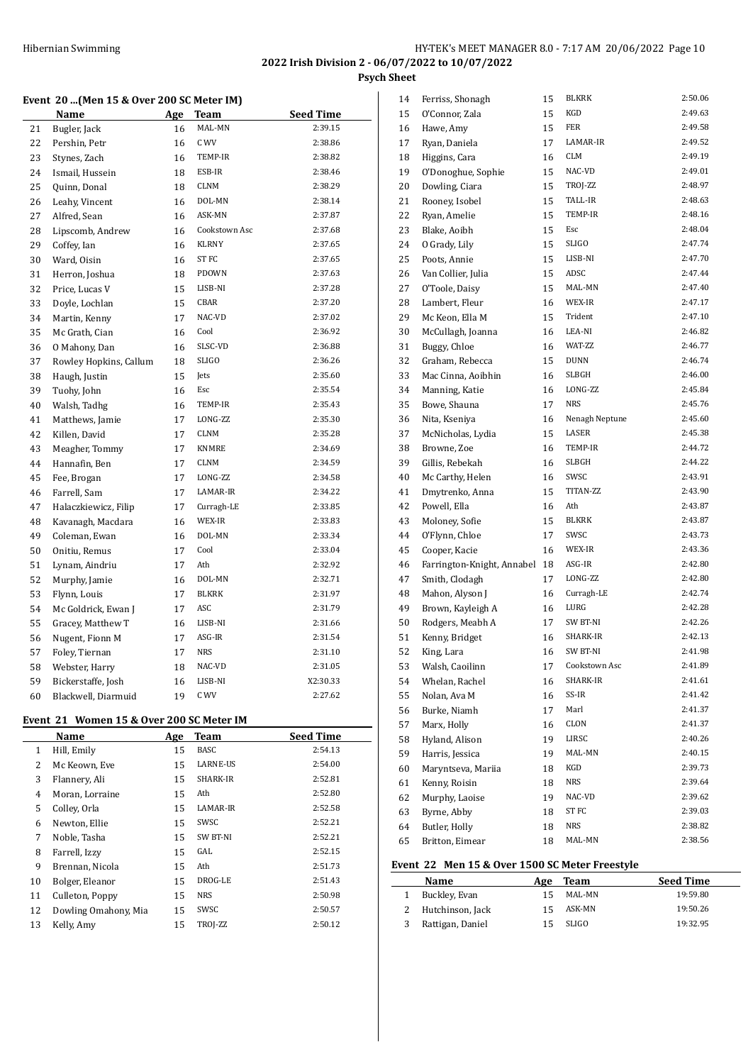## Event 20 ...(Men 15 & Over 200 SC Meter IM)

| | Name | Age | Team | Seed Time |
|---|---|---|---|---|
| 21 | Bugler, Jack | 16 | MAL-MN | 2:39.15 |
| 22 | Pershin, Petr | 16 | C WV | 2:38.86 |
| 23 | Stynes, Zach | 16 | TEMP-IR | 2:38.82 |
| 24 | Ismail, Hussein | 18 | ESB-IR | 2:38.46 |
| 25 | Quinn, Donal | 18 | CLNM | 2:38.29 |
| 26 | Leahy, Vincent | 16 | DOL-MN | 2:38.14 |
| 27 | Alfred, Sean | 16 | ASK-MN | 2:37.87 |
| 28 | Lipscomb, Andrew | 16 | Cookstown Asc | 2:37.68 |
| 29 | Coffey, Ian | 16 | KLRNY | 2:37.65 |
| 30 | Ward, Oisin | 16 | ST FC | 2:37.65 |
| 31 | Herron, Joshua | 18 | PDOWN | 2:37.63 |
| 32 | Price, Lucas V | 15 | LISB-NI | 2:37.28 |
| 33 | Doyle, Lochlan | 15 | CBAR | 2:37.20 |
| 34 | Martin, Kenny | 17 | NAC-VD | 2:37.02 |
| 35 | Mc Grath, Cian | 16 | Cool | 2:36.92 |
| 36 | O Mahony, Dan | 16 | SLSC-VD | 2:36.88 |
| 37 | Rowley Hopkins, Callum | 18 | SLIGO | 2:36.26 |
| 38 | Haugh, Justin | 15 | Jets | 2:35.60 |
| 39 | Tuohy, John | 16 | Esc | 2:35.54 |
| 40 | Walsh, Tadhg | 16 | TEMP-IR | 2:35.43 |
| 41 | Matthews, Jamie | 17 | LONG-ZZ | 2:35.30 |
| 42 | Killen, David | 17 | CLNM | 2:35.28 |
| 43 | Meagher, Tommy | 17 | KNMRE | 2:34.69 |
| 44 | Hannafin, Ben | 17 | CLNM | 2:34.59 |
| 45 | Fee, Brogan | 17 | LONG-ZZ | 2:34.58 |
| 46 | Farrell, Sam | 17 | LAMAR-IR | 2:34.22 |
| 47 | Halaczkiewicz, Filip | 17 | Curragh-LE | 2:33.85 |
| 48 | Kavanagh, Macdara | 16 | WEX-IR | 2:33.83 |
| 49 | Coleman, Ewan | 16 | DOL-MN | 2:33.34 |
| 50 | Onitiu, Remus | 17 | Cool | 2:33.04 |
| 51 | Lynam, Aindriu | 17 | Ath | 2:32.92 |
| 52 | Murphy, Jamie | 16 | DOL-MN | 2:32.71 |
| 53 | Flynn, Louis | 17 | BLKRK | 2:31.97 |
| 54 | Mc Goldrick, Ewan J | 17 | ASC | 2:31.79 |
| 55 | Gracey, Matthew T | 16 | LISB-NI | 2:31.66 |
| 56 | Nugent, Fionn M | 17 | ASG-IR | 2:31.54 |
| 57 | Foley, Tiernan | 17 | NRS | 2:31.10 |
| 58 | Webster, Harry | 18 | NAC-VD | 2:31.05 |
| 59 | Bickerstaffe, Josh | 16 | LISB-NI | X2:30.33 |
| 60 | Blackwell, Diarmuid | 19 | C WV | 2:27.62 |

## Event 21 Women 15 & Over 200 SC Meter IM

| | Name | Age | Team | Seed Time |
|---|---|---|---|---|
| 1 | Hill, Emily | 15 | BASC | 2:54.13 |
| 2 | Mc Keown, Eve | 15 | LARNE-US | 2:54.00 |
| 3 | Flannery, Ali | 15 | SHARK-IR | 2:52.81 |
| 4 | Moran, Lorraine | 15 | Ath | 2:52.80 |
| 5 | Colley, Orla | 15 | LAMAR-IR | 2:52.58 |
| 6 | Newton, Ellie | 15 | SWSC | 2:52.21 |
| 7 | Noble, Tasha | 15 | SW BT-NI | 2:52.21 |
| 8 | Farrell, Izzy | 15 | GAL | 2:52.15 |
| 9 | Brennan, Nicola | 15 | Ath | 2:51.73 |
| 10 | Bolger, Eleanor | 15 | DROG-LE | 2:51.43 |
| 11 | Culleton, Poppy | 15 | NRS | 2:50.98 |
| 12 | Dowling Omahony, Mia | 15 | SWSC | 2:50.57 |
| 13 | Kelly, Amy | 15 | TROJ-ZZ | 2:50.12 |
| 14 | Ferriss, Shonagh | 15 | BLKRK | 2:50.06 |
| 15 | O'Connor, Zala | 15 | KGD | 2:49.63 |
| 16 | Hawe, Amy | 15 | FER | 2:49.58 |
| 17 | Ryan, Daniela | 17 | LAMAR-IR | 2:49.52 |
| 18 | Higgins, Cara | 16 | CLM | 2:49.19 |
| 19 | O'Donoghue, Sophie | 15 | NAC-VD | 2:49.01 |
| 20 | Dowling, Ciara | 15 | TROJ-ZZ | 2:48.97 |
| 21 | Rooney, Isobel | 15 | TALL-IR | 2:48.63 |
| 22 | Ryan, Amelie | 15 | TEMP-IR | 2:48.16 |
| 23 | Blake, Aoibh | 15 | Esc | 2:48.04 |
| 24 | O Grady, Lily | 15 | SLIGO | 2:47.74 |
| 25 | Poots, Annie | 15 | LISB-NI | 2:47.70 |
| 26 | Van Collier, Julia | 15 | ADSC | 2:47.44 |
| 27 | O'Toole, Daisy | 15 | MAL-MN | 2:47.40 |
| 28 | Lambert, Fleur | 16 | WEX-IR | 2:47.17 |
| 29 | Mc Keon, Ella M | 15 | Trident | 2:47.10 |
| 30 | McCullagh, Joanna | 16 | LEA-NI | 2:46.82 |
| 31 | Buggy, Chloe | 16 | WAT-ZZ | 2:46.77 |
| 32 | Graham, Rebecca | 15 | DUNN | 2:46.74 |
| 33 | Mac Cinna, Aoibhin | 16 | SLBGH | 2:46.00 |
| 34 | Manning, Katie | 16 | LONG-ZZ | 2:45.84 |
| 35 | Bowe, Shauna | 17 | NRS | 2:45.76 |
| 36 | Nita, Kseniya | 16 | Nenagh Neptune | 2:45.60 |
| 37 | McNicholas, Lydia | 15 | LASER | 2:45.38 |
| 38 | Browne, Zoe | 16 | TEMP-IR | 2:44.72 |
| 39 | Gillis, Rebekah | 16 | SLBGH | 2:44.22 |
| 40 | Mc Carthy, Helen | 16 | SWSC | 2:43.91 |
| 41 | Dmytrenko, Anna | 15 | TITAN-ZZ | 2:43.90 |
| 42 | Powell, Ella | 16 | Ath | 2:43.87 |
| 43 | Moloney, Sofie | 15 | BLKRK | 2:43.87 |
| 44 | O'Flynn, Chloe | 17 | SWSC | 2:43.73 |
| 45 | Cooper, Kacie | 16 | WEX-IR | 2:43.36 |
| 46 | Farrington-Knight, Annabel | 18 | ASG-IR | 2:42.80 |
| 47 | Smith, Clodagh | 17 | LONG-ZZ | 2:42.80 |
| 48 | Mahon, Alyson J | 16 | Curragh-LE | 2:42.74 |
| 49 | Brown, Kayleigh A | 16 | LURG | 2:42.28 |
| 50 | Rodgers, Meabh A | 17 | SW BT-NI | 2:42.26 |
| 51 | Kenny, Bridget | 16 | SHARK-IR | 2:42.13 |
| 52 | King, Lara | 16 | SW BT-NI | 2:41.98 |
| 53 | Walsh, Caoilinn | 17 | Cookstown Asc | 2:41.89 |
| 54 | Whelan, Rachel | 16 | SHARK-IR | 2:41.61 |
| 55 | Nolan, Ava M | 16 | SS-IR | 2:41.42 |
| 56 | Burke, Niamh | 17 | Marl | 2:41.37 |
| 57 | Marx, Holly | 16 | CLON | 2:41.37 |
| 58 | Hyland, Alison | 19 | LIRSC | 2:40.26 |
| 59 | Harris, Jessica | 19 | MAL-MN | 2:40.15 |
| 60 | Maryntseva, Mariia | 18 | KGD | 2:39.73 |
| 61 | Kenny, Roisin | 18 | NRS | 2:39.64 |
| 62 | Murphy, Laoise | 19 | NAC-VD | 2:39.62 |
| 63 | Byrne, Abby | 18 | ST FC | 2:39.03 |
| 64 | Butler, Holly | 18 | NRS | 2:38.82 |
| 65 | Britton, Eimear | 18 | MAL-MN | 2:38.56 |

## Event 22 Men 15 & Over 1500 SC Meter Freestyle

| | Name | Age | Team | Seed Time |
|---|---|---|---|---|
| 1 | Buckley, Evan | 15 | MAL-MN | 19:59.80 |
| 2 | Hutchinson, Jack | 15 | ASK-MN | 19:50.26 |
| 3 | Rattigan, Daniel | 15 | SLIGO | 19:32.95 |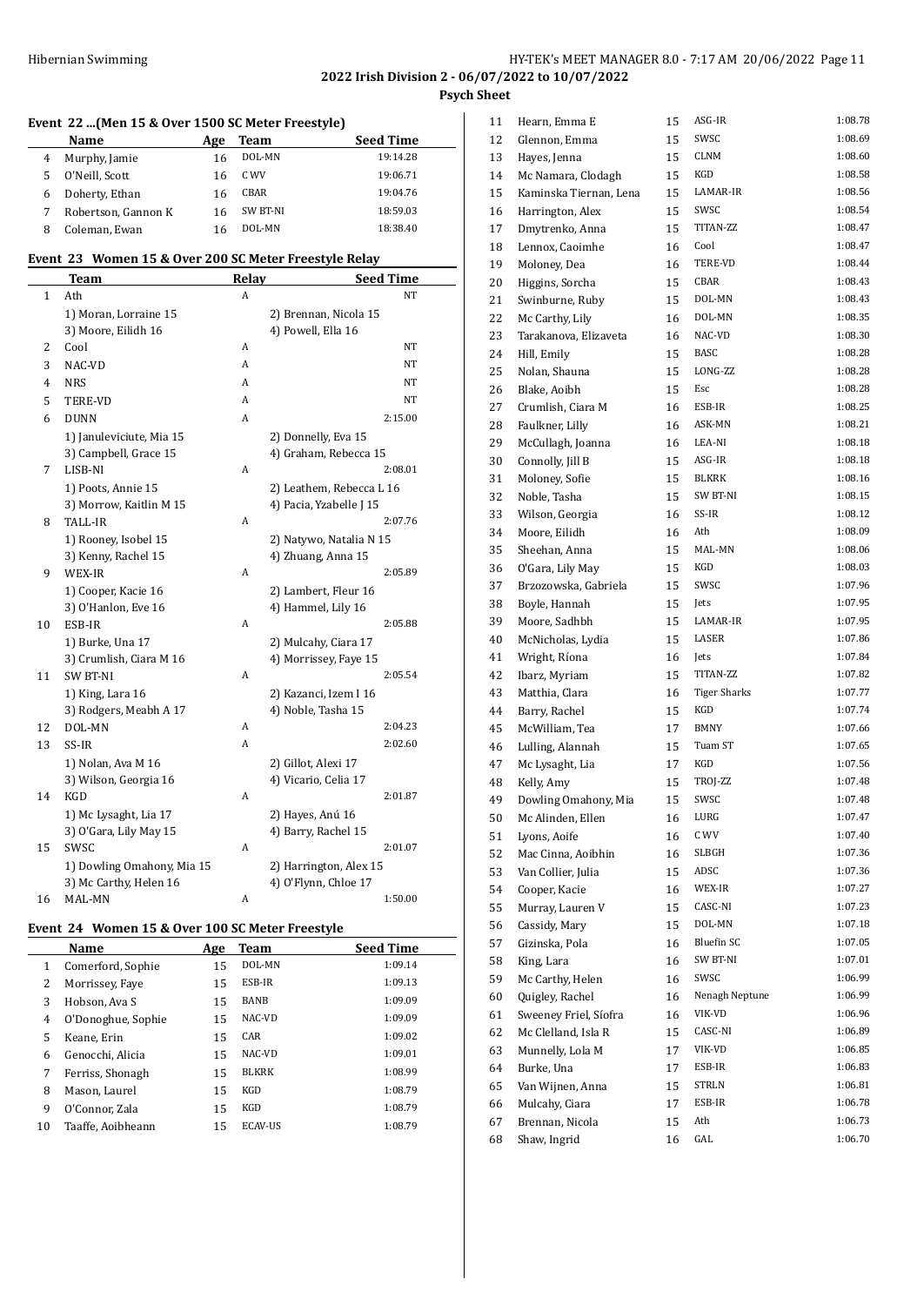## Event 22 ...(Men 15 & Over 1500 SC Meter Freestyle)

| | Name | Age | Team | Seed Time |
|---|---|---|---|---|
| 4 | Murphy, Jamie | 16 | DOL-MN | 19:14.28 |
| 5 | O'Neill, Scott | 16 | C WV | 19:06.71 |
| 6 | Doherty, Ethan | 16 | CBAR | 19:04.76 |
| 7 | Robertson, Gannon K | 16 | SW BT-NI | 18:59.03 |
| 8 | Coleman, Ewan | 16 | DOL-MN | 18:38.40 |

## Event 23 Women 15 & Over 200 SC Meter Freestyle Relay

| | Team | Relay | Seed Time |
|---|---|---|---|
| 1 | Ath | A | NT |
| | 1) Moran, Lorraine 15 | 2) Brennan, Nicola 15 | |
| | 3) Moore, Eilidh 16 | 4) Powell, Ella 16 | |
| 2 | Cool | A | NT |
| 3 | NAC-VD | A | NT |
| 4 | NRS | A | NT |
| 5 | TERE-VD | A | NT |
| 6 | DUNN | A | 2:15.00 |
| | 1) Januleviciute, Mia 15 | 2) Donnelly, Eva 15 | |
| | 3) Campbell, Grace 15 | 4) Graham, Rebecca 15 | |
| 7 | LISB-NI | A | 2:08.01 |
| | 1) Poots, Annie 15 | 2) Leathem, Rebecca L 16 | |
| | 3) Morrow, Kaitlin M 15 | 4) Pacia, Yzabelle J 15 | |
| 8 | TALL-IR | A | 2:07.76 |
| | 1) Rooney, Isobel 15 | 2) Natywo, Natalia N 15 | |
| | 3) Kenny, Rachel 15 | 4) Zhuang, Anna 15 | |
| 9 | WEX-IR | A | 2:05.89 |
| | 1) Cooper, Kacie 16 | 2) Lambert, Fleur 16 | |
| | 3) O'Hanlon, Eve 16 | 4) Hammel, Lily 16 | |
| 10 | ESB-IR | A | 2:05.88 |
| | 1) Burke, Una 17 | 2) Mulcahy, Ciara 17 | |
| | 3) Crumlish, Ciara M 16 | 4) Morrissey, Faye 15 | |
| 11 | SW BT-NI | A | 2:05.54 |
| | 1) King, Lara 16 | 2) Kazanci, Izem I 16 | |
| | 3) Rodgers, Meabh A 17 | 4) Noble, Tasha 15 | |
| 12 | DOL-MN | A | 2:04.23 |
| 13 | SS-IR | A | 2:02.60 |
| | 1) Nolan, Ava M 16 | 2) Gillot, Alexi 17 | |
| | 3) Wilson, Georgia 16 | 4) Vicario, Celia 17 | |
| 14 | KGD | A | 2:01.87 |
| | 1) Mc Lysaght, Lia 17 | 2) Hayes, Anú 16 | |
| | 3) O'Gara, Lily May 15 | 4) Barry, Rachel 15 | |
| 15 | SWSC | A | 2:01.07 |
| | 1) Dowling Omahony, Mia 15 | 2) Harrington, Alex 15 | |
| | 3) Mc Carthy, Helen 16 | 4) O'Flynn, Chloe 17 | |
| 16 | MAL-MN | A | 1:50.00 |

## Event 24 Women 15 & Over 100 SC Meter Freestyle

| | Name | Age | Team | Seed Time |
|---|---|---|---|---|
| 1 | Comerford, Sophie | 15 | DOL-MN | 1:09.14 |
| 2 | Morrissey, Faye | 15 | ESB-IR | 1:09.13 |
| 3 | Hobson, Ava S | 15 | BANB | 1:09.09 |
| 4 | O'Donoghue, Sophie | 15 | NAC-VD | 1:09.09 |
| 5 | Keane, Erin | 15 | CAR | 1:09.02 |
| 6 | Genocchi, Alicia | 15 | NAC-VD | 1:09.01 |
| 7 | Ferriss, Shonagh | 15 | BLKRK | 1:08.99 |
| 8 | Mason, Laurel | 15 | KGD | 1:08.79 |
| 9 | O'Connor, Zala | 15 | KGD | 1:08.79 |
| 10 | Taaffe, Aoibheann | 15 | ECAV-US | 1:08.79 |
| 11 | Hearn, Emma E | 15 | ASG-IR | 1:08.78 |
| 12 | Glennon, Emma | 15 | SWSC | 1:08.69 |
| 13 | Hayes, Jenna | 15 | CLNM | 1:08.60 |
| 14 | Mc Namara, Clodagh | 15 | KGD | 1:08.58 |
| 15 | Kaminska Tiernan, Lena | 15 | LAMAR-IR | 1:08.56 |
| 16 | Harrington, Alex | 15 | SWSC | 1:08.54 |
| 17 | Dmytrenko, Anna | 15 | TITAN-ZZ | 1:08.47 |
| 18 | Lennox, Caoimhe | 16 | Cool | 1:08.47 |
| 19 | Moloney, Dea | 16 | TERE-VD | 1:08.44 |
| 20 | Higgins, Sorcha | 15 | CBAR | 1:08.43 |
| 21 | Swinburne, Ruby | 15 | DOL-MN | 1:08.43 |
| 22 | Mc Carthy, Lily | 16 | DOL-MN | 1:08.35 |
| 23 | Tarakanova, Elizaveta | 16 | NAC-VD | 1:08.30 |
| 24 | Hill, Emily | 15 | BASC | 1:08.28 |
| 25 | Nolan, Shauna | 15 | LONG-ZZ | 1:08.28 |
| 26 | Blake, Aoibh | 15 | Esc | 1:08.28 |
| 27 | Crumlish, Ciara M | 16 | ESB-IR | 1:08.25 |
| 28 | Faulkner, Lilly | 16 | ASK-MN | 1:08.21 |
| 29 | McCullagh, Joanna | 16 | LEA-NI | 1:08.18 |
| 30 | Connolly, Jill B | 15 | ASG-IR | 1:08.18 |
| 31 | Moloney, Sofie | 15 | BLKRK | 1:08.16 |
| 32 | Noble, Tasha | 15 | SW BT-NI | 1:08.15 |
| 33 | Wilson, Georgia | 16 | SS-IR | 1:08.12 |
| 34 | Moore, Eilidh | 16 | Ath | 1:08.09 |
| 35 | Sheehan, Anna | 15 | MAL-MN | 1:08.06 |
| 36 | O'Gara, Lily May | 15 | KGD | 1:08.03 |
| 37 | Brzozowska, Gabriela | 15 | SWSC | 1:07.96 |
| 38 | Boyle, Hannah | 15 | Jets | 1:07.95 |
| 39 | Moore, Sadhbh | 15 | LAMAR-IR | 1:07.95 |
| 40 | McNicholas, Lydia | 15 | LASER | 1:07.86 |
| 41 | Wright, Ríona | 16 | Jets | 1:07.84 |
| 42 | Ibarz, Myriam | 15 | TITAN-ZZ | 1:07.82 |
| 43 | Matthia, Clara | 16 | Tiger Sharks | 1:07.77 |
| 44 | Barry, Rachel | 15 | KGD | 1:07.74 |
| 45 | McWilliam, Tea | 17 | BMNY | 1:07.66 |
| 46 | Lulling, Alannah | 15 | Tuam ST | 1:07.65 |
| 47 | Mc Lysaght, Lia | 17 | KGD | 1:07.56 |
| 48 | Kelly, Amy | 15 | TROJ-ZZ | 1:07.48 |
| 49 | Dowling Omahony, Mia | 15 | SWSC | 1:07.48 |
| 50 | Mc Alinden, Ellen | 16 | LURG | 1:07.47 |
| 51 | Lyons, Aoife | 16 | C WV | 1:07.40 |
| 52 | Mac Cinna, Aoibhin | 16 | SLBGH | 1:07.36 |
| 53 | Van Collier, Julia | 15 | ADSC | 1:07.36 |
| 54 | Cooper, Kacie | 16 | WEX-IR | 1:07.27 |
| 55 | Murray, Lauren V | 15 | CASC-NI | 1:07.23 |
| 56 | Cassidy, Mary | 15 | DOL-MN | 1:07.18 |
| 57 | Gizinska, Pola | 16 | Bluefin SC | 1:07.05 |
| 58 | King, Lara | 16 | SW BT-NI | 1:07.01 |
| 59 | Mc Carthy, Helen | 16 | SWSC | 1:06.99 |
| 60 | Quigley, Rachel | 16 | Nenagh Neptune | 1:06.99 |
| 61 | Sweeney Friel, Síofra | 16 | VIK-VD | 1:06.96 |
| 62 | Mc Clelland, Isla R | 15 | CASC-NI | 1:06.89 |
| 63 | Munnelly, Lola M | 17 | VIK-VD | 1:06.85 |
| 64 | Burke, Una | 17 | ESB-IR | 1:06.83 |
| 65 | Van Wijnen, Anna | 15 | STRLN | 1:06.81 |
| 66 | Mulcahy, Ciara | 17 | ESB-IR | 1:06.78 |
| 67 | Brennan, Nicola | 15 | Ath | 1:06.73 |
| 68 | Shaw, Ingrid | 16 | GAL | 1:06.70 |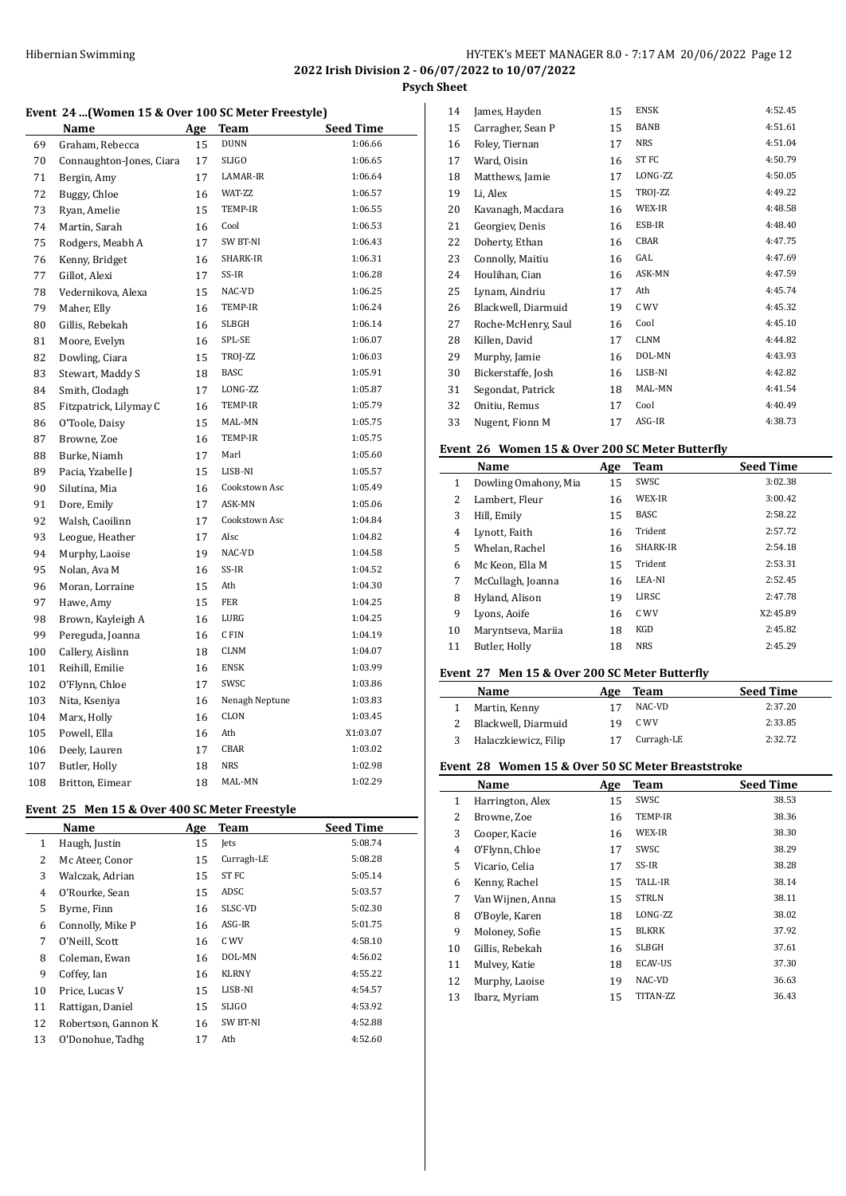**2022 Irish Division 2 - 06/07/2022 to 10/07/2022**

**Psych Sheet**

#### Event 24 ...(Women 15 & Over 100 SC Meter Freestyle)

| | Name | Age | Team | Seed Time |
|---|---|---|---|---|
| 69 | Graham, Rebecca | 15 | DUNN | 1:06.66 |
| 70 | Connaughton-Jones, Ciara | 17 | SLIGO | 1:06.65 |
| 71 | Bergin, Amy | 17 | LAMAR-IR | 1:06.64 |
| 72 | Buggy, Chloe | 16 | WAT-ZZ | 1:06.57 |
| 73 | Ryan, Amelie | 15 | TEMP-IR | 1:06.55 |
| 74 | Martin, Sarah | 16 | Cool | 1:06.53 |
| 75 | Rodgers, Meabh A | 17 | SW BT-NI | 1:06.43 |
| 76 | Kenny, Bridget | 16 | SHARK-IR | 1:06.31 |
| 77 | Gillot, Alexi | 17 | SS-IR | 1:06.28 |
| 78 | Vedernikova, Alexa | 15 | NAC-VD | 1:06.25 |
| 79 | Maher, Elly | 16 | TEMP-IR | 1:06.24 |
| 80 | Gillis, Rebekah | 16 | SLBGH | 1:06.14 |
| 81 | Moore, Evelyn | 16 | SPL-SE | 1:06.07 |
| 82 | Dowling, Ciara | 15 | TROJ-ZZ | 1:06.03 |
| 83 | Stewart, Maddy S | 18 | BASC | 1:05.91 |
| 84 | Smith, Clodagh | 17 | LONG-ZZ | 1:05.87 |
| 85 | Fitzpatrick, Lilymay C | 16 | TEMP-IR | 1:05.79 |
| 86 | O'Toole, Daisy | 15 | MAL-MN | 1:05.75 |
| 87 | Browne, Zoe | 16 | TEMP-IR | 1:05.75 |
| 88 | Burke, Niamh | 17 | Marl | 1:05.60 |
| 89 | Pacia, Yzabelle J | 15 | LISB-NI | 1:05.57 |
| 90 | Silutina, Mia | 16 | Cookstown Asc | 1:05.49 |
| 91 | Dore, Emily | 17 | ASK-MN | 1:05.06 |
| 92 | Walsh, Caoilinn | 17 | Cookstown Asc | 1:04.84 |
| 93 | Leogue, Heather | 17 | Alsc | 1:04.82 |
| 94 | Murphy, Laoise | 19 | NAC-VD | 1:04.58 |
| 95 | Nolan, Ava M | 16 | SS-IR | 1:04.52 |
| 96 | Moran, Lorraine | 15 | Ath | 1:04.30 |
| 97 | Hawe, Amy | 15 | FER | 1:04.25 |
| 98 | Brown, Kayleigh A | 16 | LURG | 1:04.25 |
| 99 | Pereguda, Joanna | 16 | C FIN | 1:04.19 |
| 100 | Callery, Aislinn | 18 | CLNM | 1:04.07 |
| 101 | Reihill, Emilie | 16 | ENSK | 1:03.99 |
| 102 | O'Flynn, Chloe | 17 | SWSC | 1:03.86 |
| 103 | Nita, Kseniya | 16 | Nenagh Neptune | 1:03.83 |
| 104 | Marx, Holly | 16 | CLON | 1:03.45 |
| 105 | Powell, Ella | 16 | Ath | X1:03.07 |
| 106 | Deely, Lauren | 17 | CBAR | 1:03.02 |
| 107 | Butler, Holly | 18 | NRS | 1:02.98 |
| 108 | Britton, Eimear | 18 | MAL-MN | 1:02.29 |

#### Event 25 Men 15 & Over 400 SC Meter Freestyle

| | Name | Age | Team | Seed Time |
|---|---|---|---|---|
| 1 | Haugh, Justin | 15 | Jets | 5:08.74 |
| 2 | Mc Ateer, Conor | 15 | Curragh-LE | 5:08.28 |
| 3 | Walczak, Adrian | 15 | ST FC | 5:05.14 |
| 4 | O'Rourke, Sean | 15 | ADSC | 5:03.57 |
| 5 | Byrne, Finn | 16 | SLSC-VD | 5:02.30 |
| 6 | Connolly, Mike P | 16 | ASG-IR | 5:01.75 |
| 7 | O'Neill, Scott | 16 | C WV | 4:58.10 |
| 8 | Coleman, Ewan | 16 | DOL-MN | 4:56.02 |
| 9 | Coffey, Ian | 16 | KLRNY | 4:55.22 |
| 10 | Price, Lucas V | 15 | LISB-NI | 4:54.57 |
| 11 | Rattigan, Daniel | 15 | SLIGO | 4:53.92 |
| 12 | Robertson, Gannon K | 16 | SW BT-NI | 4:52.88 |
| 13 | O'Donohue, Tadhg | 17 | Ath | 4:52.60 |
| 14 | James, Hayden | 15 | ENSK | 4:52.45 |
| 15 | Carragher, Sean P | 15 | BANB | 4:51.61 |
| 16 | Foley, Tiernan | 17 | NRS | 4:51.04 |
| 17 | Ward, Oisin | 16 | ST FC | 4:50.79 |
| 18 | Matthews, Jamie | 17 | LONG-ZZ | 4:50.05 |
| 19 | Li, Alex | 15 | TROJ-ZZ | 4:49.22 |
| 20 | Kavanagh, Macdara | 16 | WEX-IR | 4:48.58 |
| 21 | Georgiev, Denis | 16 | ESB-IR | 4:48.40 |
| 22 | Doherty, Ethan | 16 | CBAR | 4:47.75 |
| 23 | Connolly, Maitiu | 16 | GAL | 4:47.69 |
| 24 | Houlihan, Cian | 16 | ASK-MN | 4:47.59 |
| 25 | Lynam, Aindriu | 17 | Ath | 4:45.74 |
| 26 | Blackwell, Diarmuid | 19 | C WV | 4:45.32 |
| 27 | Roche-McHenry, Saul | 16 | Cool | 4:45.10 |
| 28 | Killen, David | 17 | CLNM | 4:44.82 |
| 29 | Murphy, Jamie | 16 | DOL-MN | 4:43.93 |
| 30 | Bickerstaffe, Josh | 16 | LISB-NI | 4:42.82 |
| 31 | Segondat, Patrick | 18 | MAL-MN | 4:41.54 |
| 32 | Onitiu, Remus | 17 | Cool | 4:40.49 |
| 33 | Nugent, Fionn M | 17 | ASG-IR | 4:38.73 |

#### Event 26 Women 15 & Over 200 SC Meter Butterfly

| | Name | Age | Team | Seed Time |
|---|---|---|---|---|
| 1 | Dowling Omahony, Mia | 15 | SWSC | 3:02.38 |
| 2 | Lambert, Fleur | 16 | WEX-IR | 3:00.42 |
| 3 | Hill, Emily | 15 | BASC | 2:58.22 |
| 4 | Lynott, Faith | 16 | Trident | 2:57.72 |
| 5 | Whelan, Rachel | 16 | SHARK-IR | 2:54.18 |
| 6 | Mc Keon, Ella M | 15 | Trident | 2:53.31 |
| 7 | McCullagh, Joanna | 16 | LEA-NI | 2:52.45 |
| 8 | Hyland, Alison | 19 | LIRSC | 2:47.78 |
| 9 | Lyons, Aoife | 16 | C WV | X2:45.89 |
| 10 | Maryntseva, Mariia | 18 | KGD | 2:45.82 |
| 11 | Butler, Holly | 18 | NRS | 2:45.29 |

#### Event 27 Men 15 & Over 200 SC Meter Butterfly

| | Name | Age | Team | Seed Time |
|---|---|---|---|---|
| 1 | Martin, Kenny | 17 | NAC-VD | 2:37.20 |
| 2 | Blackwell, Diarmuid | 19 | C WV | 2:33.85 |
| 3 | Halaczkiewicz, Filip | 17 | Curragh-LE | 2:32.72 |

#### Event 28 Women 15 & Over 50 SC Meter Breaststroke

| | Name | Age | Team | Seed Time |
|---|---|---|---|---|
| 1 | Harrington, Alex | 15 | SWSC | 38.53 |
| 2 | Browne, Zoe | 16 | TEMP-IR | 38.36 |
| 3 | Cooper, Kacie | 16 | WEX-IR | 38.30 |
| 4 | O'Flynn, Chloe | 17 | SWSC | 38.29 |
| 5 | Vicario, Celia | 17 | SS-IR | 38.28 |
| 6 | Kenny, Rachel | 15 | TALL-IR | 38.14 |
| 7 | Van Wijnen, Anna | 15 | STRLN | 38.11 |
| 8 | O'Boyle, Karen | 18 | LONG-ZZ | 38.02 |
| 9 | Moloney, Sofie | 15 | BLKRK | 37.92 |
| 10 | Gillis, Rebekah | 16 | SLBGH | 37.61 |
| 11 | Mulvey, Katie | 18 | ECAV-US | 37.30 |
| 12 | Murphy, Laoise | 19 | NAC-VD | 36.63 |
| 13 | Ibarz, Myriam | 15 | TITAN-ZZ | 36.43 |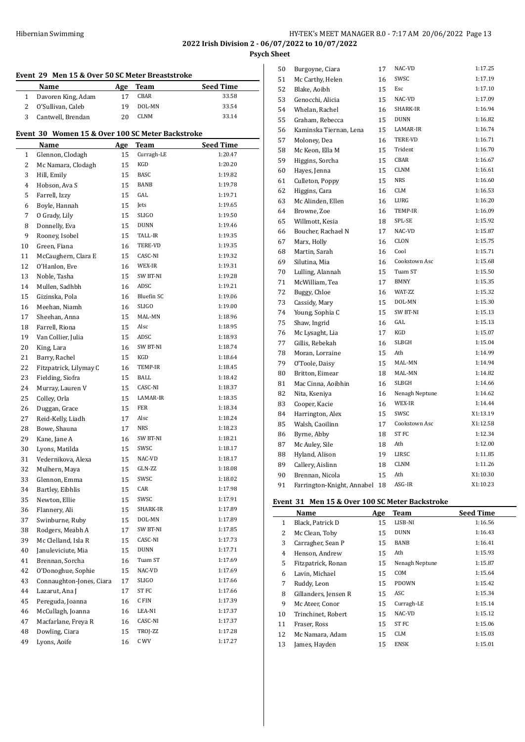Hibernian Swimming

HY-TEK's MEET MANAGER 8.0 - 7:17 AM 20/06/2022

**2022 Irish Division 2 - 06/07/2022 to 10/07/2022**

**Psych Sheet**

### Event 29 Men 15 & Over 50 SC Meter Breaststroke

| | Name | Age | Team | Seed Time |
|---|---|---|---|---|
| 1 | Davoren King, Adam | 17 | CBAR | 33.58 |
| 2 | O'Sullivan, Caleb | 19 | DOL-MN | 33.54 |
| 3 | Cantwell, Brendan | 20 | CLNM | 33.14 |

### Event 30 Women 15 & Over 100 SC Meter Backstroke

| | Name | Age | Team | Seed Time |
|---|---|---|---|---|
| 1 | Glennon, Clodagh | 15 | Curragh-LE | 1:20.47 |
| 2 | Mc Namara, Clodagh | 15 | KGD | 1:20.20 |
| 3 | Hill, Emily | 15 | BASC | 1:19.82 |
| 4 | Hobson, Ava S | 15 | BANB | 1:19.78 |
| 5 | Farrell, Izzy | 15 | GAL | 1:19.71 |
| 6 | Boyle, Hannah | 15 | Jets | 1:19.65 |
| 7 | O Grady, Lily | 15 | SLIGO | 1:19.50 |
| 8 | Donnelly, Eva | 15 | DUNN | 1:19.46 |
| 9 | Rooney, Isobel | 15 | TALL-IR | 1:19.35 |
| 10 | Green, Fiana | 16 | TERE-VD | 1:19.35 |
| 11 | McCaughern, Clara E | 15 | CASC-NI | 1:19.32 |
| 12 | O'Hanlon, Eve | 16 | WEX-IR | 1:19.31 |
| 13 | Noble, Tasha | 15 | SW BT-NI | 1:19.28 |
| 14 | Mullen, Sadhbh | 16 | ADSC | 1:19.21 |
| 15 | Gizinska, Pola | 16 | Bluefin SC | 1:19.06 |
| 16 | Meehan, Niamh | 16 | SLIGO | 1:19.00 |
| 17 | Sheehan, Anna | 15 | MAL-MN | 1:18.96 |
| 18 | Farrell, Riona | 15 | Alsc | 1:18.95 |
| 19 | Van Collier, Julia | 15 | ADSC | 1:18.93 |
| 20 | King, Lara | 16 | SW BT-NI | 1:18.74 |
| 21 | Barry, Rachel | 15 | KGD | 1:18.64 |
| 22 | Fitzpatrick, Lilymay C | 16 | TEMP-IR | 1:18.45 |
| 23 | Fielding, Siofra | 15 | BALL | 1:18.42 |
| 24 | Murray, Lauren V | 15 | CASC-NI | 1:18.37 |
| 25 | Colley, Orla | 15 | LAMAR-IR | 1:18.35 |
| 26 | Duggan, Grace | 15 | FER | 1:18.34 |
| 27 | Reid-Kelly, Liadh | 17 | Alsc | 1:18.24 |
| 28 | Bowe, Shauna | 17 | NRS | 1:18.23 |
| 29 | Kane, Jane A | 16 | SW BT-NI | 1:18.21 |
| 30 | Lyons, Matilda | 15 | SWSC | 1:18.17 |
| 31 | Vedernikova, Alexa | 15 | NAC-VD | 1:18.17 |
| 32 | Mulhern, Maya | 15 | GLN-ZZ | 1:18.08 |
| 33 | Glennon, Emma | 15 | SWSC | 1:18.02 |
| 34 | Bartley, Eibhlis | 15 | CAR | 1:17.98 |
| 35 | Newton, Ellie | 15 | SWSC | 1:17.91 |
| 36 | Flannery, Ali | 15 | SHARK-IR | 1:17.89 |
| 37 | Swinburne, Ruby | 15 | DOL-MN | 1:17.89 |
| 38 | Rodgers, Meabh A | 17 | SW BT-NI | 1:17.85 |
| 39 | Mc Clelland, Isla R | 15 | CASC-NI | 1:17.73 |
| 40 | Januleviciute, Mia | 15 | DUNN | 1:17.71 |
| 41 | Brennan, Sorcha | 16 | Tuam ST | 1:17.69 |
| 42 | O'Donoghue, Sophie | 15 | NAC-VD | 1:17.69 |
| 43 | Connaughton-Jones, Ciara | 17 | SLIGO | 1:17.66 |
| 44 | Lazarut, Ana J | 17 | ST FC | 1:17.66 |
| 45 | Pereguda, Joanna | 16 | C FIN | 1:17.39 |
| 46 | McCullagh, Joanna | 16 | LEA-NI | 1:17.37 |
| 47 | Macfarlane, Freya R | 16 | CASC-NI | 1:17.37 |
| 48 | Dowling, Ciara | 15 | TROJ-ZZ | 1:17.28 |
| 49 | Lyons, Aoife | 16 | C WV | 1:17.27 |
| 50 | Burgoyne, Ciara | 17 | NAC-VD | 1:17.25 |
| 51 | Mc Carthy, Helen | 16 | SWSC | 1:17.19 |
| 52 | Blake, Aoibh | 15 | Esc | 1:17.10 |
| 53 | Genocchi, Alicia | 15 | NAC-VD | 1:17.09 |
| 54 | Whelan, Rachel | 16 | SHARK-IR | 1:16.94 |
| 55 | Graham, Rebecca | 15 | DUNN | 1:16.82 |
| 56 | Kaminska Tiernan, Lena | 15 | LAMAR-IR | 1:16.74 |
| 57 | Moloney, Dea | 16 | TERE-VD | 1:16.71 |
| 58 | Mc Keon, Ella M | 15 | Trident | 1:16.70 |
| 59 | Higgins, Sorcha | 15 | CBAR | 1:16.67 |
| 60 | Hayes, Jenna | 15 | CLNM | 1:16.61 |
| 61 | Culleton, Poppy | 15 | NRS | 1:16.60 |
| 62 | Higgins, Cara | 16 | CLM | 1:16.53 |
| 63 | Mc Alinden, Ellen | 16 | LURG | 1:16.20 |
| 64 | Browne, Zoe | 16 | TEMP-IR | 1:16.09 |
| 65 | Willmott, Kesia | 18 | SPL-SE | 1:15.92 |
| 66 | Boucher, Rachael N | 17 | NAC-VD | 1:15.87 |
| 67 | Marx, Holly | 16 | CLON | 1:15.75 |
| 68 | Martin, Sarah | 16 | Cool | 1:15.71 |
| 69 | Silutina, Mia | 16 | Cookstown Asc | 1:15.68 |
| 70 | Lulling, Alannah | 15 | Tuam ST | 1:15.50 |
| 71 | McWilliam, Tea | 17 | BMNY | 1:15.35 |
| 72 | Buggy, Chloe | 16 | WAT-ZZ | 1:15.32 |
| 73 | Cassidy, Mary | 15 | DOL-MN | 1:15.30 |
| 74 | Young, Sophia C | 15 | SW BT-NI | 1:15.13 |
| 75 | Shaw, Ingrid | 16 | GAL | 1:15.13 |
| 76 | Mc Lysaght, Lia | 17 | KGD | 1:15.07 |
| 77 | Gillis, Rebekah | 16 | SLBGH | 1:15.04 |
| 78 | Moran, Lorraine | 15 | Ath | 1:14.99 |
| 79 | O'Toole, Daisy | 15 | MAL-MN | 1:14.94 |
| 80 | Britton, Eimear | 18 | MAL-MN | 1:14.82 |
| 81 | Mac Cinna, Aoibhin | 16 | SLBGH | 1:14.66 |
| 82 | Nita, Kseniya | 16 | Nenagh Neptune | 1:14.62 |
| 83 | Cooper, Kacie | 16 | WEX-IR | 1:14.44 |
| 84 | Harrington, Alex | 15 | SWSC | X1:13.19 |
| 85 | Walsh, Caoilinn | 17 | Cookstown Asc | X1:12.58 |
| 86 | Byrne, Abby | 18 | ST FC | 1:12.34 |
| 87 | Mc Auley, Sile | 18 | Ath | 1:12.00 |
| 88 | Hyland, Alison | 19 | LIRSC | 1:11.85 |
| 89 | Callery, Aislinn | 18 | CLNM | 1:11.26 |
| 90 | Brennan, Nicola | 15 | Ath | X1:10.30 |
| 91 | Farrington-Knight, Annabel | 18 | ASG-IR | X1:10.23 |

### Event 31 Men 15 & Over 100 SC Meter Backstroke

| | Name | Age | Team | Seed Time |
|---|---|---|---|---|
| 1 | Black, Patrick D | 15 | LISB-NI | 1:16.56 |
| 2 | Mc Clean, Toby | 15 | DUNN | 1:16.43 |
| 3 | Carragher, Sean P | 15 | BANB | 1:16.41 |
| 4 | Henson, Andrew | 15 | Ath | 1:15.93 |
| 5 | Fitzpatrick, Ronan | 15 | Nenagh Neptune | 1:15.87 |
| 6 | Lavin, Michael | 15 | COM | 1:15.64 |
| 7 | Ruddy, Leon | 15 | PDOWN | 1:15.42 |
| 8 | Gillanders, Jensen R | 15 | ASC | 1:15.34 |
| 9 | Mc Ateer, Conor | 15 | Curragh-LE | 1:15.14 |
| 10 | Trinchinet, Robert | 15 | NAC-VD | 1:15.12 |
| 11 | Fraser, Ross | 15 | ST FC | 1:15.06 |
| 12 | Mc Namara, Adam | 15 | CLM | 1:15.03 |
| 13 | James, Hayden | 15 | ENSK | 1:15.01 |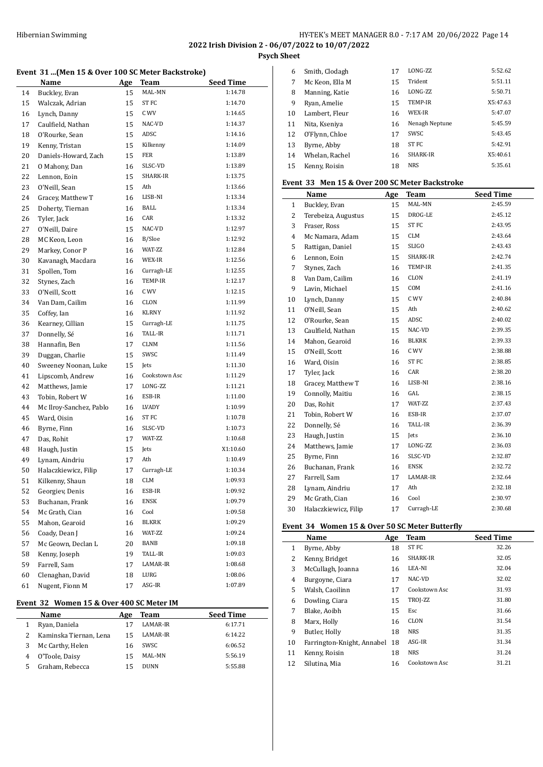2022 Irish Division 2 - 06/07/2022 to 10/07/2022

Psych Sheet

### Event 31 ...(Men 15 & Over 100 SC Meter Backstroke)

| | Name | Age | Team | Seed Time |
|---|---|---|---|---|
| 14 | Buckley, Evan | 15 | MAL-MN | 1:14.78 |
| 15 | Walczak, Adrian | 15 | ST FC | 1:14.70 |
| 16 | Lynch, Danny | 15 | C WV | 1:14.65 |
| 17 | Caulfield, Nathan | 15 | NAC-VD | 1:14.37 |
| 18 | O'Rourke, Sean | 15 | ADSC | 1:14.16 |
| 19 | Kenny, Tristan | 15 | Kilkenny | 1:14.09 |
| 20 | Daniels-Howard, Zach | 15 | FER | 1:13.89 |
| 21 | O Mahony, Dan | 16 | SLSC-VD | 1:13.89 |
| 22 | Lennon, Eoin | 15 | SHARK-IR | 1:13.75 |
| 23 | O'Neill, Sean | 15 | Ath | 1:13.66 |
| 24 | Gracey, Matthew T | 16 | LISB-NI | 1:13.34 |
| 25 | Doherty, Tiernan | 16 | BALL | 1:13.34 |
| 26 | Tyler, Jack | 16 | CAR | 1:13.32 |
| 27 | O'Neill, Daire | 15 | NAC-VD | 1:12.97 |
| 28 | MC Keon, Leon | 16 | B/Sloe | 1:12.92 |
| 29 | Markey, Conor P | 16 | WAT-ZZ | 1:12.84 |
| 30 | Kavanagh, Macdara | 16 | WEX-IR | 1:12.56 |
| 31 | Spollen, Tom | 16 | Curragh-LE | 1:12.55 |
| 32 | Stynes, Zach | 16 | TEMP-IR | 1:12.17 |
| 33 | O'Neill, Scott | 16 | C WV | 1:12.15 |
| 34 | Van Dam, Cailim | 16 | CLON | 1:11.99 |
| 35 | Coffey, Ian | 16 | KLRNY | 1:11.92 |
| 36 | Kearney, Cillian | 15 | Curragh-LE | 1:11.75 |
| 37 | Donnelly, Sé | 16 | TALL-IR | 1:11.71 |
| 38 | Hannafin, Ben | 17 | CLNM | 1:11.56 |
| 39 | Duggan, Charlie | 15 | SWSC | 1:11.49 |
| 40 | Sweeney Noonan, Luke | 15 | Jets | 1:11.30 |
| 41 | Lipscomb, Andrew | 16 | Cookstown Asc | 1:11.29 |
| 42 | Matthews, Jamie | 17 | LONG-ZZ | 1:11.21 |
| 43 | Tobin, Robert W | 16 | ESB-IR | 1:11.00 |
| 44 | Mc Ilroy-Sanchez, Pablo | 16 | LVADY | 1:10.99 |
| 45 | Ward, Oisin | 16 | ST FC | 1:10.78 |
| 46 | Byrne, Finn | 16 | SLSC-VD | 1:10.73 |
| 47 | Das, Rohit | 17 | WAT-ZZ | 1:10.68 |
| 48 | Haugh, Justin | 15 | Jets | X1:10.60 |
| 49 | Lynam, Aindriu | 17 | Ath | 1:10.49 |
| 50 | Halaczkiewicz, Filip | 17 | Curragh-LE | 1:10.34 |
| 51 | Kilkenny, Shaun | 18 | CLM | 1:09.93 |
| 52 | Georgiev, Denis | 16 | ESB-IR | 1:09.92 |
| 53 | Buchanan, Frank | 16 | ENSK | 1:09.79 |
| 54 | Mc Grath, Cian | 16 | Cool | 1:09.58 |
| 55 | Mahon, Gearoid | 16 | BLKRK | 1:09.29 |
| 56 | Coady, Dean J | 16 | WAT-ZZ | 1:09.24 |
| 57 | Mc Geown, Declan L | 20 | BANB | 1:09.18 |
| 58 | Kenny, Joseph | 19 | TALL-IR | 1:09.03 |
| 59 | Farrell, Sam | 17 | LAMAR-IR | 1:08.68 |
| 60 | Clenaghan, David | 18 | LURG | 1:08.06 |
| 61 | Nugent, Fionn M | 17 | ASG-IR | 1:07.89 |

### Event 32 Women 15 & Over 400 SC Meter IM

| | Name | Age | Team | Seed Time |
|---|---|---|---|---|
| 1 | Ryan, Daniela | 17 | LAMAR-IR | 6:17.71 |
| 2 | Kaminska Tiernan, Lena | 15 | LAMAR-IR | 6:14.22 |
| 3 | Mc Carthy, Helen | 16 | SWSC | 6:06.52 |
| 4 | O'Toole, Daisy | 15 | MAL-MN | 5:56.19 |
| 5 | Graham, Rebecca | 15 | DUNN | 5:55.88 |
| 6 | Smith, Clodagh | 17 | LONG-ZZ | 5:52.62 |
| 7 | Mc Keon, Ella M | 15 | Trident | 5:51.11 |
| 8 | Manning, Katie | 16 | LONG-ZZ | 5:50.71 |
| 9 | Ryan, Amelie | 15 | TEMP-IR | X5:47.63 |
| 10 | Lambert, Fleur | 16 | WEX-IR | 5:47.07 |
| 11 | Nita, Kseniya | 16 | Nenagh Neptune | 5:45.59 |
| 12 | O'Flynn, Chloe | 17 | SWSC | 5:43.45 |
| 13 | Byrne, Abby | 18 | ST FC | 5:42.91 |
| 14 | Whelan, Rachel | 16 | SHARK-IR | X5:40.61 |
| 15 | Kenny, Roisin | 18 | NRS | 5:35.61 |

### Event 33 Men 15 & Over 200 SC Meter Backstroke

| | Name | Age | Team | Seed Time |
|---|---|---|---|---|
| 1 | Buckley, Evan | 15 | MAL-MN | 2:45.59 |
| 2 | Terebeiza, Augustus | 15 | DROG-LE | 2:45.12 |
| 3 | Fraser, Ross | 15 | ST FC | 2:43.95 |
| 4 | Mc Namara, Adam | 15 | CLM | 2:43.64 |
| 5 | Rattigan, Daniel | 15 | SLIGO | 2:43.43 |
| 6 | Lennon, Eoin | 15 | SHARK-IR | 2:42.74 |
| 7 | Stynes, Zach | 16 | TEMP-IR | 2:41.35 |
| 8 | Van Dam, Cailim | 16 | CLON | 2:41.19 |
| 9 | Lavin, Michael | 15 | COM | 2:41.16 |
| 10 | Lynch, Danny | 15 | C WV | 2:40.84 |
| 11 | O'Neill, Sean | 15 | Ath | 2:40.62 |
| 12 | O'Rourke, Sean | 15 | ADSC | 2:40.02 |
| 13 | Caulfield, Nathan | 15 | NAC-VD | 2:39.35 |
| 14 | Mahon, Gearoid | 16 | BLKRK | 2:39.33 |
| 15 | O'Neill, Scott | 16 | C WV | 2:38.88 |
| 16 | Ward, Oisin | 16 | ST FC | 2:38.85 |
| 17 | Tyler, Jack | 16 | CAR | 2:38.20 |
| 18 | Gracey, Matthew T | 16 | LISB-NI | 2:38.16 |
| 19 | Connolly, Maitiu | 16 | GAL | 2:38.15 |
| 20 | Das, Rohit | 17 | WAT-ZZ | 2:37.43 |
| 21 | Tobin, Robert W | 16 | ESB-IR | 2:37.07 |
| 22 | Donnelly, Sé | 16 | TALL-IR | 2:36.39 |
| 23 | Haugh, Justin | 15 | Jets | 2:36.10 |
| 24 | Matthews, Jamie | 17 | LONG-ZZ | 2:36.03 |
| 25 | Byrne, Finn | 16 | SLSC-VD | 2:32.87 |
| 26 | Buchanan, Frank | 16 | ENSK | 2:32.72 |
| 27 | Farrell, Sam | 17 | LAMAR-IR | 2:32.64 |
| 28 | Lynam, Aindriu | 17 | Ath | 2:32.18 |
| 29 | Mc Grath, Cian | 16 | Cool | 2:30.97 |
| 30 | Halaczkiewicz, Filip | 17 | Curragh-LE | 2:30.68 |

### Event 34 Women 15 & Over 50 SC Meter Butterfly

| | Name | Age | Team | Seed Time |
|---|---|---|---|---|
| 1 | Byrne, Abby | 18 | ST FC | 32.26 |
| 2 | Kenny, Bridget | 16 | SHARK-IR | 32.05 |
| 3 | McCullagh, Joanna | 16 | LEA-NI | 32.04 |
| 4 | Burgoyne, Ciara | 17 | NAC-VD | 32.02 |
| 5 | Walsh, Caoilinn | 17 | Cookstown Asc | 31.93 |
| 6 | Dowling, Ciara | 15 | TROJ-ZZ | 31.80 |
| 7 | Blake, Aoibh | 15 | Esc | 31.66 |
| 8 | Marx, Holly | 16 | CLON | 31.54 |
| 9 | Butler, Holly | 18 | NRS | 31.35 |
| 10 | Farrington-Knight, Annabel | 18 | ASG-IR | 31.34 |
| 11 | Kenny, Roisin | 18 | NRS | 31.24 |
| 12 | Silutina, Mia | 16 | Cookstown Asc | 31.21 |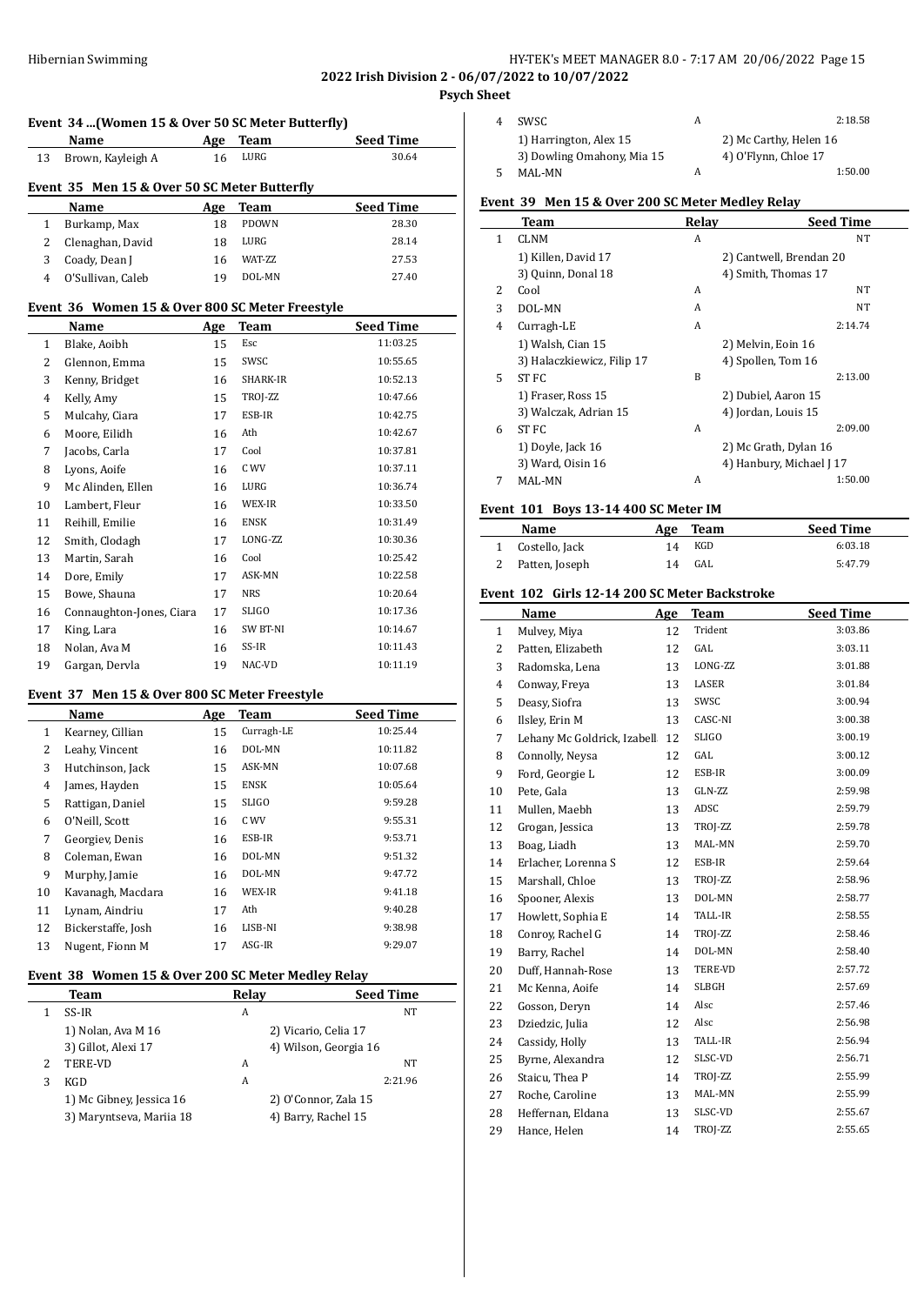**2022 Irish Division 2 - 06/07/2022 to 10/07/2022**

**Psych Sheet**

### Event 34 ...(Women 15 & Over 50 SC Meter Butterfly)

| | Name | Age | Team | Seed Time |
|---|---|---|---|---|
| 13 | Brown, Kayleigh A | 16 | LURG | 30.64 |

### Event 35 Men 15 & Over 50 SC Meter Butterfly

| | Name | Age | Team | Seed Time |
|---|---|---|---|---|
| 1 | Burkamp, Max | 18 | PDOWN | 28.30 |
| 2 | Clenaghan, David | 18 | LURG | 28.14 |
| 3 | Coady, Dean J | 16 | WAT-ZZ | 27.53 |
| 4 | O'Sullivan, Caleb | 19 | DOL-MN | 27.40 |

### Event 36 Women 15 & Over 800 SC Meter Freestyle

| | Name | Age | Team | Seed Time |
|---|---|---|---|---|
| 1 | Blake, Aoibh | 15 | Esc | 11:03.25 |
| 2 | Glennon, Emma | 15 | SWSC | 10:55.65 |
| 3 | Kenny, Bridget | 16 | SHARK-IR | 10:52.13 |
| 4 | Kelly, Amy | 15 | TROJ-ZZ | 10:47.66 |
| 5 | Mulcahy, Ciara | 17 | ESB-IR | 10:42.75 |
| 6 | Moore, Eilidh | 16 | Ath | 10:42.67 |
| 7 | Jacobs, Carla | 17 | Cool | 10:37.81 |
| 8 | Lyons, Aoife | 16 | C WV | 10:37.11 |
| 9 | Mc Alinden, Ellen | 16 | LURG | 10:36.74 |
| 10 | Lambert, Fleur | 16 | WEX-IR | 10:33.50 |
| 11 | Reihill, Emilie | 16 | ENSK | 10:31.49 |
| 12 | Smith, Clodagh | 17 | LONG-ZZ | 10:30.36 |
| 13 | Martin, Sarah | 16 | Cool | 10:25.42 |
| 14 | Dore, Emily | 17 | ASK-MN | 10:22.58 |
| 15 | Bowe, Shauna | 17 | NRS | 10:20.64 |
| 16 | Connaughton-Jones, Ciara | 17 | SLIGO | 10:17.36 |
| 17 | King, Lara | 16 | SW BT-NI | 10:14.67 |
| 18 | Nolan, Ava M | 16 | SS-IR | 10:11.43 |
| 19 | Gargan, Dervla | 19 | NAC-VD | 10:11.19 |

### Event 37 Men 15 & Over 800 SC Meter Freestyle

| | Name | Age | Team | Seed Time |
|---|---|---|---|---|
| 1 | Kearney, Cillian | 15 | Curragh-LE | 10:25.44 |
| 2 | Leahy, Vincent | 16 | DOL-MN | 10:11.82 |
| 3 | Hutchinson, Jack | 15 | ASK-MN | 10:07.68 |
| 4 | James, Hayden | 15 | ENSK | 10:05.64 |
| 5 | Rattigan, Daniel | 15 | SLIGO | 9:59.28 |
| 6 | O'Neill, Scott | 16 | C WV | 9:55.31 |
| 7 | Georgiev, Denis | 16 | ESB-IR | 9:53.71 |
| 8 | Coleman, Ewan | 16 | DOL-MN | 9:51.32 |
| 9 | Murphy, Jamie | 16 | DOL-MN | 9:47.72 |
| 10 | Kavanagh, Macdara | 16 | WEX-IR | 9:41.18 |
| 11 | Lynam, Aindriu | 17 | Ath | 9:40.28 |
| 12 | Bickerstaffe, Josh | 16 | LISB-NI | 9:38.98 |
| 13 | Nugent, Fionn M | 17 | ASG-IR | 9:29.07 |

### Event 38 Women 15 & Over 200 SC Meter Medley Relay

| | Team | Relay | Seed Time |
|---|---|---|---|
| 1 | SS-IR | A | NT |
| | 1) Nolan, Ava M 16 | 2) Vicario, Celia 17 | |
| | 3) Gillot, Alexi 17 | 4) Wilson, Georgia 16 | |
| 2 | TERE-VD | A | NT |
| 3 | KGD | A | 2:21.96 |
| | 1) Mc Gibney, Jessica 16 | 2) O'Connor, Zala 15 | |
| | 3) Maryntseva, Mariia 18 | 4) Barry, Rachel 15 | |
| 4 | SWSC | A | 2:18.58 |
| | 1) Harrington, Alex 15 | 2) Mc Carthy, Helen 16 | |
| | 3) Dowling Omahony, Mia 15 | 4) O'Flynn, Chloe 17 | |
| 5 | MAL-MN | A | 1:50.00 |

### Event 39 Men 15 & Over 200 SC Meter Medley Relay

| | Team | Relay | Seed Time |
|---|---|---|---|
| 1 | CLNM | A | NT |
| | 1) Killen, David 17 | 2) Cantwell, Brendan 20 | |
| | 3) Quinn, Donal 18 | 4) Smith, Thomas 17 | |
| 2 | Cool | A | NT |
| 3 | DOL-MN | A | NT |
| 4 | Curragh-LE | A | 2:14.74 |
| | 1) Walsh, Cian 15 | 2) Melvin, Eoin 16 | |
| | 3) Halaczkiewicz, Filip 17 | 4) Spollen, Tom 16 | |
| 5 | ST FC | B | 2:13.00 |
| | 1) Fraser, Ross 15 | 2) Dubiel, Aaron 15 | |
| | 3) Walczak, Adrian 15 | 4) Jordan, Louis 15 | |
| 6 | ST FC | A | 2:09.00 |
| | 1) Doyle, Jack 16 | 2) Mc Grath, Dylan 16 | |
| | 3) Ward, Oisin 16 | 4) Hanbury, Michael J 17 | |
| 7 | MAL-MN | A | 1:50.00 |

### Event 101 Boys 13-14 400 SC Meter IM

| | Name | Age | Team | Seed Time |
|---|---|---|---|---|
| 1 | Costello, Jack | 14 | KGD | 6:03.18 |
| 2 | Patten, Joseph | 14 | GAL | 5:47.79 |

### Event 102 Girls 12-14 200 SC Meter Backstroke

| | Name | Age | Team | Seed Time |
|---|---|---|---|---|
| 1 | Mulvey, Miya | 12 | Trident | 3:03.86 |
| 2 | Patten, Elizabeth | 12 | GAL | 3:03.11 |
| 3 | Radomska, Lena | 13 | LONG-ZZ | 3:01.88 |
| 4 | Conway, Freya | 13 | LASER | 3:01.84 |
| 5 | Deasy, Siofra | 13 | SWSC | 3:00.94 |
| 6 | Ilsley, Erin M | 13 | CASC-NI | 3:00.38 |
| 7 | Lehany Mc Goldrick, Izabell | 12 | SLIGO | 3:00.19 |
| 8 | Connolly, Neysa | 12 | GAL | 3:00.12 |
| 9 | Ford, Georgie L | 12 | ESB-IR | 3:00.09 |
| 10 | Pete, Gala | 13 | GLN-ZZ | 2:59.98 |
| 11 | Mullen, Maebh | 13 | ADSC | 2:59.79 |
| 12 | Grogan, Jessica | 13 | TROJ-ZZ | 2:59.78 |
| 13 | Boag, Liadh | 13 | MAL-MN | 2:59.70 |
| 14 | Erlacher, Lorenna S | 12 | ESB-IR | 2:59.64 |
| 15 | Marshall, Chloe | 13 | TROJ-ZZ | 2:58.96 |
| 16 | Spooner, Alexis | 13 | DOL-MN | 2:58.77 |
| 17 | Howlett, Sophia E | 14 | TALL-IR | 2:58.55 |
| 18 | Conroy, Rachel G | 14 | TROJ-ZZ | 2:58.46 |
| 19 | Barry, Rachel | 14 | DOL-MN | 2:58.40 |
| 20 | Duff, Hannah-Rose | 13 | TERE-VD | 2:57.72 |
| 21 | Mc Kenna, Aoife | 14 | SLBGH | 2:57.69 |
| 22 | Gosson, Deryn | 14 | Alsc | 2:57.46 |
| 23 | Dziedzic, Julia | 12 | Alsc | 2:56.98 |
| 24 | Cassidy, Holly | 13 | TALL-IR | 2:56.94 |
| 25 | Byrne, Alexandra | 12 | SLSC-VD | 2:56.71 |
| 26 | Staicu, Thea P | 14 | TROJ-ZZ | 2:55.99 |
| 27 | Roche, Caroline | 13 | MAL-MN | 2:55.99 |
| 28 | Heffernan, Eldana | 13 | SLSC-VD | 2:55.67 |
| 29 | Hance, Helen | 14 | TROJ-ZZ | 2:55.65 |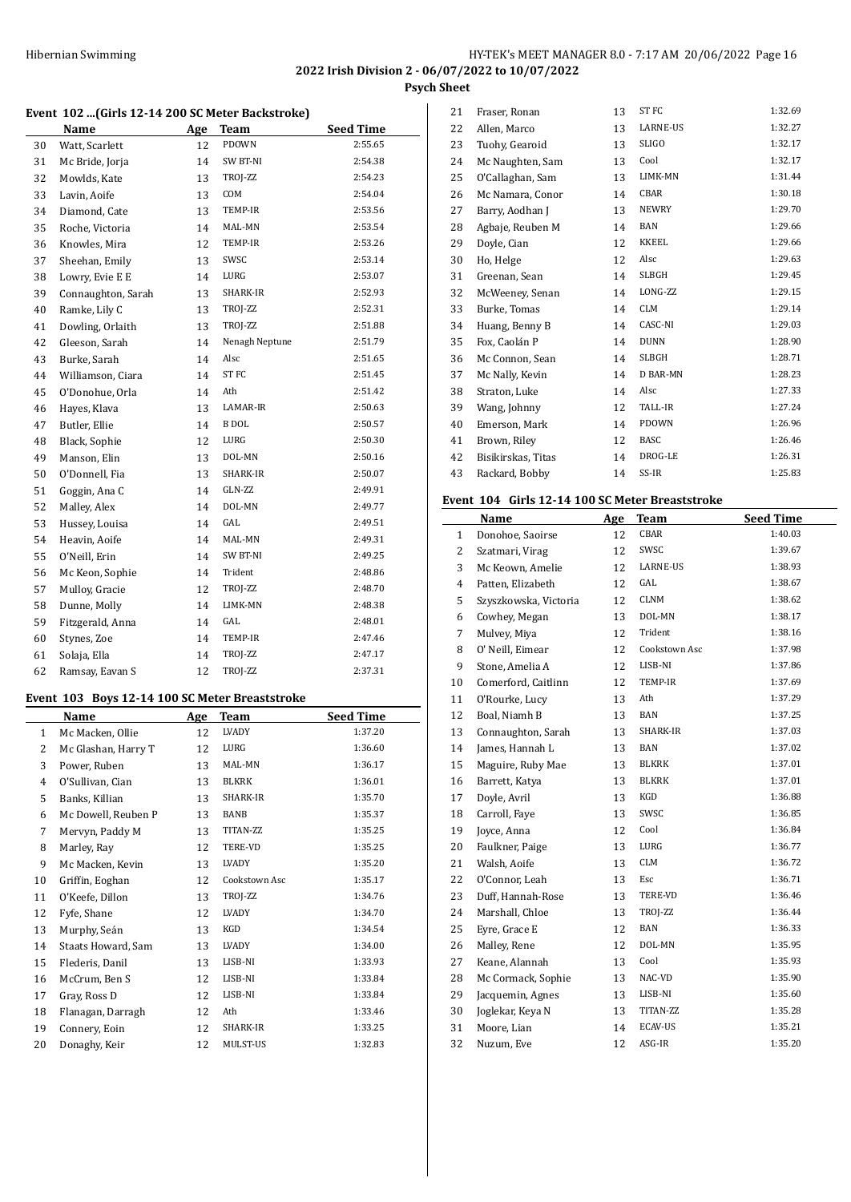## 2022 Irish Division 2 - 06/07/2022 to 10/07/2022

### Psych Sheet

#### Event 102 ...(Girls 12-14 200 SC Meter Backstroke)

| | Name | Age | Team | Seed Time |
|---|---|---|---|---|
| 30 | Watt, Scarlett | 12 | PDOWN | 2:55.65 |
| 31 | Mc Bride, Jorja | 14 | SW BT-NI | 2:54.38 |
| 32 | Mowlds, Kate | 13 | TROJ-ZZ | 2:54.23 |
| 33 | Lavin, Aoife | 13 | COM | 2:54.04 |
| 34 | Diamond, Cate | 13 | TEMP-IR | 2:53.56 |
| 35 | Roche, Victoria | 14 | MAL-MN | 2:53.54 |
| 36 | Knowles, Mira | 12 | TEMP-IR | 2:53.26 |
| 37 | Sheehan, Emily | 13 | SWSC | 2:53.14 |
| 38 | Lowry, Evie E E | 14 | LURG | 2:53.07 |
| 39 | Connaughton, Sarah | 13 | SHARK-IR | 2:52.93 |
| 40 | Ramke, Lily C | 13 | TROJ-ZZ | 2:52.31 |
| 41 | Dowling, Orlaith | 13 | TROJ-ZZ | 2:51.88 |
| 42 | Gleeson, Sarah | 14 | Nenagh Neptune | 2:51.79 |
| 43 | Burke, Sarah | 14 | Alsc | 2:51.65 |
| 44 | Williamson, Ciara | 14 | ST FC | 2:51.45 |
| 45 | O'Donohue, Orla | 14 | Ath | 2:51.42 |
| 46 | Hayes, Klava | 13 | LAMAR-IR | 2:50.63 |
| 47 | Butler, Ellie | 14 | B DOL | 2:50.57 |
| 48 | Black, Sophie | 12 | LURG | 2:50.30 |
| 49 | Manson, Elin | 13 | DOL-MN | 2:50.16 |
| 50 | O'Donnell, Fia | 13 | SHARK-IR | 2:50.07 |
| 51 | Goggin, Ana C | 14 | GLN-ZZ | 2:49.91 |
| 52 | Malley, Alex | 14 | DOL-MN | 2:49.77 |
| 53 | Hussey, Louisa | 14 | GAL | 2:49.51 |
| 54 | Heavin, Aoife | 14 | MAL-MN | 2:49.31 |
| 55 | O'Neill, Erin | 14 | SW BT-NI | 2:49.25 |
| 56 | Mc Keon, Sophie | 14 | Trident | 2:48.86 |
| 57 | Mulloy, Gracie | 12 | TROJ-ZZ | 2:48.70 |
| 58 | Dunne, Molly | 14 | LIMK-MN | 2:48.38 |
| 59 | Fitzgerald, Anna | 14 | GAL | 2:48.01 |
| 60 | Stynes, Zoe | 14 | TEMP-IR | 2:47.46 |
| 61 | Solaja, Ella | 14 | TROJ-ZZ | 2:47.17 |
| 62 | Ramsay, Eavan S | 12 | TROJ-ZZ | 2:37.31 |

#### Event 103 Boys 12-14 100 SC Meter Breaststroke

| | Name | Age | Team | Seed Time |
|---|---|---|---|---|
| 1 | Mc Macken, Ollie | 12 | LVADY | 1:37.20 |
| 2 | Mc Glashan, Harry T | 12 | LURG | 1:36.60 |
| 3 | Power, Ruben | 13 | MAL-MN | 1:36.17 |
| 4 | O'Sullivan, Cian | 13 | BLKRK | 1:36.01 |
| 5 | Banks, Killian | 13 | SHARK-IR | 1:35.70 |
| 6 | Mc Dowell, Reuben P | 13 | BANB | 1:35.37 |
| 7 | Mervyn, Paddy M | 13 | TITAN-ZZ | 1:35.25 |
| 8 | Marley, Ray | 12 | TERE-VD | 1:35.25 |
| 9 | Mc Macken, Kevin | 13 | LVADY | 1:35.20 |
| 10 | Griffin, Eoghan | 12 | Cookstown Asc | 1:35.17 |
| 11 | O'Keefe, Dillon | 13 | TROJ-ZZ | 1:34.76 |
| 12 | Fyfe, Shane | 12 | LVADY | 1:34.70 |
| 13 | Murphy, Seán | 13 | KGD | 1:34.54 |
| 14 | Staats Howard, Sam | 13 | LVADY | 1:34.00 |
| 15 | Flederis, Danil | 13 | LISB-NI | 1:33.93 |
| 16 | McCrum, Ben S | 12 | LISB-NI | 1:33.84 |
| 17 | Gray, Ross D | 12 | LISB-NI | 1:33.84 |
| 18 | Flanagan, Darragh | 12 | Ath | 1:33.46 |
| 19 | Connery, Eoin | 12 | SHARK-IR | 1:33.25 |
| 20 | Donaghy, Keir | 12 | MULST-US | 1:32.83 |
| 21 | Fraser, Ronan | 13 | ST FC | 1:32.69 |
| 22 | Allen, Marco | 13 | LARNE-US | 1:32.27 |
| 23 | Tuohy, Gearoid | 13 | SLIGO | 1:32.17 |
| 24 | Mc Naughten, Sam | 13 | Cool | 1:32.17 |
| 25 | O'Callaghan, Sam | 13 | LIMK-MN | 1:31.44 |
| 26 | Mc Namara, Conor | 14 | CBAR | 1:30.18 |
| 27 | Barry, Aodhan J | 13 | NEWRY | 1:29.70 |
| 28 | Agbaje, Reuben M | 14 | BAN | 1:29.66 |
| 29 | Doyle, Cian | 12 | KKEEL | 1:29.66 |
| 30 | Ho, Helge | 12 | Alsc | 1:29.63 |
| 31 | Greenan, Sean | 14 | SLBGH | 1:29.45 |
| 32 | McWeeney, Senan | 14 | LONG-ZZ | 1:29.15 |
| 33 | Burke, Tomas | 14 | CLM | 1:29.14 |
| 34 | Huang, Benny B | 14 | CASC-NI | 1:29.03 |
| 35 | Fox, Caolán P | 14 | DUNN | 1:28.90 |
| 36 | Mc Connon, Sean | 14 | SLBGH | 1:28.71 |
| 37 | Mc Nally, Kevin | 14 | D BAR-MN | 1:28.23 |
| 38 | Straton, Luke | 14 | Alsc | 1:27.33 |
| 39 | Wang, Johnny | 12 | TALL-IR | 1:27.24 |
| 40 | Emerson, Mark | 14 | PDOWN | 1:26.96 |
| 41 | Brown, Riley | 12 | BASC | 1:26.46 |
| 42 | Bisikirskas, Titas | 14 | DROG-LE | 1:26.31 |
| 43 | Rackard, Bobby | 14 | SS-IR | 1:25.83 |

#### Event 104 Girls 12-14 100 SC Meter Breaststroke

| | Name | Age | Team | Seed Time |
|---|---|---|---|---|
| 1 | Donohoe, Saoirse | 12 | CBAR | 1:40.03 |
| 2 | Szatmari, Virag | 12 | SWSC | 1:39.67 |
| 3 | Mc Keown, Amelie | 12 | LARNE-US | 1:38.93 |
| 4 | Patten, Elizabeth | 12 | GAL | 1:38.67 |
| 5 | Szyszkowska, Victoria | 12 | CLNM | 1:38.62 |
| 6 | Cowhey, Megan | 13 | DOL-MN | 1:38.17 |
| 7 | Mulvey, Miya | 12 | Trident | 1:38.16 |
| 8 | O' Neill, Eimear | 12 | Cookstown Asc | 1:37.98 |
| 9 | Stone, Amelia A | 12 | LISB-NI | 1:37.86 |
| 10 | Comerford, Caitlinn | 12 | TEMP-IR | 1:37.69 |
| 11 | O'Rourke, Lucy | 13 | Ath | 1:37.29 |
| 12 | Boal, Niamh B | 13 | BAN | 1:37.25 |
| 13 | Connaughton, Sarah | 13 | SHARK-IR | 1:37.03 |
| 14 | James, Hannah L | 13 | BAN | 1:37.02 |
| 15 | Maguire, Ruby Mae | 13 | BLKRK | 1:37.01 |
| 16 | Barrett, Katya | 13 | BLKRK | 1:37.01 |
| 17 | Doyle, Avril | 13 | KGD | 1:36.88 |
| 18 | Carroll, Faye | 13 | SWSC | 1:36.85 |
| 19 | Joyce, Anna | 12 | Cool | 1:36.84 |
| 20 | Faulkner, Paige | 13 | LURG | 1:36.77 |
| 21 | Walsh, Aoife | 13 | CLM | 1:36.72 |
| 22 | O'Connor, Leah | 13 | Esc | 1:36.71 |
| 23 | Duff, Hannah-Rose | 13 | TERE-VD | 1:36.46 |
| 24 | Marshall, Chloe | 13 | TROJ-ZZ | 1:36.44 |
| 25 | Eyre, Grace E | 12 | BAN | 1:36.33 |
| 26 | Malley, Rene | 12 | DOL-MN | 1:35.95 |
| 27 | Keane, Alannah | 13 | Cool | 1:35.93 |
| 28 | Mc Cormack, Sophie | 13 | NAC-VD | 1:35.90 |
| 29 | Jacquemin, Agnes | 13 | LISB-NI | 1:35.60 |
| 30 | Joglekar, Keya N | 13 | TITAN-ZZ | 1:35.28 |
| 31 | Moore, Lian | 14 | ECAV-US | 1:35.21 |
| 32 | Nuzum, Eve | 12 | ASG-IR | 1:35.20 |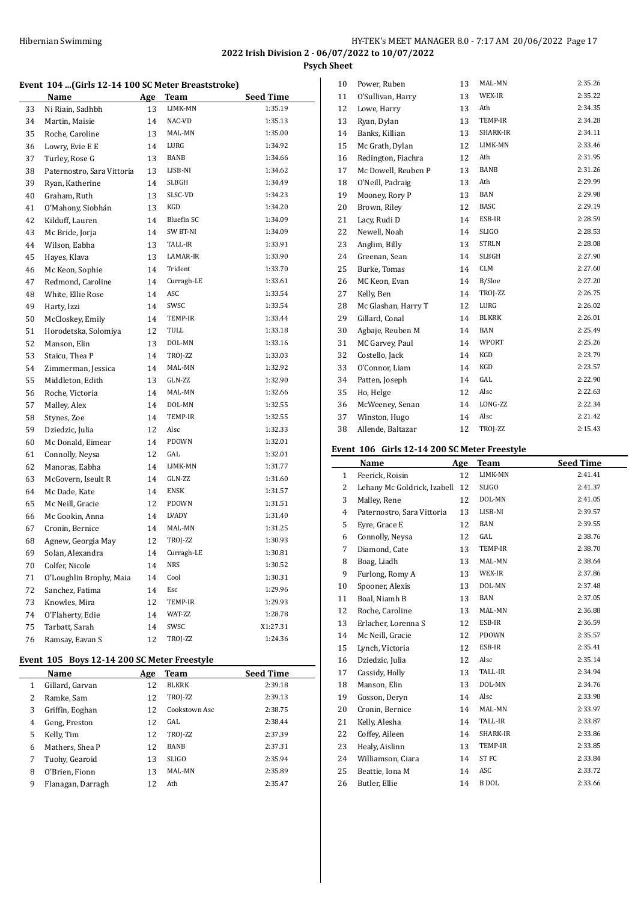Hibernian Swimming

**2022 Irish Division 2 - 06/07/2022 to 10/07/2022**

**Psych Sheet**

### Event 104 ...(Girls 12-14 100 SC Meter Breaststroke)

| | Name | Age | Team | Seed Time |
|---|---|---|---|---|
| 33 | Ni Riain, Sadhbh | 13 | LIMK-MN | 1:35.19 |
| 34 | Martin, Maisie | 14 | NAC-VD | 1:35.13 |
| 35 | Roche, Caroline | 13 | MAL-MN | 1:35.00 |
| 36 | Lowry, Evie E E | 14 | LURG | 1:34.92 |
| 37 | Turley, Rose G | 13 | BANB | 1:34.66 |
| 38 | Paternostro, Sara Vittoria | 13 | LISB-NI | 1:34.62 |
| 39 | Ryan, Katherine | 14 | SLBGH | 1:34.49 |
| 40 | Graham, Ruth | 13 | SLSC-VD | 1:34.23 |
| 41 | O'Mahony, Siobhán | 13 | KGD | 1:34.20 |
| 42 | Kilduff, Lauren | 14 | Bluefin SC | 1:34.09 |
| 43 | Mc Bride, Jorja | 14 | SW BT-NI | 1:34.09 |
| 44 | Wilson, Eabha | 13 | TALL-IR | 1:33.91 |
| 45 | Hayes, Klava | 13 | LAMAR-IR | 1:33.90 |
| 46 | Mc Keon, Sophie | 14 | Trident | 1:33.70 |
| 47 | Redmond, Caroline | 14 | Curragh-LE | 1:33.61 |
| 48 | White, Ellie Rose | 14 | ASC | 1:33.54 |
| 49 | Harty, Izzi | 14 | SWSC | 1:33.54 |
| 50 | McCloskey, Emily | 14 | TEMP-IR | 1:33.44 |
| 51 | Horodetska, Solomiya | 12 | TULL | 1:33.18 |
| 52 | Manson, Elin | 13 | DOL-MN | 1:33.16 |
| 53 | Staicu, Thea P | 14 | TROJ-ZZ | 1:33.03 |
| 54 | Zimmerman, Jessica | 14 | MAL-MN | 1:32.92 |
| 55 | Middleton, Edith | 13 | GLN-ZZ | 1:32.90 |
| 56 | Roche, Victoria | 14 | MAL-MN | 1:32.66 |
| 57 | Malley, Alex | 14 | DOL-MN | 1:32.55 |
| 58 | Stynes, Zoe | 14 | TEMP-IR | 1:32.55 |
| 59 | Dziedzic, Julia | 12 | Alsc | 1:32.33 |
| 60 | Mc Donald, Eimear | 14 | PDOWN | 1:32.01 |
| 61 | Connolly, Neysa | 12 | GAL | 1:32.01 |
| 62 | Manoras, Eabha | 14 | LIMK-MN | 1:31.77 |
| 63 | McGovern, Iseult R | 14 | GLN-ZZ | 1:31.60 |
| 64 | Mc Dade, Kate | 14 | ENSK | 1:31.57 |
| 65 | Mc Neill, Gracie | 12 | PDOWN | 1:31.51 |
| 66 | Mc Gookin, Anna | 14 | LVADY | 1:31.40 |
| 67 | Cronin, Bernice | 14 | MAL-MN | 1:31.25 |
| 68 | Agnew, Georgia May | 12 | TROJ-ZZ | 1:30.93 |
| 69 | Solan, Alexandra | 14 | Curragh-LE | 1:30.81 |
| 70 | Colfer, Nicole | 14 | NRS | 1:30.52 |
| 71 | O'Loughlin Brophy, Maia | 14 | Cool | 1:30.31 |
| 72 | Sanchez, Fatima | 14 | Esc | 1:29.96 |
| 73 | Knowles, Mira | 12 | TEMP-IR | 1:29.93 |
| 74 | O'Flaherty, Edie | 14 | WAT-ZZ | 1:28.78 |
| 75 | Tarbatt, Sarah | 14 | SWSC | X1:27.31 |
| 76 | Ramsay, Eavan S | 12 | TROJ-ZZ | 1:24.36 |

### Event 105 Boys 12-14 200 SC Meter Freestyle

| | Name | Age | Team | Seed Time |
|---|---|---|---|---|
| 1 | Gillard, Garvan | 12 | BLKRK | 2:39.18 |
| 2 | Ramke, Sam | 12 | TROJ-ZZ | 2:39.13 |
| 3 | Griffin, Eoghan | 12 | Cookstown Asc | 2:38.75 |
| 4 | Geng, Preston | 12 | GAL | 2:38.44 |
| 5 | Kelly, Tim | 12 | TROJ-ZZ | 2:37.39 |
| 6 | Mathers, Shea P | 12 | BANB | 2:37.31 |
| 7 | Tuohy, Gearoid | 13 | SLIGO | 2:35.94 |
| 8 | O'Brien, Fionn | 13 | MAL-MN | 2:35.89 |
| 9 | Flanagan, Darragh | 12 | Ath | 2:35.47 |
| 10 | Power, Ruben | 13 | MAL-MN | 2:35.26 |
| 11 | O'Sullivan, Harry | 13 | WEX-IR | 2:35.22 |
| 12 | Lowe, Harry | 13 | Ath | 2:34.35 |
| 13 | Ryan, Dylan | 13 | TEMP-IR | 2:34.28 |
| 14 | Banks, Killian | 13 | SHARK-IR | 2:34.11 |
| 15 | Mc Grath, Dylan | 12 | LIMK-MN | 2:33.46 |
| 16 | Redington, Fiachra | 12 | Ath | 2:31.95 |
| 17 | Mc Dowell, Reuben P | 13 | BANB | 2:31.26 |
| 18 | O'Neill, Padraig | 13 | Ath | 2:29.99 |
| 19 | Mooney, Rory P | 13 | BAN | 2:29.98 |
| 20 | Brown, Riley | 12 | BASC | 2:29.19 |
| 21 | Lacy, Rudi D | 14 | ESB-IR | 2:28.59 |
| 22 | Newell, Noah | 14 | SLIGO | 2:28.53 |
| 23 | Anglim, Billy | 13 | STRLN | 2:28.08 |
| 24 | Greenan, Sean | 14 | SLBGH | 2:27.90 |
| 25 | Burke, Tomas | 14 | CLM | 2:27.60 |
| 26 | MC Keon, Evan | 14 | B/Sloe | 2:27.20 |
| 27 | Kelly, Ben | 14 | TROJ-ZZ | 2:26.75 |
| 28 | Mc Glashan, Harry T | 12 | LURG | 2:26.02 |
| 29 | Gillard, Conal | 14 | BLKRK | 2:26.01 |
| 30 | Agbaje, Reuben M | 14 | BAN | 2:25.49 |
| 31 | MC Garvey, Paul | 14 | WPORT | 2:25.26 |
| 32 | Costello, Jack | 14 | KGD | 2:23.79 |
| 33 | O'Connor, Liam | 14 | KGD | 2:23.57 |
| 34 | Patten, Joseph | 14 | GAL | 2:22.90 |
| 35 | Ho, Helge | 12 | Alsc | 2:22.63 |
| 36 | McWeeney, Senan | 14 | LONG-ZZ | 2:22.34 |
| 37 | Winston, Hugo | 14 | Alsc | 2:21.42 |
| 38 | Allende, Baltazar | 12 | TROJ-ZZ | 2:15.43 |

### Event 106 Girls 12-14 200 SC Meter Freestyle

| | Name | Age | Team | Seed Time |
|---|---|---|---|---|
| 1 | Feerick, Roisin | 12 | LIMK-MN | 2:41.41 |
| 2 | Lehany Mc Goldrick, Izabell | 12 | SLIGO | 2:41.37 |
| 3 | Malley, Rene | 12 | DOL-MN | 2:41.05 |
| 4 | Paternostro, Sara Vittoria | 13 | LISB-NI | 2:39.57 |
| 5 | Eyre, Grace E | 12 | BAN | 2:39.55 |
| 6 | Connolly, Neysa | 12 | GAL | 2:38.76 |
| 7 | Diamond, Cate | 13 | TEMP-IR | 2:38.70 |
| 8 | Boag, Liadh | 13 | MAL-MN | 2:38.64 |
| 9 | Furlong, Romy A | 13 | WEX-IR | 2:37.86 |
| 10 | Spooner, Alexis | 13 | DOL-MN | 2:37.48 |
| 11 | Boal, Niamh B | 13 | BAN | 2:37.05 |
| 12 | Roche, Caroline | 13 | MAL-MN | 2:36.88 |
| 13 | Erlacher, Lorenna S | 12 | ESB-IR | 2:36.59 |
| 14 | Mc Neill, Gracie | 12 | PDOWN | 2:35.57 |
| 15 | Lynch, Victoria | 12 | ESB-IR | 2:35.41 |
| 16 | Dziedzic, Julia | 12 | Alsc | 2:35.14 |
| 17 | Cassidy, Holly | 13 | TALL-IR | 2:34.94 |
| 18 | Manson, Elin | 13 | DOL-MN | 2:34.76 |
| 19 | Gosson, Deryn | 14 | Alsc | 2:33.98 |
| 20 | Cronin, Bernice | 14 | MAL-MN | 2:33.97 |
| 21 | Kelly, Alesha | 14 | TALL-IR | 2:33.87 |
| 22 | Coffey, Aileen | 14 | SHARK-IR | 2:33.86 |
| 23 | Healy, Aislinn | 13 | TEMP-IR | 2:33.85 |
| 24 | Williamson, Ciara | 14 | ST FC | 2:33.84 |
| 25 | Beattie, Iona M | 14 | ASC | 2:33.72 |
| 26 | Butler, Ellie | 14 | B DOL | 2:33.66 |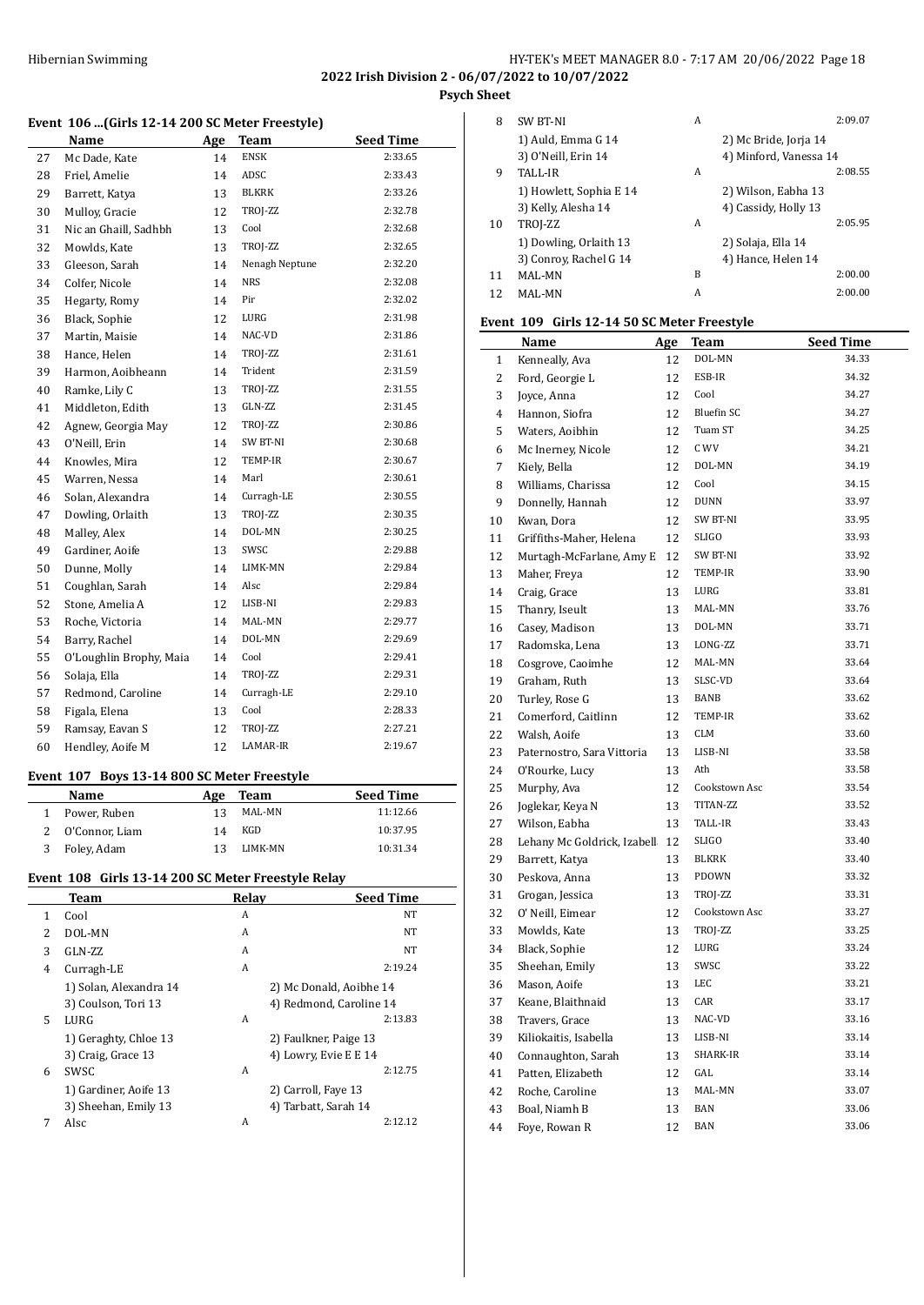## Event 106 ...(Girls 12-14 200 SC Meter Freestyle)

| | Name | Age | Team | Seed Time |
|---|---|---|---|---|
| 27 | Mc Dade, Kate | 14 | ENSK | 2:33.65 |
| 28 | Friel, Amelie | 14 | ADSC | 2:33.43 |
| 29 | Barrett, Katya | 13 | BLKRK | 2:33.26 |
| 30 | Mulloy, Gracie | 12 | TROJ-ZZ | 2:32.78 |
| 31 | Nic an Ghaill, Sadhbh | 13 | Cool | 2:32.68 |
| 32 | Mowlds, Kate | 13 | TROJ-ZZ | 2:32.65 |
| 33 | Gleeson, Sarah | 14 | Nenagh Neptune | 2:32.20 |
| 34 | Colfer, Nicole | 14 | NRS | 2:32.08 |
| 35 | Hegarty, Romy | 14 | Pir | 2:32.02 |
| 36 | Black, Sophie | 12 | LURG | 2:31.98 |
| 37 | Martin, Maisie | 14 | NAC-VD | 2:31.86 |
| 38 | Hance, Helen | 14 | TROJ-ZZ | 2:31.61 |
| 39 | Harmon, Aoibheann | 14 | Trident | 2:31.59 |
| 40 | Ramke, Lily C | 13 | TROJ-ZZ | 2:31.55 |
| 41 | Middleton, Edith | 13 | GLN-ZZ | 2:31.45 |
| 42 | Agnew, Georgia May | 12 | TROJ-ZZ | 2:30.86 |
| 43 | O'Neill, Erin | 14 | SW BT-NI | 2:30.68 |
| 44 | Knowles, Mira | 12 | TEMP-IR | 2:30.67 |
| 45 | Warren, Nessa | 14 | Marl | 2:30.61 |
| 46 | Solan, Alexandra | 14 | Curragh-LE | 2:30.55 |
| 47 | Dowling, Orlaith | 13 | TROJ-ZZ | 2:30.35 |
| 48 | Malley, Alex | 14 | DOL-MN | 2:30.25 |
| 49 | Gardiner, Aoife | 13 | SWSC | 2:29.88 |
| 50 | Dunne, Molly | 14 | LIMK-MN | 2:29.84 |
| 51 | Coughlan, Sarah | 14 | Alsc | 2:29.84 |
| 52 | Stone, Amelia A | 12 | LISB-NI | 2:29.83 |
| 53 | Roche, Victoria | 14 | MAL-MN | 2:29.77 |
| 54 | Barry, Rachel | 14 | DOL-MN | 2:29.69 |
| 55 | O'Loughlin Brophy, Maia | 14 | Cool | 2:29.41 |
| 56 | Solaja, Ella | 14 | TROJ-ZZ | 2:29.31 |
| 57 | Redmond, Caroline | 14 | Curragh-LE | 2:29.10 |
| 58 | Figala, Elena | 13 | Cool | 2:28.33 |
| 59 | Ramsay, Eavan S | 12 | TROJ-ZZ | 2:27.21 |
| 60 | Hendley, Aoife M | 12 | LAMAR-IR | 2:19.67 |

## Event 107 Boys 13-14 800 SC Meter Freestyle

| | Name | Age | Team | Seed Time |
|---|---|---|---|---|
| 1 | Power, Ruben | 13 | MAL-MN | 11:12.66 |
| 2 | O'Connor, Liam | 14 | KGD | 10:37.95 |
| 3 | Foley, Adam | 13 | LIMK-MN | 10:31.34 |

## Event 108 Girls 13-14 200 SC Meter Freestyle Relay

| | Team | Relay | | Seed Time |
|---|---|---|---|---|
| 1 | Cool | A | | NT |
| 2 | DOL-MN | A | | NT |
| 3 | GLN-ZZ | A | | NT |
| 4 | Curragh-LE | A | | 2:19.24 |
| | 1) Solan, Alexandra 14 | | 2) Mc Donald, Aoibhe 14 | |
| | 3) Coulson, Tori 13 | | 4) Redmond, Caroline 14 | |
| 5 | LURG | A | | 2:13.83 |
| | 1) Geraghty, Chloe 13 | | 2) Faulkner, Paige 13 | |
| | 3) Craig, Grace 13 | | 4) Lowry, Evie E E 14 | |
| 6 | SWSC | A | | 2:12.75 |
| | 1) Gardiner, Aoife 13 | | 2) Carroll, Faye 13 | |
| | 3) Sheehan, Emily 13 | | 4) Tarbatt, Sarah 14 | |
| 7 | Alsc | A | | 2:12.12 |
| 8 | SW BT-NI | A | | 2:09.07 |
| | 1) Auld, Emma G 14 | | 2) Mc Bride, Jorja 14 | |
| | 3) O'Neill, Erin 14 | | 4) Minford, Vanessa 14 | |
| 9 | TALL-IR | A | | 2:08.55 |
| | 1) Howlett, Sophia E 14 | | 2) Wilson, Eabha 13 | |
| | 3) Kelly, Alesha 14 | | 4) Cassidy, Holly 13 | |
| 10 | TROJ-ZZ | A | | 2:05.95 |
| | 1) Dowling, Orlaith 13 | | 2) Solaja, Ella 14 | |
| | 3) Conroy, Rachel G 14 | | 4) Hance, Helen 14 | |
| 11 | MAL-MN | B | | 2:00.00 |
| 12 | MAL-MN | A | | 2:00.00 |

## Event 109 Girls 12-14 50 SC Meter Freestyle

| | Name | Age | Team | Seed Time |
|---|---|---|---|---|
| 1 | Kenneally, Ava | 12 | DOL-MN | 34.33 |
| 2 | Ford, Georgie L | 12 | ESB-IR | 34.32 |
| 3 | Joyce, Anna | 12 | Cool | 34.27 |
| 4 | Hannon, Siofra | 12 | Bluefin SC | 34.27 |
| 5 | Waters, Aoibhin | 12 | Tuam ST | 34.25 |
| 6 | Mc Inerney, Nicole | 12 | CWV | 34.21 |
| 7 | Kiely, Bella | 12 | DOL-MN | 34.19 |
| 8 | Williams, Charissa | 12 | Cool | 34.15 |
| 9 | Donnelly, Hannah | 12 | DUNN | 33.97 |
| 10 | Kwan, Dora | 12 | SW BT-NI | 33.95 |
| 11 | Griffiths-Maher, Helena | 12 | SLIGO | 33.93 |
| 12 | Murtagh-McFarlane, Amy E | 12 | SW BT-NI | 33.92 |
| 13 | Maher, Freya | 12 | TEMP-IR | 33.90 |
| 14 | Craig, Grace | 13 | LURG | 33.81 |
| 15 | Thanry, Iseult | 13 | MAL-MN | 33.76 |
| 16 | Casey, Madison | 13 | DOL-MN | 33.71 |
| 17 | Radomska, Lena | 13 | LONG-ZZ | 33.71 |
| 18 | Cosgrove, Caoimhe | 12 | MAL-MN | 33.64 |
| 19 | Graham, Ruth | 13 | SLSC-VD | 33.64 |
| 20 | Turley, Rose G | 13 | BANB | 33.62 |
| 21 | Comerford, Caitlinn | 12 | TEMP-IR | 33.62 |
| 22 | Walsh, Aoife | 13 | CLM | 33.60 |
| 23 | Paternostro, Sara Vittoria | 13 | LISB-NI | 33.58 |
| 24 | O'Rourke, Lucy | 13 | Ath | 33.58 |
| 25 | Murphy, Ava | 12 | Cookstown Asc | 33.54 |
| 26 | Joglekar, Keya N | 13 | TITAN-ZZ | 33.52 |
| 27 | Wilson, Eabha | 13 | TALL-IR | 33.43 |
| 28 | Lehany Mc Goldrick, Izabell | 12 | SLIGO | 33.40 |
| 29 | Barrett, Katya | 13 | BLKRK | 33.40 |
| 30 | Peskova, Anna | 13 | PDOWN | 33.32 |
| 31 | Grogan, Jessica | 13 | TROJ-ZZ | 33.31 |
| 32 | O' Neill, Eimear | 12 | Cookstown Asc | 33.27 |
| 33 | Mowlds, Kate | 13 | TROJ-ZZ | 33.25 |
| 34 | Black, Sophie | 12 | LURG | 33.24 |
| 35 | Sheehan, Emily | 13 | SWSC | 33.22 |
| 36 | Mason, Aoife | 13 | LEC | 33.21 |
| 37 | Keane, Blaithnaid | 13 | CAR | 33.17 |
| 38 | Travers, Grace | 13 | NAC-VD | 33.16 |
| 39 | Kiliokaitis, Isabella | 13 | LISB-NI | 33.14 |
| 40 | Connaughton, Sarah | 13 | SHARK-IR | 33.14 |
| 41 | Patten, Elizabeth | 12 | GAL | 33.14 |
| 42 | Roche, Caroline | 13 | MAL-MN | 33.07 |
| 43 | Boal, Niamh B | 13 | BAN | 33.06 |
| 44 | Foye, Rowan R | 12 | BAN | 33.06 |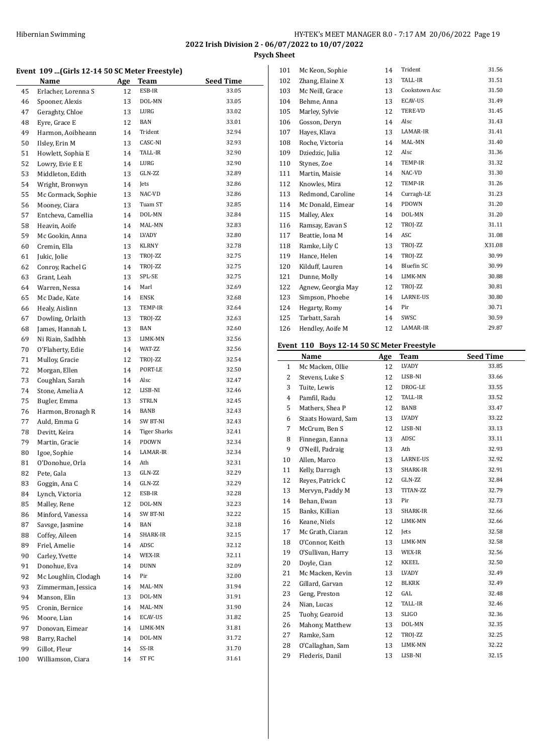2022 Irish Division 2 - 06/07/2022 to 10/07/2022

Psych Sheet

### Event 109 ...(Girls 12-14 50 SC Meter Freestyle)

| | Name | Age | Team | Seed Time |
|---|---|---|---|---|
| 45 | Erlacher, Lorenna S | 12 | ESB-IR | 33.05 |
| 46 | Spooner, Alexis | 13 | DOL-MN | 33.05 |
| 47 | Geraghty, Chloe | 13 | LURG | 33.02 |
| 48 | Eyre, Grace E | 12 | BAN | 33.01 |
| 49 | Harmon, Aoibheann | 14 | Trident | 32.94 |
| 50 | Ilsley, Erin M | 13 | CASC-NI | 32.93 |
| 51 | Howlett, Sophia E | 14 | TALL-IR | 32.90 |
| 52 | Lowry, Evie E E | 14 | LURG | 32.90 |
| 53 | Middleton, Edith | 13 | GLN-ZZ | 32.89 |
| 54 | Wright, Bronwyn | 14 | Jets | 32.86 |
| 55 | Mc Cormack, Sophie | 13 | NAC-VD | 32.86 |
| 56 | Mooney, Ciara | 13 | Tuam ST | 32.85 |
| 57 | Entcheva, Camellia | 14 | DOL-MN | 32.84 |
| 58 | Heavin, Aoife | 14 | MAL-MN | 32.83 |
| 59 | Mc Gookin, Anna | 14 | LVADY | 32.80 |
| 60 | Cremin, Ella | 13 | KLRNY | 32.78 |
| 61 | Jukic, Jolie | 13 | TROJ-ZZ | 32.75 |
| 62 | Conroy, Rachel G | 14 | TROJ-ZZ | 32.75 |
| 63 | Grant, Leah | 13 | SPL-SE | 32.75 |
| 64 | Warren, Nessa | 14 | Marl | 32.69 |
| 65 | Mc Dade, Kate | 14 | ENSK | 32.68 |
| 66 | Healy, Aislinn | 13 | TEMP-IR | 32.64 |
| 67 | Dowling, Orlaith | 13 | TROJ-ZZ | 32.63 |
| 68 | James, Hannah L | 13 | BAN | 32.60 |
| 69 | Ni Riain, Sadhbh | 13 | LIMK-MN | 32.56 |
| 70 | O'Flaherty, Edie | 14 | WAT-ZZ | 32.56 |
| 71 | Mulloy, Gracie | 12 | TROJ-ZZ | 32.54 |
| 72 | Morgan, Ellen | 14 | PORT-LE | 32.50 |
| 73 | Coughlan, Sarah | 14 | Alsc | 32.47 |
| 74 | Stone, Amelia A | 12 | LISB-NI | 32.46 |
| 75 | Bugler, Emma | 13 | STRLN | 32.45 |
| 76 | Harmon, Bronagh R | 14 | BANB | 32.43 |
| 77 | Auld, Emma G | 14 | SW BT-NI | 32.43 |
| 78 | Devitt, Keira | 14 | Tiger Sharks | 32.41 |
| 79 | Martin, Gracie | 14 | PDOWN | 32.34 |
| 80 | Igoe, Sophie | 14 | LAMAR-IR | 32.34 |
| 81 | O'Donohue, Orla | 14 | Ath | 32.31 |
| 82 | Pete, Gala | 13 | GLN-ZZ | 32.29 |
| 83 | Goggin, Ana C | 14 | GLN-ZZ | 32.29 |
| 84 | Lynch, Victoria | 12 | ESB-IR | 32.28 |
| 85 | Malley, Rene | 12 | DOL-MN | 32.23 |
| 86 | Minford, Vanessa | 14 | SW BT-NI | 32.22 |
| 87 | Savsge, Jasmine | 14 | BAN | 32.18 |
| 88 | Coffey, Aileen | 14 | SHARK-IR | 32.15 |
| 89 | Friel, Amelie | 14 | ADSC | 32.12 |
| 90 | Carley, Yvette | 14 | WEX-IR | 32.11 |
| 91 | Donohue, Eva | 14 | DUNN | 32.09 |
| 92 | Mc Loughlin, Clodagh | 14 | Pir | 32.00 |
| 93 | Zimmerman, Jessica | 14 | MAL-MN | 31.94 |
| 94 | Manson, Elin | 13 | DOL-MN | 31.91 |
| 95 | Cronin, Bernice | 14 | MAL-MN | 31.90 |
| 96 | Moore, Lian | 14 | ECAV-US | 31.82 |
| 97 | Donovan, Eimear | 14 | LIMK-MN | 31.81 |
| 98 | Barry, Rachel | 14 | DOL-MN | 31.72 |
| 99 | Gillot, Fleur | 14 | SS-IR | 31.70 |
| 100 | Williamson, Ciara | 14 | ST FC | 31.61 |
| 101 | Mc Keon, Sophie | 14 | Trident | 31.56 |
| 102 | Zhang, Elaine X | 13 | TALL-IR | 31.51 |
| 103 | Mc Neill, Grace | 13 | Cookstown Asc | 31.50 |
| 104 | Behme, Anna | 13 | ECAV-US | 31.49 |
| 105 | Marley, Sylvie | 12 | TERE-VD | 31.45 |
| 106 | Gosson, Deryn | 14 | Alsc | 31.43 |
| 107 | Hayes, Klava | 13 | LAMAR-IR | 31.41 |
| 108 | Roche, Victoria | 14 | MAL-MN | 31.40 |
| 109 | Dziedzic, Julia | 12 | Alsc | 31.36 |
| 110 | Stynes, Zoe | 14 | TEMP-IR | 31.32 |
| 111 | Martin, Maisie | 14 | NAC-VD | 31.30 |
| 112 | Knowles, Mira | 12 | TEMP-IR | 31.26 |
| 113 | Redmond, Caroline | 14 | Curragh-LE | 31.23 |
| 114 | Mc Donald, Eimear | 14 | PDOWN | 31.20 |
| 115 | Malley, Alex | 14 | DOL-MN | 31.20 |
| 116 | Ramsay, Eavan S | 12 | TROJ-ZZ | 31.11 |
| 117 | Beattie, Iona M | 14 | ASC | 31.08 |
| 118 | Ramke, Lily C | 13 | TROJ-ZZ | X31.08 |
| 119 | Hance, Helen | 14 | TROJ-ZZ | 30.99 |
| 120 | Kilduff, Lauren | 14 | Bluefin SC | 30.99 |
| 121 | Dunne, Molly | 14 | LIMK-MN | 30.88 |
| 122 | Agnew, Georgia May | 12 | TROJ-ZZ | 30.81 |
| 123 | Simpson, Phoebe | 14 | LARNE-US | 30.80 |
| 124 | Hegarty, Romy | 14 | Pir | 30.71 |
| 125 | Tarbatt, Sarah | 14 | SWSC | 30.59 |
| 126 | Hendley, Aoife M | 12 | LAMAR-IR | 29.87 |

### Event 110 Boys 12-14 50 SC Meter Freestyle

| | Name | Age | Team | Seed Time |
|---|---|---|---|---|
| 1 | Mc Macken, Ollie | 12 | LVADY | 33.85 |
| 2 | Stevens, Luke S | 12 | LISB-NI | 33.66 |
| 3 | Tuite, Lewis | 12 | DROG-LE | 33.55 |
| 4 | Pamfil, Radu | 12 | TALL-IR | 33.52 |
| 5 | Mathers, Shea P | 12 | BANB | 33.47 |
| 6 | Staats Howard, Sam | 13 | LVADY | 33.22 |
| 7 | McCrum, Ben S | 12 | LISB-NI | 33.13 |
| 8 | Finnegan, Eanna | 13 | ADSC | 33.11 |
| 9 | O'Neill, Padraig | 13 | Ath | 32.93 |
| 10 | Allen, Marco | 13 | LARNE-US | 32.92 |
| 11 | Kelly, Darragh | 13 | SHARK-IR | 32.91 |
| 12 | Reyes, Patrick C | 12 | GLN-ZZ | 32.84 |
| 13 | Mervyn, Paddy M | 13 | TITAN-ZZ | 32.79 |
| 14 | Behan, Ewan | 13 | Pir | 32.73 |
| 15 | Banks, Killian | 13 | SHARK-IR | 32.66 |
| 16 | Keane, Niels | 12 | LIMK-MN | 32.66 |
| 17 | Mc Grath, Ciaran | 12 | Jets | 32.58 |
| 18 | O'Connor, Keith | 13 | LIMK-MN | 32.58 |
| 19 | O'Sullivan, Harry | 13 | WEX-IR | 32.56 |
| 20 | Doyle, Cian | 12 | KKEEL | 32.50 |
| 21 | Mc Macken, Kevin | 13 | LVADY | 32.49 |
| 22 | Gillard, Garvan | 12 | BLKRK | 32.49 |
| 23 | Geng, Preston | 12 | GAL | 32.48 |
| 24 | Nian, Lucas | 12 | TALL-IR | 32.46 |
| 25 | Tuohy, Gearoid | 13 | SLIGO | 32.36 |
| 26 | Mahony, Matthew | 13 | DOL-MN | 32.35 |
| 27 | Ramke, Sam | 12 | TROJ-ZZ | 32.25 |
| 28 | O'Callaghan, Sam | 13 | LIMK-MN | 32.22 |
| 29 | Flederis, Danil | 13 | LISB-NI | 32.15 |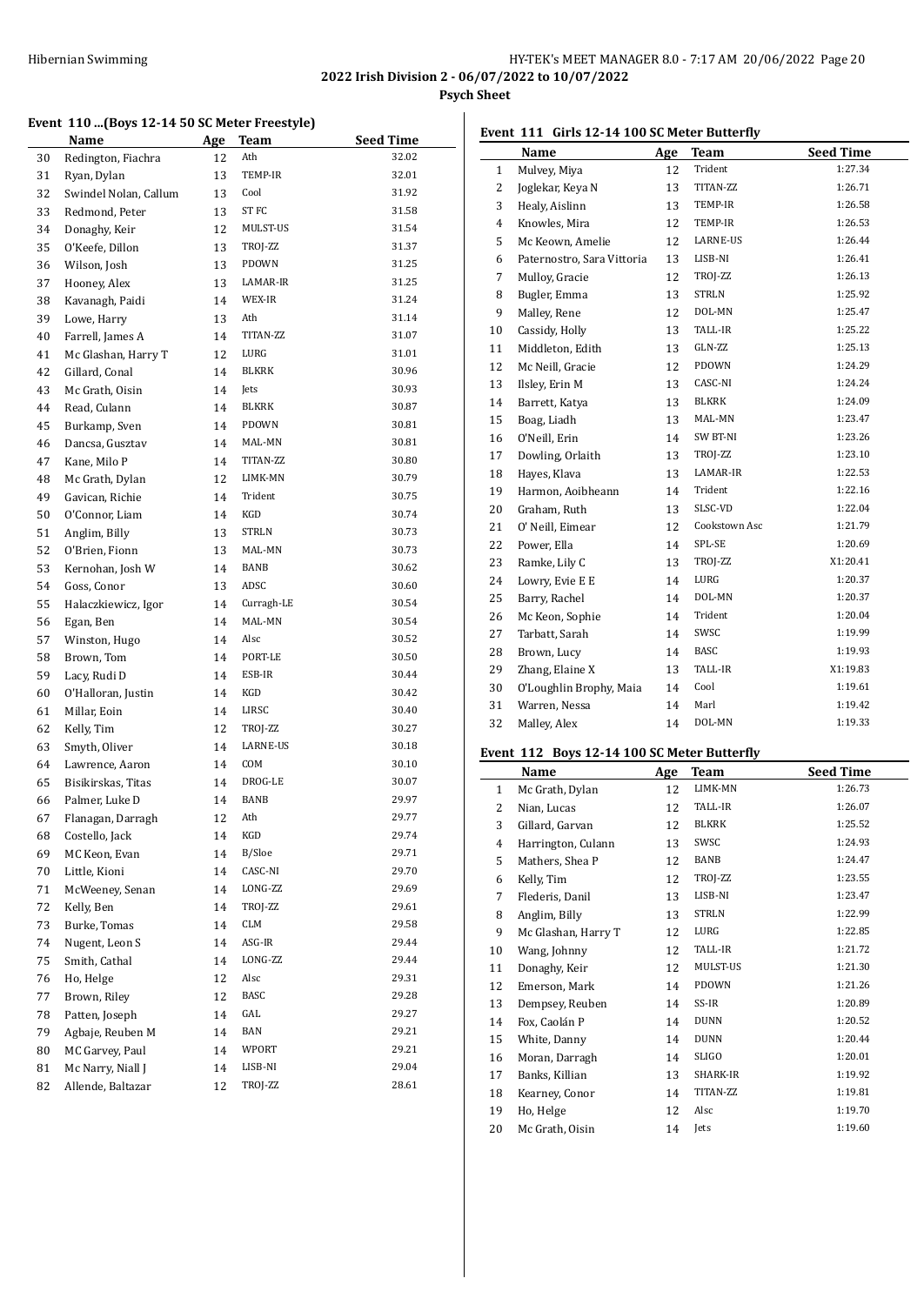## 2022 Irish Division 2 - 06/07/2022 to 10/07/2022

## Psych Sheet

### Event 110 ...(Boys 12-14 50 SC Meter Freestyle)

| | Name | Age | Team | Seed Time |
|---|---|---|---|---|
| 30 | Redington, Fiachra | 12 | Ath | 32.02 |
| 31 | Ryan, Dylan | 13 | TEMP-IR | 32.01 |
| 32 | Swindel Nolan, Callum | 13 | Cool | 31.92 |
| 33 | Redmond, Peter | 13 | ST FC | 31.58 |
| 34 | Donaghy, Keir | 12 | MULST-US | 31.54 |
| 35 | O'Keefe, Dillon | 13 | TROJ-ZZ | 31.37 |
| 36 | Wilson, Josh | 13 | PDOWN | 31.25 |
| 37 | Hooney, Alex | 13 | LAMAR-IR | 31.25 |
| 38 | Kavanagh, Paidi | 14 | WEX-IR | 31.24 |
| 39 | Lowe, Harry | 13 | Ath | 31.14 |
| 40 | Farrell, James A | 14 | TITAN-ZZ | 31.07 |
| 41 | Mc Glashan, Harry T | 12 | LURG | 31.01 |
| 42 | Gillard, Conal | 14 | BLKRK | 30.96 |
| 43 | Mc Grath, Oisin | 14 | Jets | 30.93 |
| 44 | Read, Culann | 14 | BLKRK | 30.87 |
| 45 | Burkamp, Sven | 14 | PDOWN | 30.81 |
| 46 | Dancsa, Gusztav | 14 | MAL-MN | 30.81 |
| 47 | Kane, Milo P | 14 | TITAN-ZZ | 30.80 |
| 48 | Mc Grath, Dylan | 12 | LIMK-MN | 30.79 |
| 49 | Gavican, Richie | 14 | Trident | 30.75 |
| 50 | O'Connor, Liam | 14 | KGD | 30.74 |
| 51 | Anglim, Billy | 13 | STRLN | 30.73 |
| 52 | O'Brien, Fionn | 13 | MAL-MN | 30.73 |
| 53 | Kernohan, Josh W | 14 | BANB | 30.62 |
| 54 | Goss, Conor | 13 | ADSC | 30.60 |
| 55 | Halaczkiewicz, Igor | 14 | Curragh-LE | 30.54 |
| 56 | Egan, Ben | 14 | MAL-MN | 30.54 |
| 57 | Winston, Hugo | 14 | Alsc | 30.52 |
| 58 | Brown, Tom | 14 | PORT-LE | 30.50 |
| 59 | Lacy, Rudi D | 14 | ESB-IR | 30.44 |
| 60 | O'Halloran, Justin | 14 | KGD | 30.42 |
| 61 | Millar, Eoin | 14 | LIRSC | 30.40 |
| 62 | Kelly, Tim | 12 | TROJ-ZZ | 30.27 |
| 63 | Smyth, Oliver | 14 | LARNE-US | 30.18 |
| 64 | Lawrence, Aaron | 14 | COM | 30.10 |
| 65 | Bisikirskas, Titas | 14 | DROG-LE | 30.07 |
| 66 | Palmer, Luke D | 14 | BANB | 29.97 |
| 67 | Flanagan, Darragh | 12 | Ath | 29.77 |
| 68 | Costello, Jack | 14 | KGD | 29.74 |
| 69 | MC Keon, Evan | 14 | B/Sloe | 29.71 |
| 70 | Little, Kioni | 14 | CASC-NI | 29.70 |
| 71 | McWeeney, Senan | 14 | LONG-ZZ | 29.69 |
| 72 | Kelly, Ben | 14 | TROJ-ZZ | 29.61 |
| 73 | Burke, Tomas | 14 | CLM | 29.58 |
| 74 | Nugent, Leon S | 14 | ASG-IR | 29.44 |
| 75 | Smith, Cathal | 14 | LONG-ZZ | 29.44 |
| 76 | Ho, Helge | 12 | Alsc | 29.31 |
| 77 | Brown, Riley | 12 | BASC | 29.28 |
| 78 | Patten, Joseph | 14 | GAL | 29.27 |
| 79 | Agbaje, Reuben M | 14 | BAN | 29.21 |
| 80 | MC Garvey, Paul | 14 | WPORT | 29.21 |
| 81 | Mc Narry, Niall J | 14 | LISB-NI | 29.04 |
| 82 | Allende, Baltazar | 12 | TROJ-ZZ | 28.61 |

### Event 111 Girls 12-14 100 SC Meter Butterfly

| | Name | Age | Team | Seed Time |
|---|---|---|---|---|
| 1 | Mulvey, Miya | 12 | Trident | 1:27.34 |
| 2 | Joglekar, Keya N | 13 | TITAN-ZZ | 1:26.71 |
| 3 | Healy, Aislinn | 13 | TEMP-IR | 1:26.58 |
| 4 | Knowles, Mira | 12 | TEMP-IR | 1:26.53 |
| 5 | Mc Keown, Amelie | 12 | LARNE-US | 1:26.44 |
| 6 | Paternostro, Sara Vittoria | 13 | LISB-NI | 1:26.41 |
| 7 | Mulloy, Gracie | 12 | TROJ-ZZ | 1:26.13 |
| 8 | Bugler, Emma | 13 | STRLN | 1:25.92 |
| 9 | Malley, Rene | 12 | DOL-MN | 1:25.47 |
| 10 | Cassidy, Holly | 13 | TALL-IR | 1:25.22 |
| 11 | Middleton, Edith | 13 | GLN-ZZ | 1:25.13 |
| 12 | Mc Neill, Gracie | 12 | PDOWN | 1:24.29 |
| 13 | Ilsley, Erin M | 13 | CASC-NI | 1:24.24 |
| 14 | Barrett, Katya | 13 | BLKRK | 1:24.09 |
| 15 | Boag, Liadh | 13 | MAL-MN | 1:23.47 |
| 16 | O'Neill, Erin | 14 | SW BT-NI | 1:23.26 |
| 17 | Dowling, Orlaith | 13 | TROJ-ZZ | 1:23.10 |
| 18 | Hayes, Klava | 13 | LAMAR-IR | 1:22.53 |
| 19 | Harmon, Aoibheann | 14 | Trident | 1:22.16 |
| 20 | Graham, Ruth | 13 | SLSC-VD | 1:22.04 |
| 21 | O' Neill, Eimear | 12 | Cookstown Asc | 1:21.79 |
| 22 | Power, Ella | 14 | SPL-SE | 1:20.69 |
| 23 | Ramke, Lily C | 13 | TROJ-ZZ | X1:20.41 |
| 24 | Lowry, Evie E E | 14 | LURG | 1:20.37 |
| 25 | Barry, Rachel | 14 | DOL-MN | 1:20.37 |
| 26 | Mc Keon, Sophie | 14 | Trident | 1:20.04 |
| 27 | Tarbatt, Sarah | 14 | SWSC | 1:19.99 |
| 28 | Brown, Lucy | 14 | BASC | 1:19.93 |
| 29 | Zhang, Elaine X | 13 | TALL-IR | X1:19.83 |
| 30 | O'Loughlin Brophy, Maia | 14 | Cool | 1:19.61 |
| 31 | Warren, Nessa | 14 | Marl | 1:19.42 |
| 32 | Malley, Alex | 14 | DOL-MN | 1:19.33 |

### Event 112 Boys 12-14 100 SC Meter Butterfly

| | Name | Age | Team | Seed Time |
|---|---|---|---|---|
| 1 | Mc Grath, Dylan | 12 | LIMK-MN | 1:26.73 |
| 2 | Nian, Lucas | 12 | TALL-IR | 1:26.07 |
| 3 | Gillard, Garvan | 12 | BLKRK | 1:25.52 |
| 4 | Harrington, Culann | 13 | SWSC | 1:24.93 |
| 5 | Mathers, Shea P | 12 | BANB | 1:24.47 |
| 6 | Kelly, Tim | 12 | TROJ-ZZ | 1:23.55 |
| 7 | Flederis, Danil | 13 | LISB-NI | 1:23.47 |
| 8 | Anglim, Billy | 13 | STRLN | 1:22.99 |
| 9 | Mc Glashan, Harry T | 12 | LURG | 1:22.85 |
| 10 | Wang, Johnny | 12 | TALL-IR | 1:21.72 |
| 11 | Donaghy, Keir | 12 | MULST-US | 1:21.30 |
| 12 | Emerson, Mark | 14 | PDOWN | 1:21.26 |
| 13 | Dempsey, Reuben | 14 | SS-IR | 1:20.89 |
| 14 | Fox, Caolán P | 14 | DUNN | 1:20.52 |
| 15 | White, Danny | 14 | DUNN | 1:20.44 |
| 16 | Moran, Darragh | 14 | SLIGO | 1:20.01 |
| 17 | Banks, Killian | 13 | SHARK-IR | 1:19.92 |
| 18 | Kearney, Conor | 14 | TITAN-ZZ | 1:19.81 |
| 19 | Ho, Helge | 12 | Alsc | 1:19.70 |
| 20 | Mc Grath, Oisin | 14 | Jets | 1:19.60 |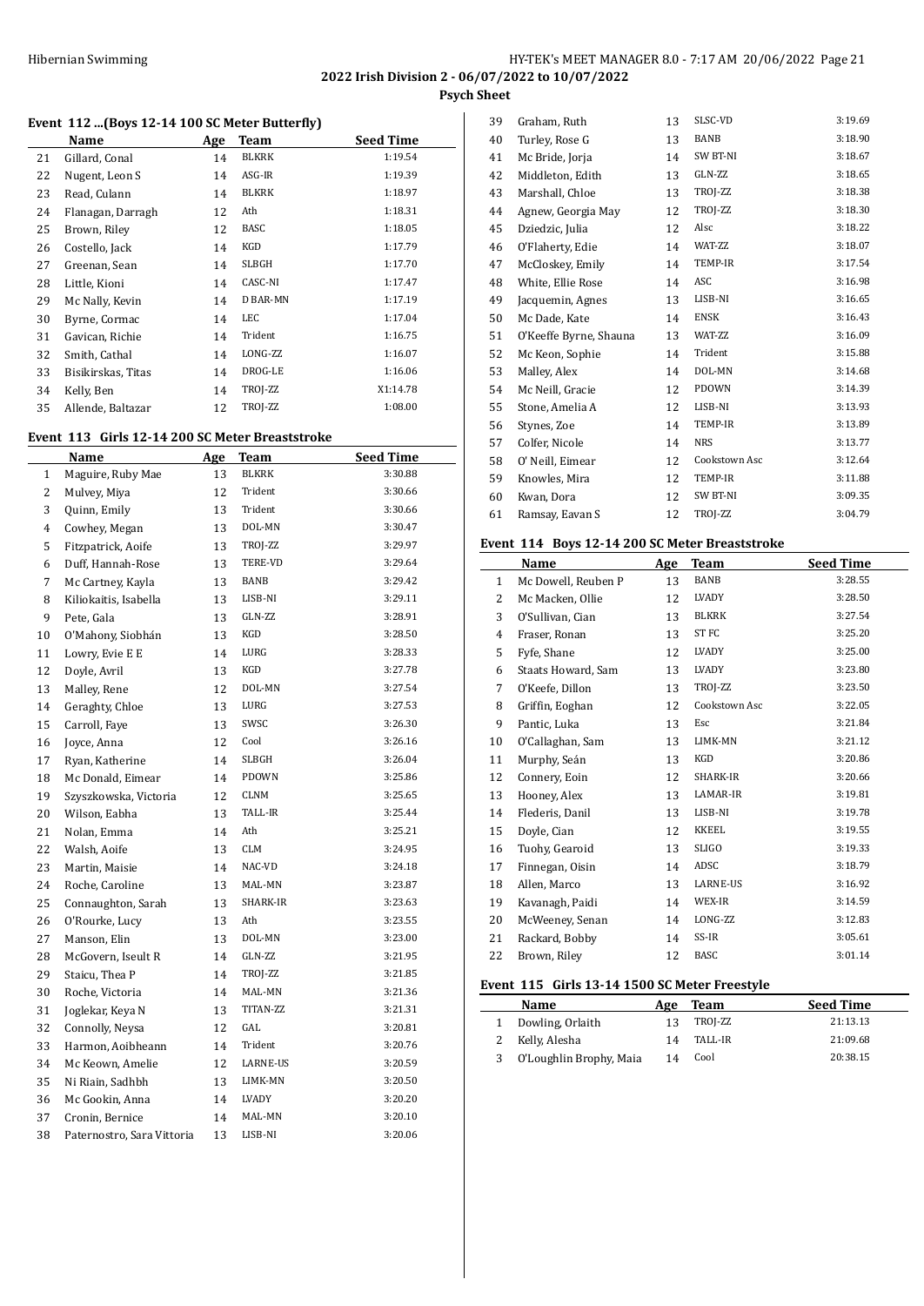## 2022 Irish Division 2 - 06/07/2022 to 10/07/2022

### Psych Sheet

#### Event 112 ...(Boys 12-14 100 SC Meter Butterfly)

| | Name | Age | Team | Seed Time |
|---|---|---|---|---|
| 21 | Gillard, Conal | 14 | BLKRK | 1:19.54 |
| 22 | Nugent, Leon S | 14 | ASG-IR | 1:19.39 |
| 23 | Read, Culann | 14 | BLKRK | 1:18.97 |
| 24 | Flanagan, Darragh | 12 | Ath | 1:18.31 |
| 25 | Brown, Riley | 12 | BASC | 1:18.05 |
| 26 | Costello, Jack | 14 | KGD | 1:17.79 |
| 27 | Greenan, Sean | 14 | SLBGH | 1:17.70 |
| 28 | Little, Kioni | 14 | CASC-NI | 1:17.47 |
| 29 | Mc Nally, Kevin | 14 | D BAR-MN | 1:17.19 |
| 30 | Byrne, Cormac | 14 | LEC | 1:17.04 |
| 31 | Gavican, Richie | 14 | Trident | 1:16.75 |
| 32 | Smith, Cathal | 14 | LONG-ZZ | 1:16.07 |
| 33 | Bisikirskas, Titas | 14 | DROG-LE | 1:16.06 |
| 34 | Kelly, Ben | 14 | TROJ-ZZ | X1:14.78 |
| 35 | Allende, Baltazar | 12 | TROJ-ZZ | 1:08.00 |

#### Event 113 Girls 12-14 200 SC Meter Breaststroke

| | Name | Age | Team | Seed Time |
|---|---|---|---|---|
| 1 | Maguire, Ruby Mae | 13 | BLKRK | 3:30.88 |
| 2 | Mulvey, Miya | 12 | Trident | 3:30.66 |
| 3 | Quinn, Emily | 13 | Trident | 3:30.66 |
| 4 | Cowhey, Megan | 13 | DOL-MN | 3:30.47 |
| 5 | Fitzpatrick, Aoife | 13 | TROJ-ZZ | 3:29.97 |
| 6 | Duff, Hannah-Rose | 13 | TERE-VD | 3:29.64 |
| 7 | Mc Cartney, Kayla | 13 | BANB | 3:29.42 |
| 8 | Kiliokaitis, Isabella | 13 | LISB-NI | 3:29.11 |
| 9 | Pete, Gala | 13 | GLN-ZZ | 3:28.91 |
| 10 | O'Mahony, Siobhán | 13 | KGD | 3:28.50 |
| 11 | Lowry, Evie E E | 14 | LURG | 3:28.33 |
| 12 | Doyle, Avril | 13 | KGD | 3:27.78 |
| 13 | Malley, Rene | 12 | DOL-MN | 3:27.54 |
| 14 | Geraghty, Chloe | 13 | LURG | 3:27.53 |
| 15 | Carroll, Faye | 13 | SWSC | 3:26.30 |
| 16 | Joyce, Anna | 12 | Cool | 3:26.16 |
| 17 | Ryan, Katherine | 14 | SLBGH | 3:26.04 |
| 18 | Mc Donald, Eimear | 14 | PDOWN | 3:25.86 |
| 19 | Szyszkowska, Victoria | 12 | CLNM | 3:25.65 |
| 20 | Wilson, Eabha | 13 | TALL-IR | 3:25.44 |
| 21 | Nolan, Emma | 14 | Ath | 3:25.21 |
| 22 | Walsh, Aoife | 13 | CLM | 3:24.95 |
| 23 | Martin, Maisie | 14 | NAC-VD | 3:24.18 |
| 24 | Roche, Caroline | 13 | MAL-MN | 3:23.87 |
| 25 | Connaughton, Sarah | 13 | SHARK-IR | 3:23.63 |
| 26 | O'Rourke, Lucy | 13 | Ath | 3:23.55 |
| 27 | Manson, Elin | 13 | DOL-MN | 3:23.00 |
| 28 | McGovern, Iseult R | 14 | GLN-ZZ | 3:21.95 |
| 29 | Staicu, Thea P | 14 | TROJ-ZZ | 3:21.85 |
| 30 | Roche, Victoria | 14 | MAL-MN | 3:21.36 |
| 31 | Joglekar, Keya N | 13 | TITAN-ZZ | 3:21.31 |
| 32 | Connolly, Neysa | 12 | GAL | 3:20.81 |
| 33 | Harmon, Aoibheann | 14 | Trident | 3:20.76 |
| 34 | Mc Keown, Amelie | 12 | LARNE-US | 3:20.59 |
| 35 | Ni Riain, Sadhbh | 13 | LIMK-MN | 3:20.50 |
| 36 | Mc Gookin, Anna | 14 | LVADY | 3:20.20 |
| 37 | Cronin, Bernice | 14 | MAL-MN | 3:20.10 |
| 38 | Paternostro, Sara Vittoria | 13 | LISB-NI | 3:20.06 |
| 39 | Graham, Ruth | 13 | SLSC-VD | 3:19.69 |
| 40 | Turley, Rose G | 13 | BANB | 3:18.90 |
| 41 | Mc Bride, Jorja | 14 | SW BT-NI | 3:18.67 |
| 42 | Middleton, Edith | 13 | GLN-ZZ | 3:18.65 |
| 43 | Marshall, Chloe | 13 | TROJ-ZZ | 3:18.38 |
| 44 | Agnew, Georgia May | 12 | TROJ-ZZ | 3:18.30 |
| 45 | Dziedzic, Julia | 12 | Alsc | 3:18.22 |
| 46 | O'Flaherty, Edie | 14 | WAT-ZZ | 3:18.07 |
| 47 | McCloskey, Emily | 14 | TEMP-IR | 3:17.54 |
| 48 | White, Ellie Rose | 14 | ASC | 3:16.98 |
| 49 | Jacquemin, Agnes | 13 | LISB-NI | 3:16.65 |
| 50 | Mc Dade, Kate | 14 | ENSK | 3:16.43 |
| 51 | O'Keeffe Byrne, Shauna | 13 | WAT-ZZ | 3:16.09 |
| 52 | Mc Keon, Sophie | 14 | Trident | 3:15.88 |
| 53 | Malley, Alex | 14 | DOL-MN | 3:14.68 |
| 54 | Mc Neill, Gracie | 12 | PDOWN | 3:14.39 |
| 55 | Stone, Amelia A | 12 | LISB-NI | 3:13.93 |
| 56 | Stynes, Zoe | 14 | TEMP-IR | 3:13.89 |
| 57 | Colfer, Nicole | 14 | NRS | 3:13.77 |
| 58 | O' Neill, Eimear | 12 | Cookstown Asc | 3:12.64 |
| 59 | Knowles, Mira | 12 | TEMP-IR | 3:11.88 |
| 60 | Kwan, Dora | 12 | SW BT-NI | 3:09.35 |
| 61 | Ramsay, Eavan S | 12 | TROJ-ZZ | 3:04.79 |

#### Event 114 Boys 12-14 200 SC Meter Breaststroke

| | Name | Age | Team | Seed Time |
|---|---|---|---|---|
| 1 | Mc Dowell, Reuben P | 13 | BANB | 3:28.55 |
| 2 | Mc Macken, Ollie | 12 | LVADY | 3:28.50 |
| 3 | O'Sullivan, Cian | 13 | BLKRK | 3:27.54 |
| 4 | Fraser, Ronan | 13 | ST FC | 3:25.20 |
| 5 | Fyfe, Shane | 12 | LVADY | 3:25.00 |
| 6 | Staats Howard, Sam | 13 | LVADY | 3:23.80 |
| 7 | O'Keefe, Dillon | 13 | TROJ-ZZ | 3:23.50 |
| 8 | Griffin, Eoghan | 12 | Cookstown Asc | 3:22.05 |
| 9 | Pantic, Luka | 13 | Esc | 3:21.84 |
| 10 | O'Callaghan, Sam | 13 | LIMK-MN | 3:21.12 |
| 11 | Murphy, Seán | 13 | KGD | 3:20.86 |
| 12 | Connery, Eoin | 12 | SHARK-IR | 3:20.66 |
| 13 | Hooney, Alex | 13 | LAMAR-IR | 3:19.81 |
| 14 | Flederis, Danil | 13 | LISB-NI | 3:19.78 |
| 15 | Doyle, Cian | 12 | KKEEL | 3:19.55 |
| 16 | Tuohy, Gearoid | 13 | SLIGO | 3:19.33 |
| 17 | Finnegan, Oisin | 14 | ADSC | 3:18.79 |
| 18 | Allen, Marco | 13 | LARNE-US | 3:16.92 |
| 19 | Kavanagh, Paidi | 14 | WEX-IR | 3:14.59 |
| 20 | McWeeney, Senan | 14 | LONG-ZZ | 3:12.83 |
| 21 | Rackard, Bobby | 14 | SS-IR | 3:05.61 |
| 22 | Brown, Riley | 12 | BASC | 3:01.14 |

#### Event 115 Girls 13-14 1500 SC Meter Freestyle

| | Name | Age | Team | Seed Time |
|---|---|---|---|---|
| 1 | Dowling, Orlaith | 13 | TROJ-ZZ | 21:13.13 |
| 2 | Kelly, Alesha | 14 | TALL-IR | 21:09.68 |
| 3 | O'Loughlin Brophy, Maia | 14 | Cool | 20:38.15 |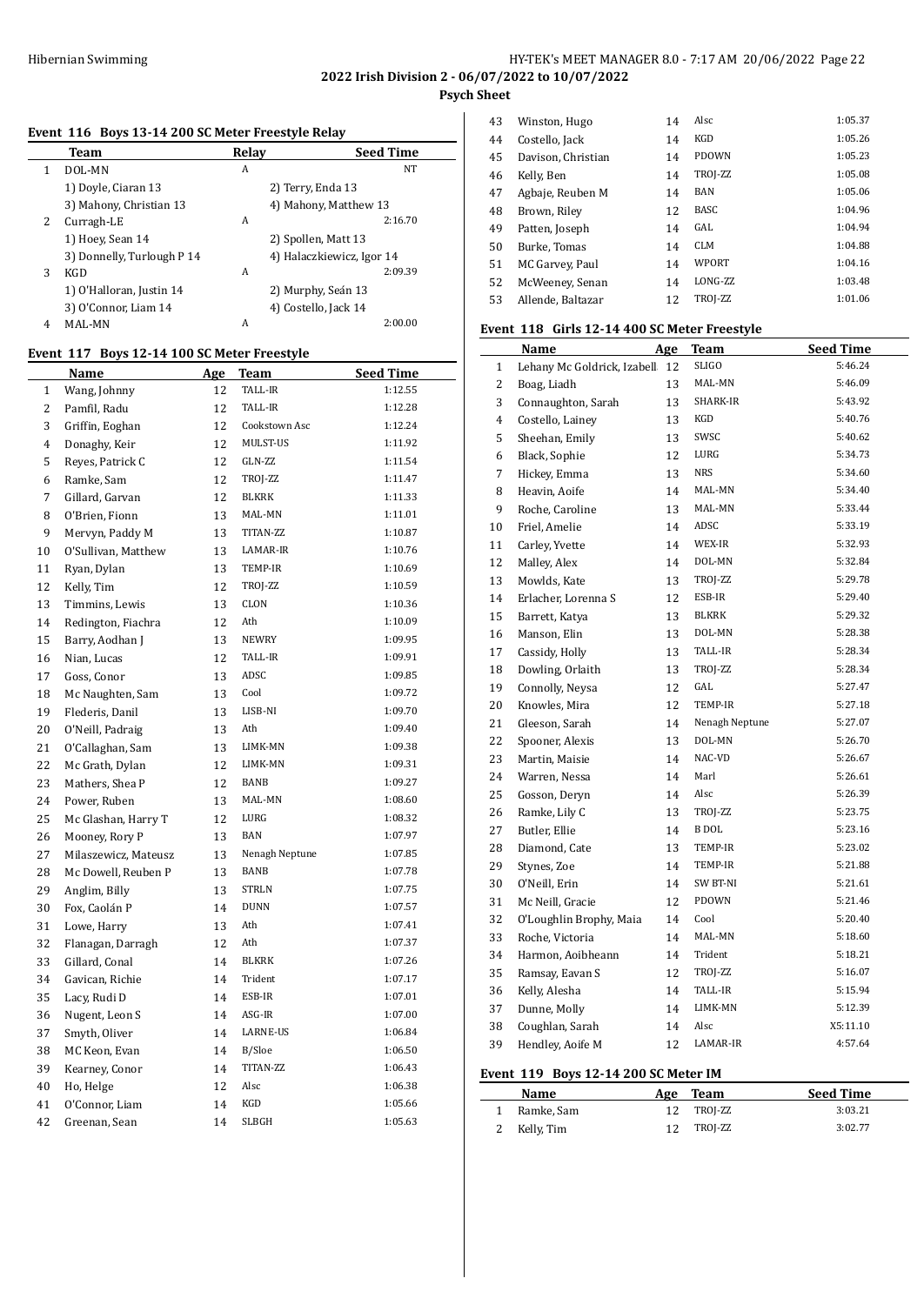## Event 116 Boys 13-14 200 SC Meter Freestyle Relay

| | Team | Relay | Seed Time |
|---|---|---|---|
| 1 | DOL-MN | A | NT |
| | 1) Doyle, Ciaran 13 | 2) Terry, Enda 13 | |
| | 3) Mahony, Christian 13 | 4) Mahony, Matthew 13 | |
| 2 | Curragh-LE | A | 2:16.70 |
| | 1) Hoey, Sean 14 | 2) Spollen, Matt 13 | |
| | 3) Donnelly, Turlough P 14 | 4) Halaczkiewicz, Igor 14 | |
| 3 | KGD | A | 2:09.39 |
| | 1) O'Halloran, Justin 14 | 2) Murphy, Seán 13 | |
| | 3) O'Connor, Liam 14 | 4) Costello, Jack 14 | |
| 4 | MAL-MN | A | 2:00.00 |

## Event 117 Boys 12-14 100 SC Meter Freestyle

| | Name | Age | Team | Seed Time |
|---|---|---|---|---|
| 1 | Wang, Johnny | 12 | TALL-IR | 1:12.55 |
| 2 | Pamfil, Radu | 12 | TALL-IR | 1:12.28 |
| 3 | Griffin, Eoghan | 12 | Cookstown Asc | 1:12.24 |
| 4 | Donaghy, Keir | 12 | MULST-US | 1:11.92 |
| 5 | Reyes, Patrick C | 12 | GLN-ZZ | 1:11.54 |
| 6 | Ramke, Sam | 12 | TROJ-ZZ | 1:11.47 |
| 7 | Gillard, Garvan | 12 | BLKRK | 1:11.33 |
| 8 | O'Brien, Fionn | 13 | MAL-MN | 1:11.01 |
| 9 | Mervyn, Paddy M | 13 | TITAN-ZZ | 1:10.87 |
| 10 | O'Sullivan, Matthew | 13 | LAMAR-IR | 1:10.76 |
| 11 | Ryan, Dylan | 13 | TEMP-IR | 1:10.69 |
| 12 | Kelly, Tim | 12 | TROJ-ZZ | 1:10.59 |
| 13 | Timmins, Lewis | 13 | CLON | 1:10.36 |
| 14 | Redington, Fiachra | 12 | Ath | 1:10.09 |
| 15 | Barry, Aodhan J | 13 | NEWRY | 1:09.95 |
| 16 | Nian, Lucas | 12 | TALL-IR | 1:09.91 |
| 17 | Goss, Conor | 13 | ADSC | 1:09.85 |
| 18 | Mc Naughten, Sam | 13 | Cool | 1:09.72 |
| 19 | Flederis, Danil | 13 | LISB-NI | 1:09.70 |
| 20 | O'Neill, Padraig | 13 | Ath | 1:09.40 |
| 21 | O'Callaghan, Sam | 13 | LIMK-MN | 1:09.38 |
| 22 | Mc Grath, Dylan | 12 | LIMK-MN | 1:09.31 |
| 23 | Mathers, Shea P | 12 | BANB | 1:09.27 |
| 24 | Power, Ruben | 13 | MAL-MN | 1:08.60 |
| 25 | Mc Glashan, Harry T | 12 | LURG | 1:08.32 |
| 26 | Mooney, Rory P | 13 | BAN | 1:07.97 |
| 27 | Milaszewicz, Mateusz | 13 | Nenagh Neptune | 1:07.85 |
| 28 | Mc Dowell, Reuben P | 13 | BANB | 1:07.78 |
| 29 | Anglim, Billy | 13 | STRLN | 1:07.75 |
| 30 | Fox, Caolán P | 14 | DUNN | 1:07.57 |
| 31 | Lowe, Harry | 13 | Ath | 1:07.41 |
| 32 | Flanagan, Darragh | 12 | Ath | 1:07.37 |
| 33 | Gillard, Conal | 14 | BLKRK | 1:07.26 |
| 34 | Gavican, Richie | 14 | Trident | 1:07.17 |
| 35 | Lacy, Rudi D | 14 | ESB-IR | 1:07.01 |
| 36 | Nugent, Leon S | 14 | ASG-IR | 1:07.00 |
| 37 | Smyth, Oliver | 14 | LARNE-US | 1:06.84 |
| 38 | MC Keon, Evan | 14 | B/Sloe | 1:06.50 |
| 39 | Kearney, Conor | 14 | TITAN-ZZ | 1:06.43 |
| 40 | Ho, Helge | 12 | Alsc | 1:06.38 |
| 41 | O'Connor, Liam | 14 | KGD | 1:05.66 |
| 42 | Greenan, Sean | 14 | SLBGH | 1:05.63 |
| 43 | Winston, Hugo | 14 | Alsc | 1:05.37 |
| 44 | Costello, Jack | 14 | KGD | 1:05.26 |
| 45 | Davison, Christian | 14 | PDOWN | 1:05.23 |
| 46 | Kelly, Ben | 14 | TROJ-ZZ | 1:05.08 |
| 47 | Agbaje, Reuben M | 14 | BAN | 1:05.06 |
| 48 | Brown, Riley | 12 | BASC | 1:04.96 |
| 49 | Patten, Joseph | 14 | GAL | 1:04.94 |
| 50 | Burke, Tomas | 14 | CLM | 1:04.88 |
| 51 | MC Garvey, Paul | 14 | WPORT | 1:04.16 |
| 52 | McWeeney, Senan | 14 | LONG-ZZ | 1:03.48 |
| 53 | Allende, Baltazar | 12 | TROJ-ZZ | 1:01.06 |

## Event 118 Girls 12-14 400 SC Meter Freestyle

| | Name | Age | Team | Seed Time |
|---|---|---|---|---|
| 1 | Lehany Mc Goldrick, Izabell | 12 | SLIGO | 5:46.24 |
| 2 | Boag, Liadh | 13 | MAL-MN | 5:46.09 |
| 3 | Connaughton, Sarah | 13 | SHARK-IR | 5:43.92 |
| 4 | Costello, Lainey | 13 | KGD | 5:40.76 |
| 5 | Sheehan, Emily | 13 | SWSC | 5:40.62 |
| 6 | Black, Sophie | 12 | LURG | 5:34.73 |
| 7 | Hickey, Emma | 13 | NRS | 5:34.60 |
| 8 | Heavin, Aoife | 14 | MAL-MN | 5:34.40 |
| 9 | Roche, Caroline | 13 | MAL-MN | 5:33.44 |
| 10 | Friel, Amelie | 14 | ADSC | 5:33.19 |
| 11 | Carley, Yvette | 14 | WEX-IR | 5:32.93 |
| 12 | Malley, Alex | 14 | DOL-MN | 5:32.84 |
| 13 | Mowlds, Kate | 13 | TROJ-ZZ | 5:29.78 |
| 14 | Erlacher, Lorenna S | 12 | ESB-IR | 5:29.40 |
| 15 | Barrett, Katya | 13 | BLKRK | 5:29.32 |
| 16 | Manson, Elin | 13 | DOL-MN | 5:28.38 |
| 17 | Cassidy, Holly | 13 | TALL-IR | 5:28.34 |
| 18 | Dowling, Orlaith | 13 | TROJ-ZZ | 5:28.34 |
| 19 | Connolly, Neysa | 12 | GAL | 5:27.47 |
| 20 | Knowles, Mira | 12 | TEMP-IR | 5:27.18 |
| 21 | Gleeson, Sarah | 14 | Nenagh Neptune | 5:27.07 |
| 22 | Spooner, Alexis | 13 | DOL-MN | 5:26.70 |
| 23 | Martin, Maisie | 14 | NAC-VD | 5:26.67 |
| 24 | Warren, Nessa | 14 | Marl | 5:26.61 |
| 25 | Gosson, Deryn | 14 | Alsc | 5:26.39 |
| 26 | Ramke, Lily C | 13 | TROJ-ZZ | 5:23.75 |
| 27 | Butler, Ellie | 14 | B DOL | 5:23.16 |
| 28 | Diamond, Cate | 13 | TEMP-IR | 5:23.02 |
| 29 | Stynes, Zoe | 14 | TEMP-IR | 5:21.88 |
| 30 | O'Neill, Erin | 14 | SW BT-NI | 5:21.61 |
| 31 | Mc Neill, Gracie | 12 | PDOWN | 5:21.46 |
| 32 | O'Loughlin Brophy, Maia | 14 | Cool | 5:20.40 |
| 33 | Roche, Victoria | 14 | MAL-MN | 5:18.60 |
| 34 | Harmon, Aoibheann | 14 | Trident | 5:18.21 |
| 35 | Ramsay, Eavan S | 12 | TROJ-ZZ | 5:16.07 |
| 36 | Kelly, Alesha | 14 | TALL-IR | 5:15.94 |
| 37 | Dunne, Molly | 14 | LIMK-MN | 5:12.39 |
| 38 | Coughlan, Sarah | 14 | Alsc | X5:11.10 |
| 39 | Hendley, Aoife M | 12 | LAMAR-IR | 4:57.64 |

## Event 119 Boys 12-14 200 SC Meter IM

| | Name | Age | Team | Seed Time |
|---|---|---|---|---|
| 1 | Ramke, Sam | 12 | TROJ-ZZ | 3:03.21 |
| 2 | Kelly, Tim | 12 | TROJ-ZZ | 3:02.77 |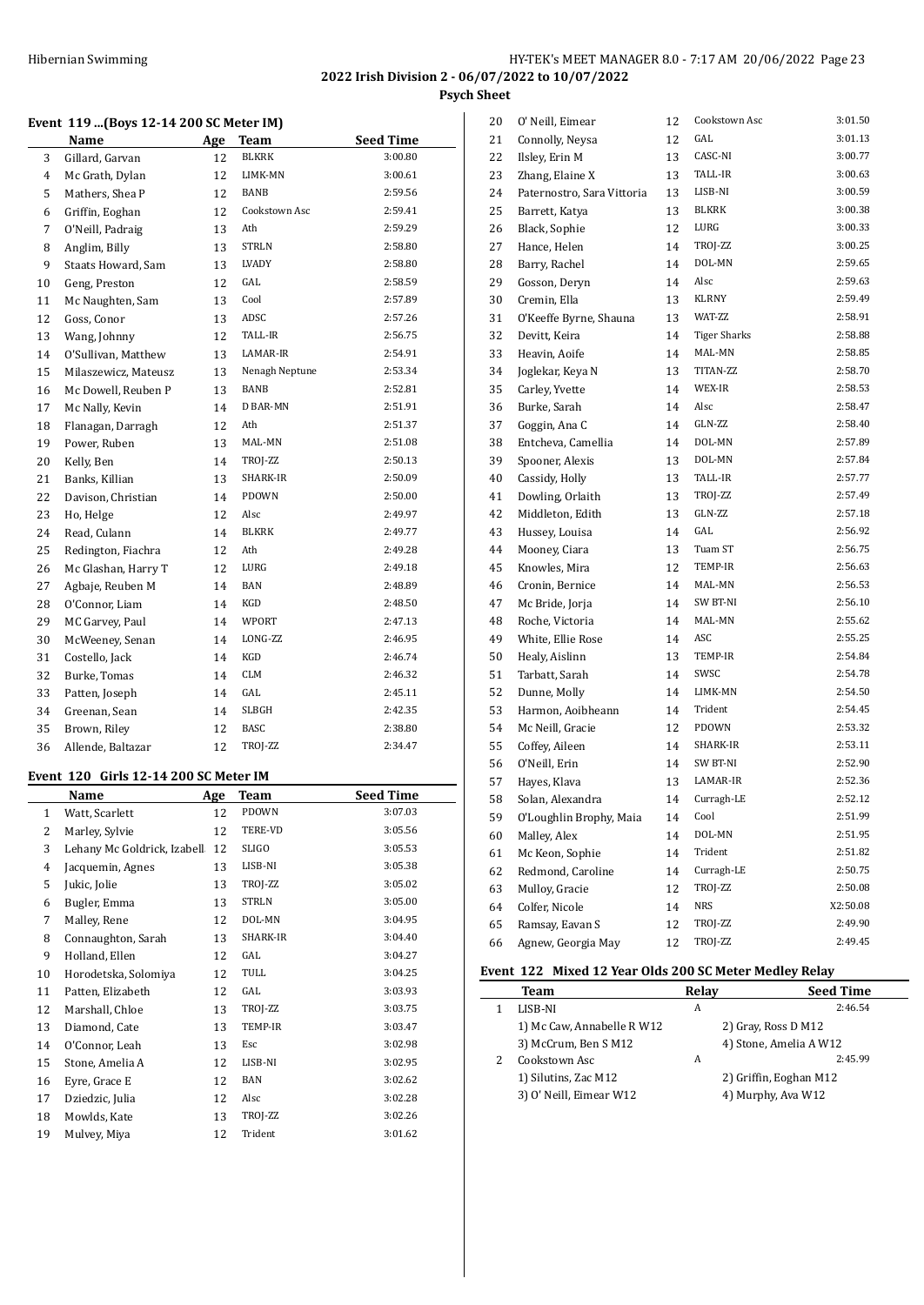### Event 119 ...(Boys 12-14 200 SC Meter IM)

| | Name | Age | Team | Seed Time |
|---|---|---|---|---|
| 3 | Gillard, Garvan | 12 | BLKRK | 3:00.80 |
| 4 | Mc Grath, Dylan | 12 | LIMK-MN | 3:00.61 |
| 5 | Mathers, Shea P | 12 | BANB | 2:59.56 |
| 6 | Griffin, Eoghan | 12 | Cookstown Asc | 2:59.41 |
| 7 | O'Neill, Padraig | 13 | Ath | 2:59.29 |
| 8 | Anglim, Billy | 13 | STRLN | 2:58.80 |
| 9 | Staats Howard, Sam | 13 | LVADY | 2:58.80 |
| 10 | Geng, Preston | 12 | GAL | 2:58.59 |
| 11 | Mc Naughten, Sam | 13 | Cool | 2:57.89 |
| 12 | Goss, Conor | 13 | ADSC | 2:57.26 |
| 13 | Wang, Johnny | 12 | TALL-IR | 2:56.75 |
| 14 | O'Sullivan, Matthew | 13 | LAMAR-IR | 2:54.91 |
| 15 | Milaszewicz, Mateusz | 13 | Nenagh Neptune | 2:53.34 |
| 16 | Mc Dowell, Reuben P | 13 | BANB | 2:52.81 |
| 17 | Mc Nally, Kevin | 14 | D BAR-MN | 2:51.91 |
| 18 | Flanagan, Darragh | 12 | Ath | 2:51.37 |
| 19 | Power, Ruben | 13 | MAL-MN | 2:51.08 |
| 20 | Kelly, Ben | 14 | TROJ-ZZ | 2:50.13 |
| 21 | Banks, Killian | 13 | SHARK-IR | 2:50.09 |
| 22 | Davison, Christian | 14 | PDOWN | 2:50.00 |
| 23 | Ho, Helge | 12 | Alsc | 2:49.97 |
| 24 | Read, Culann | 14 | BLKRK | 2:49.77 |
| 25 | Redington, Fiachra | 12 | Ath | 2:49.28 |
| 26 | Mc Glashan, Harry T | 12 | LURG | 2:49.18 |
| 27 | Agbaje, Reuben M | 14 | BAN | 2:48.89 |
| 28 | O'Connor, Liam | 14 | KGD | 2:48.50 |
| 29 | MC Garvey, Paul | 14 | WPORT | 2:47.13 |
| 30 | McWeeney, Senan | 14 | LONG-ZZ | 2:46.95 |
| 31 | Costello, Jack | 14 | KGD | 2:46.74 |
| 32 | Burke, Tomas | 14 | CLM | 2:46.32 |
| 33 | Patten, Joseph | 14 | GAL | 2:45.11 |
| 34 | Greenan, Sean | 14 | SLBGH | 2:42.35 |
| 35 | Brown, Riley | 12 | BASC | 2:38.80 |
| 36 | Allende, Baltazar | 12 | TROJ-ZZ | 2:34.47 |

### Event 120 Girls 12-14 200 SC Meter IM

| | Name | Age | Team | Seed Time |
|---|---|---|---|---|
| 1 | Watt, Scarlett | 12 | PDOWN | 3:07.03 |
| 2 | Marley, Sylvie | 12 | TERE-VD | 3:05.56 |
| 3 | Lehany Mc Goldrick, Izabell | 12 | SLIGO | 3:05.53 |
| 4 | Jacquemin, Agnes | 13 | LISB-NI | 3:05.38 |
| 5 | Jukic, Jolie | 13 | TROJ-ZZ | 3:05.02 |
| 6 | Bugler, Emma | 13 | STRLN | 3:05.00 |
| 7 | Malley, Rene | 12 | DOL-MN | 3:04.95 |
| 8 | Connaughton, Sarah | 13 | SHARK-IR | 3:04.40 |
| 9 | Holland, Ellen | 12 | GAL | 3:04.27 |
| 10 | Horodetska, Solomiya | 12 | TULL | 3:04.25 |
| 11 | Patten, Elizabeth | 12 | GAL | 3:03.93 |
| 12 | Marshall, Chloe | 13 | TROJ-ZZ | 3:03.75 |
| 13 | Diamond, Cate | 13 | TEMP-IR | 3:03.47 |
| 14 | O'Connor, Leah | 13 | Esc | 3:02.98 |
| 15 | Stone, Amelia A | 12 | LISB-NI | 3:02.95 |
| 16 | Eyre, Grace E | 12 | BAN | 3:02.62 |
| 17 | Dziedzic, Julia | 12 | Alsc | 3:02.28 |
| 18 | Mowlds, Kate | 13 | TROJ-ZZ | 3:02.26 |
| 19 | Mulvey, Miya | 12 | Trident | 3:01.62 |
| 20 | O' Neill, Eimear | 12 | Cookstown Asc | 3:01.50 |
| 21 | Connolly, Neysa | 12 | GAL | 3:01.13 |
| 22 | Ilsley, Erin M | 13 | CASC-NI | 3:00.77 |
| 23 | Zhang, Elaine X | 13 | TALL-IR | 3:00.63 |
| 24 | Paternostro, Sara Vittoria | 13 | LISB-NI | 3:00.59 |
| 25 | Barrett, Katya | 13 | BLKRK | 3:00.38 |
| 26 | Black, Sophie | 12 | LURG | 3:00.33 |
| 27 | Hance, Helen | 14 | TROJ-ZZ | 3:00.25 |
| 28 | Barry, Rachel | 14 | DOL-MN | 2:59.65 |
| 29 | Gosson, Deryn | 14 | Alsc | 2:59.63 |
| 30 | Cremin, Ella | 13 | KLRNY | 2:59.49 |
| 31 | O'Keeffe Byrne, Shauna | 13 | WAT-ZZ | 2:58.91 |
| 32 | Devitt, Keira | 14 | Tiger Sharks | 2:58.88 |
| 33 | Heavin, Aoife | 14 | MAL-MN | 2:58.85 |
| 34 | Joglekar, Keya N | 13 | TITAN-ZZ | 2:58.70 |
| 35 | Carley, Yvette | 14 | WEX-IR | 2:58.53 |
| 36 | Burke, Sarah | 14 | Alsc | 2:58.47 |
| 37 | Goggin, Ana C | 14 | GLN-ZZ | 2:58.40 |
| 38 | Entcheva, Camellia | 14 | DOL-MN | 2:57.89 |
| 39 | Spooner, Alexis | 13 | DOL-MN | 2:57.84 |
| 40 | Cassidy, Holly | 13 | TALL-IR | 2:57.77 |
| 41 | Dowling, Orlaith | 13 | TROJ-ZZ | 2:57.49 |
| 42 | Middleton, Edith | 13 | GLN-ZZ | 2:57.18 |
| 43 | Hussey, Louisa | 14 | GAL | 2:56.92 |
| 44 | Mooney, Ciara | 13 | Tuam ST | 2:56.75 |
| 45 | Knowles, Mira | 12 | TEMP-IR | 2:56.63 |
| 46 | Cronin, Bernice | 14 | MAL-MN | 2:56.53 |
| 47 | Mc Bride, Jorja | 14 | SW BT-NI | 2:56.10 |
| 48 | Roche, Victoria | 14 | MAL-MN | 2:55.62 |
| 49 | White, Ellie Rose | 14 | ASC | 2:55.25 |
| 50 | Healy, Aislinn | 13 | TEMP-IR | 2:54.84 |
| 51 | Tarbatt, Sarah | 14 | SWSC | 2:54.78 |
| 52 | Dunne, Molly | 14 | LIMK-MN | 2:54.50 |
| 53 | Harmon, Aoibheann | 14 | Trident | 2:54.45 |
| 54 | Mc Neill, Gracie | 12 | PDOWN | 2:53.32 |
| 55 | Coffey, Aileen | 14 | SHARK-IR | 2:53.11 |
| 56 | O'Neill, Erin | 14 | SW BT-NI | 2:52.90 |
| 57 | Hayes, Klava | 13 | LAMAR-IR | 2:52.36 |
| 58 | Solan, Alexandra | 14 | Curragh-LE | 2:52.12 |
| 59 | O'Loughlin Brophy, Maia | 14 | Cool | 2:51.99 |
| 60 | Malley, Alex | 14 | DOL-MN | 2:51.95 |
| 61 | Mc Keon, Sophie | 14 | Trident | 2:51.82 |
| 62 | Redmond, Caroline | 14 | Curragh-LE | 2:50.75 |
| 63 | Mulloy, Gracie | 12 | TROJ-ZZ | 2:50.08 |
| 64 | Colfer, Nicole | 14 | NRS | X2:50.08 |
| 65 | Ramsay, Eavan S | 12 | TROJ-ZZ | 2:49.90 |
| 66 | Agnew, Georgia May | 12 | TROJ-ZZ | 2:49.45 |

### Event 122 Mixed 12 Year Olds 200 SC Meter Medley Relay

| | Team | Relay | Seed Time |
|---|---|---|---|
| 1 | LISB-NI | A | 2:46.54 |
| | 1) Mc Caw, Annabelle R W12 | 2) Gray, Ross D M12 | |
| | 3) McCrum, Ben S M12 | 4) Stone, Amelia A W12 | |
| 2 | Cookstown Asc | A | 2:45.99 |
| | 1) Silutins, Zac M12 | 2) Griffin, Eoghan M12 | |
| | 3) O' Neill, Eimear W12 | 4) Murphy, Ava W12 | |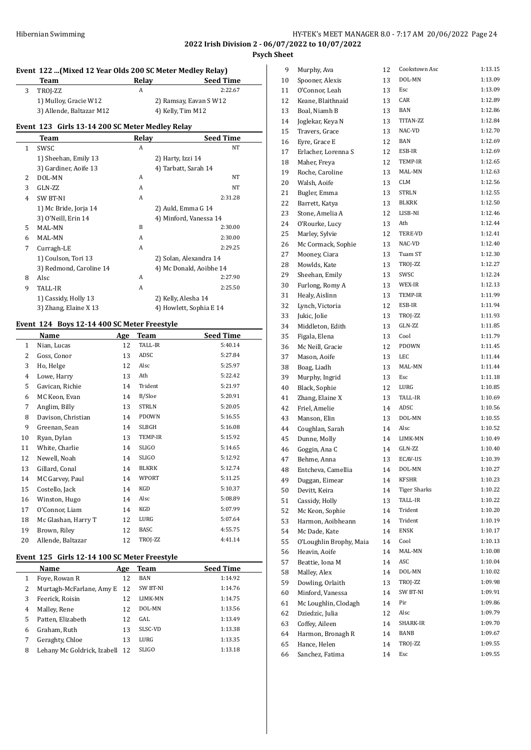**2022 Irish Division 2 - 06/07/2022 to 10/07/2022**

**Psych Sheet**

### Event 122 ...(Mixed 12 Year Olds 200 SC Meter Medley Relay)

| | Team | Relay | Seed Time |
|---|---|---|---|
| 3 | TROJ-ZZ | A | 2:22.67 |
| | 1) Mulloy, Gracie W12 | | 2) Ramsay, Eavan S W12 |
| | 3) Allende, Baltazar M12 | | 4) Kelly, Tim M12 |

### Event 123 Girls 13-14 200 SC Meter Medley Relay

| | Team | Relay | Seed Time |
|---|---|---|---|
| 1 | SWSC | A | NT |
| | 1) Sheehan, Emily 13 | | 2) Harty, Izzi 14 |
| | 3) Gardiner, Aoife 13 | | 4) Tarbatt, Sarah 14 |
| 2 | DOL-MN | A | NT |
| 3 | GLN-ZZ | A | NT |
| 4 | SW BT-NI | A | 2:31.28 |
| | 1) Mc Bride, Jorja 14 | | 2) Auld, Emma G 14 |
| | 3) O'Neill, Erin 14 | | 4) Minford, Vanessa 14 |
| 5 | MAL-MN | B | 2:30.00 |
| 6 | MAL-MN | A | 2:30.00 |
| 7 | Curragh-LE | A | 2:29.25 |
| | 1) Coulson, Tori 13 | | 2) Solan, Alexandra 14 |
| | 3) Redmond, Caroline 14 | | 4) Mc Donald, Aoibhe 14 |
| 8 | Alsc | A | 2:27.90 |
| 9 | TALL-IR | A | 2:25.50 |
| | 1) Cassidy, Holly 13 | | 2) Kelly, Alesha 14 |
| | 3) Zhang, Elaine X 13 | | 4) Howlett, Sophia E 14 |

### Event 124 Boys 12-14 400 SC Meter Freestyle

| | Name | Age | Team | Seed Time |
|---|---|---|---|---|
| 1 | Nian, Lucas | 12 | TALL-IR | 5:40.14 |
| 2 | Goss, Conor | 13 | ADSC | 5:27.84 |
| 3 | Ho, Helge | 12 | Alsc | 5:25.97 |
| 4 | Lowe, Harry | 13 | Ath | 5:22.42 |
| 5 | Gavican, Richie | 14 | Trident | 5:21.97 |
| 6 | MC Keon, Evan | 14 | B/Sloe | 5:20.91 |
| 7 | Anglim, Billy | 13 | STRLN | 5:20.05 |
| 8 | Davison, Christian | 14 | PDOWN | 5:16.55 |
| 9 | Greenan, Sean | 14 | SLBGH | 5:16.08 |
| 10 | Ryan, Dylan | 13 | TEMP-IR | 5:15.92 |
| 11 | White, Charlie | 14 | SLIGO | 5:14.65 |
| 12 | Newell, Noah | 14 | SLIGO | 5:12.92 |
| 13 | Gillard, Conal | 14 | BLKRK | 5:12.74 |
| 14 | MC Garvey, Paul | 14 | WPORT | 5:11.25 |
| 15 | Costello, Jack | 14 | KGD | 5:10.37 |
| 16 | Winston, Hugo | 14 | Alsc | 5:08.89 |
| 17 | O'Connor, Liam | 14 | KGD | 5:07.99 |
| 18 | Mc Glashan, Harry T | 12 | LURG | 5:07.64 |
| 19 | Brown, Riley | 12 | BASC | 4:55.75 |
| 20 | Allende, Baltazar | 12 | TROJ-ZZ | 4:41.14 |

### Event 125 Girls 12-14 100 SC Meter Freestyle

| | Name | Age | Team | Seed Time |
|---|---|---|---|---|
| 1 | Foye, Rowan R | 12 | BAN | 1:14.92 |
| 2 | Murtagh-McFarlane, Amy E | 12 | SW BT-NI | 1:14.76 |
| 3 | Feerick, Roisin | 12 | LIMK-MN | 1:14.75 |
| 4 | Malley, Rene | 12 | DOL-MN | 1:13.56 |
| 5 | Patten, Elizabeth | 12 | GAL | 1:13.49 |
| 6 | Graham, Ruth | 13 | SLSC-VD | 1:13.38 |
| 7 | Geraghty, Chloe | 13 | LURG | 1:13.35 |
| 8 | Lehany Mc Goldrick, Izabell | 12 | SLIGO | 1:13.18 |
| 9 | Murphy, Ava | 12 | Cookstown Asc | 1:13.15 |
| 10 | Spooner, Alexis | 13 | DOL-MN | 1:13.09 |
| 11 | O'Connor, Leah | 13 | Esc | 1:13.09 |
| 12 | Keane, Blaithnaid | 13 | CAR | 1:12.89 |
| 13 | Boal, Niamh B | 13 | BAN | 1:12.86 |
| 14 | Joglekar, Keya N | 13 | TITAN-ZZ | 1:12.84 |
| 15 | Travers, Grace | 13 | NAC-VD | 1:12.70 |
| 16 | Eyre, Grace E | 12 | BAN | 1:12.69 |
| 17 | Erlacher, Lorenna S | 12 | ESB-IR | 1:12.69 |
| 18 | Maher, Freya | 12 | TEMP-IR | 1:12.65 |
| 19 | Roche, Caroline | 13 | MAL-MN | 1:12.63 |
| 20 | Walsh, Aoife | 13 | CLM | 1:12.56 |
| 21 | Bugler, Emma | 13 | STRLN | 1:12.55 |
| 22 | Barrett, Katya | 13 | BLKRK | 1:12.50 |
| 23 | Stone, Amelia A | 12 | LISB-NI | 1:12.46 |
| 24 | O'Rourke, Lucy | 13 | Ath | 1:12.44 |
| 25 | Marley, Sylvie | 12 | TERE-VD | 1:12.41 |
| 26 | Mc Cormack, Sophie | 13 | NAC-VD | 1:12.40 |
| 27 | Mooney, Ciara | 13 | Tuam ST | 1:12.30 |
| 28 | Mowlds, Kate | 13 | TROJ-ZZ | 1:12.27 |
| 29 | Sheehan, Emily | 13 | SWSC | 1:12.24 |
| 30 | Furlong, Romy A | 13 | WEX-IR | 1:12.13 |
| 31 | Healy, Aislinn | 13 | TEMP-IR | 1:11.99 |
| 32 | Lynch, Victoria | 12 | ESB-IR | 1:11.94 |
| 33 | Jukic, Jolie | 13 | TROJ-ZZ | 1:11.93 |
| 34 | Middleton, Edith | 13 | GLN-ZZ | 1:11.85 |
| 35 | Figala, Elena | 13 | Cool | 1:11.79 |
| 36 | Mc Neill, Gracie | 12 | PDOWN | 1:11.45 |
| 37 | Mason, Aoife | 13 | LEC | 1:11.44 |
| 38 | Boag, Liadh | 13 | MAL-MN | 1:11.44 |
| 39 | Murphy, Ingrid | 13 | Esc | 1:11.18 |
| 40 | Black, Sophie | 12 | LURG | 1:10.85 |
| 41 | Zhang, Elaine X | 13 | TALL-IR | 1:10.69 |
| 42 | Friel, Amelie | 14 | ADSC | 1:10.56 |
| 43 | Manson, Elin | 13 | DOL-MN | 1:10.55 |
| 44 | Coughlan, Sarah | 14 | Alsc | 1:10.52 |
| 45 | Dunne, Molly | 14 | LIMK-MN | 1:10.49 |
| 46 | Goggin, Ana C | 14 | GLN-ZZ | 1:10.40 |
| 47 | Behme, Anna | 13 | ECAV-US | 1:10.39 |
| 48 | Entcheva, Camellia | 14 | DOL-MN | 1:10.27 |
| 49 | Duggan, Eimear | 14 | KFSHR | 1:10.23 |
| 50 | Devitt, Keira | 14 | Tiger Sharks | 1:10.22 |
| 51 | Cassidy, Holly | 13 | TALL-IR | 1:10.22 |
| 52 | Mc Keon, Sophie | 14 | Trident | 1:10.20 |
| 53 | Harmon, Aoibheann | 14 | Trident | 1:10.19 |
| 54 | Mc Dade, Kate | 14 | ENSK | 1:10.17 |
| 55 | O'Loughlin Brophy, Maia | 14 | Cool | 1:10.13 |
| 56 | Heavin, Aoife | 14 | MAL-MN | 1:10.08 |
| 57 | Beattie, Iona M | 14 | ASC | 1:10.04 |
| 58 | Malley, Alex | 14 | DOL-MN | 1:10.02 |
| 59 | Dowling, Orlaith | 13 | TROJ-ZZ | 1:09.98 |
| 60 | Minford, Vanessa | 14 | SW BT-NI | 1:09.91 |
| 61 | Mc Loughlin, Clodagh | 14 | Pir | 1:09.86 |
| 62 | Dziedzic, Julia | 12 | Alsc | 1:09.79 |
| 63 | Coffey, Aileen | 14 | SHARK-IR | 1:09.70 |
| 64 | Harmon, Bronagh R | 14 | BANB | 1:09.67 |
| 65 | Hance, Helen | 14 | TROJ-ZZ | 1:09.55 |
| 66 | Sanchez, Fatima | 14 | Esc | 1:09.55 |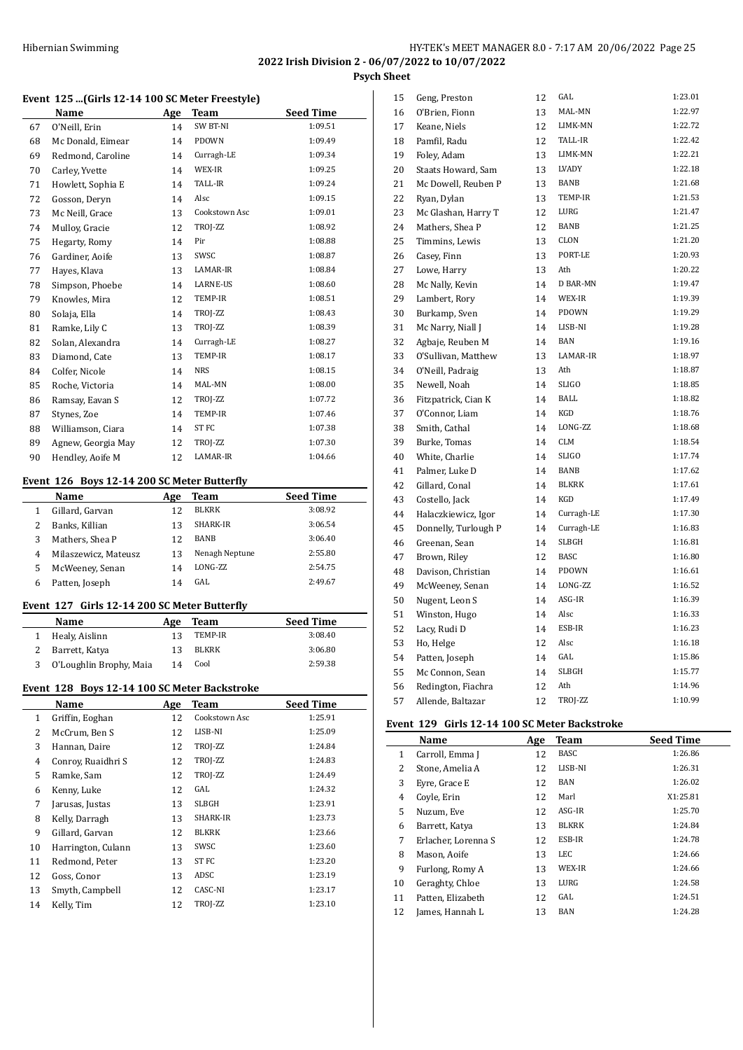## 2022 Irish Division 2 - 06/07/2022 to 10/07/2022

### Psych Sheet

#### Event 125 ...(Girls 12-14 100 SC Meter Freestyle)

| | Name | Age | Team | Seed Time |
|---|---|---|---|---|
| 67 | O'Neill, Erin | 14 | SW BT-NI | 1:09.51 |
| 68 | Mc Donald, Eimear | 14 | PDOWN | 1:09.49 |
| 69 | Redmond, Caroline | 14 | Curragh-LE | 1:09.34 |
| 70 | Carley, Yvette | 14 | WEX-IR | 1:09.25 |
| 71 | Howlett, Sophia E | 14 | TALL-IR | 1:09.24 |
| 72 | Gosson, Deryn | 14 | Alsc | 1:09.15 |
| 73 | Mc Neill, Grace | 13 | Cookstown Asc | 1:09.01 |
| 74 | Mulloy, Gracie | 12 | TROJ-ZZ | 1:08.92 |
| 75 | Hegarty, Romy | 14 | Pir | 1:08.88 |
| 76 | Gardiner, Aoife | 13 | SWSC | 1:08.87 |
| 77 | Hayes, Klava | 13 | LAMAR-IR | 1:08.84 |
| 78 | Simpson, Phoebe | 14 | LARNE-US | 1:08.60 |
| 79 | Knowles, Mira | 12 | TEMP-IR | 1:08.51 |
| 80 | Solaja, Ella | 14 | TROJ-ZZ | 1:08.43 |
| 81 | Ramke, Lily C | 13 | TROJ-ZZ | 1:08.39 |
| 82 | Solan, Alexandra | 14 | Curragh-LE | 1:08.27 |
| 83 | Diamond, Cate | 13 | TEMP-IR | 1:08.17 |
| 84 | Colfer, Nicole | 14 | NRS | 1:08.15 |
| 85 | Roche, Victoria | 14 | MAL-MN | 1:08.00 |
| 86 | Ramsay, Eavan S | 12 | TROJ-ZZ | 1:07.72 |
| 87 | Stynes, Zoe | 14 | TEMP-IR | 1:07.46 |
| 88 | Williamson, Ciara | 14 | ST FC | 1:07.38 |
| 89 | Agnew, Georgia May | 12 | TROJ-ZZ | 1:07.30 |
| 90 | Hendley, Aoife M | 12 | LAMAR-IR | 1:04.66 |

#### Event 126 Boys 12-14 200 SC Meter Butterfly

| | Name | Age | Team | Seed Time |
|---|---|---|---|---|
| 1 | Gillard, Garvan | 12 | BLKRK | 3:08.92 |
| 2 | Banks, Killian | 13 | SHARK-IR | 3:06.54 |
| 3 | Mathers, Shea P | 12 | BANB | 3:06.40 |
| 4 | Milaszewicz, Mateusz | 13 | Nenagh Neptune | 2:55.80 |
| 5 | McWeeney, Senan | 14 | LONG-ZZ | 2:54.75 |
| 6 | Patten, Joseph | 14 | GAL | 2:49.67 |

#### Event 127 Girls 12-14 200 SC Meter Butterfly

| | Name | Age | Team | Seed Time |
|---|---|---|---|---|
| 1 | Healy, Aislinn | 13 | TEMP-IR | 3:08.40 |
| 2 | Barrett, Katya | 13 | BLKRK | 3:06.80 |
| 3 | O'Loughlin Brophy, Maia | 14 | Cool | 2:59.38 |

#### Event 128 Boys 12-14 100 SC Meter Backstroke

| | Name | Age | Team | Seed Time |
|---|---|---|---|---|
| 1 | Griffin, Eoghan | 12 | Cookstown Asc | 1:25.91 |
| 2 | McCrum, Ben S | 12 | LISB-NI | 1:25.09 |
| 3 | Hannan, Daire | 12 | TROJ-ZZ | 1:24.84 |
| 4 | Conroy, Ruaidhri S | 12 | TROJ-ZZ | 1:24.83 |
| 5 | Ramke, Sam | 12 | TROJ-ZZ | 1:24.49 |
| 6 | Kenny, Luke | 12 | GAL | 1:24.32 |
| 7 | Jarusas, Justas | 13 | SLBGH | 1:23.91 |
| 8 | Kelly, Darragh | 13 | SHARK-IR | 1:23.73 |
| 9 | Gillard, Garvan | 12 | BLKRK | 1:23.66 |
| 10 | Harrington, Culann | 13 | SWSC | 1:23.60 |
| 11 | Redmond, Peter | 13 | ST FC | 1:23.20 |
| 12 | Goss, Conor | 13 | ADSC | 1:23.19 |
| 13 | Smyth, Campbell | 12 | CASC-NI | 1:23.17 |
| 14 | Kelly, Tim | 12 | TROJ-ZZ | 1:23.10 |
| 15 | Geng, Preston | 12 | GAL | 1:23.01 |
| 16 | O'Brien, Fionn | 13 | MAL-MN | 1:22.97 |
| 17 | Keane, Niels | 12 | LIMK-MN | 1:22.72 |
| 18 | Pamfil, Radu | 12 | TALL-IR | 1:22.42 |
| 19 | Foley, Adam | 13 | LIMK-MN | 1:22.21 |
| 20 | Staats Howard, Sam | 13 | LVADY | 1:22.18 |
| 21 | Mc Dowell, Reuben P | 13 | BANB | 1:21.68 |
| 22 | Ryan, Dylan | 13 | TEMP-IR | 1:21.53 |
| 23 | Mc Glashan, Harry T | 12 | LURG | 1:21.47 |
| 24 | Mathers, Shea P | 12 | BANB | 1:21.25 |
| 25 | Timmins, Lewis | 13 | CLON | 1:21.20 |
| 26 | Casey, Finn | 13 | PORT-LE | 1:20.93 |
| 27 | Lowe, Harry | 13 | Ath | 1:20.22 |
| 28 | Mc Nally, Kevin | 14 | D BAR-MN | 1:19.47 |
| 29 | Lambert, Rory | 14 | WEX-IR | 1:19.39 |
| 30 | Burkamp, Sven | 14 | PDOWN | 1:19.29 |
| 31 | Mc Narry, Niall J | 14 | LISB-NI | 1:19.28 |
| 32 | Agbaje, Reuben M | 14 | BAN | 1:19.16 |
| 33 | O'Sullivan, Matthew | 13 | LAMAR-IR | 1:18.97 |
| 34 | O'Neill, Padraig | 13 | Ath | 1:18.87 |
| 35 | Newell, Noah | 14 | SLIGO | 1:18.85 |
| 36 | Fitzpatrick, Cian K | 14 | BALL | 1:18.82 |
| 37 | O'Connor, Liam | 14 | KGD | 1:18.76 |
| 38 | Smith, Cathal | 14 | LONG-ZZ | 1:18.68 |
| 39 | Burke, Tomas | 14 | CLM | 1:18.54 |
| 40 | White, Charlie | 14 | SLIGO | 1:17.74 |
| 41 | Palmer, Luke D | 14 | BANB | 1:17.62 |
| 42 | Gillard, Conal | 14 | BLKRK | 1:17.61 |
| 43 | Costello, Jack | 14 | KGD | 1:17.49 |
| 44 | Halaczkiewicz, Igor | 14 | Curragh-LE | 1:17.30 |
| 45 | Donnelly, Turlough P | 14 | Curragh-LE | 1:16.83 |
| 46 | Greenan, Sean | 14 | SLBGH | 1:16.81 |
| 47 | Brown, Riley | 12 | BASC | 1:16.80 |
| 48 | Davison, Christian | 14 | PDOWN | 1:16.61 |
| 49 | McWeeney, Senan | 14 | LONG-ZZ | 1:16.52 |
| 50 | Nugent, Leon S | 14 | ASG-IR | 1:16.39 |
| 51 | Winston, Hugo | 14 | Alsc | 1:16.33 |
| 52 | Lacy, Rudi D | 14 | ESB-IR | 1:16.23 |
| 53 | Ho, Helge | 12 | Alsc | 1:16.18 |
| 54 | Patten, Joseph | 14 | GAL | 1:15.86 |
| 55 | Mc Connon, Sean | 14 | SLBGH | 1:15.77 |
| 56 | Redington, Fiachra | 12 | Ath | 1:14.96 |
| 57 | Allende, Baltazar | 12 | TROJ-ZZ | 1:10.99 |

#### Event 129 Girls 12-14 100 SC Meter Backstroke

| | Name | Age | Team | Seed Time |
|---|---|---|---|---|
| 1 | Carroll, Emma J | 12 | BASC | 1:26.86 |
| 2 | Stone, Amelia A | 12 | LISB-NI | 1:26.31 |
| 3 | Eyre, Grace E | 12 | BAN | 1:26.02 |
| 4 | Coyle, Erin | 12 | Marl | X1:25.81 |
| 5 | Nuzum, Eve | 12 | ASG-IR | 1:25.70 |
| 6 | Barrett, Katya | 13 | BLKRK | 1:24.84 |
| 7 | Erlacher, Lorenna S | 12 | ESB-IR | 1:24.78 |
| 8 | Mason, Aoife | 13 | LEC | 1:24.66 |
| 9 | Furlong, Romy A | 13 | WEX-IR | 1:24.66 |
| 10 | Geraghty, Chloe | 13 | LURG | 1:24.58 |
| 11 | Patten, Elizabeth | 12 | GAL | 1:24.51 |
| 12 | James, Hannah L | 13 | BAN | 1:24.28 |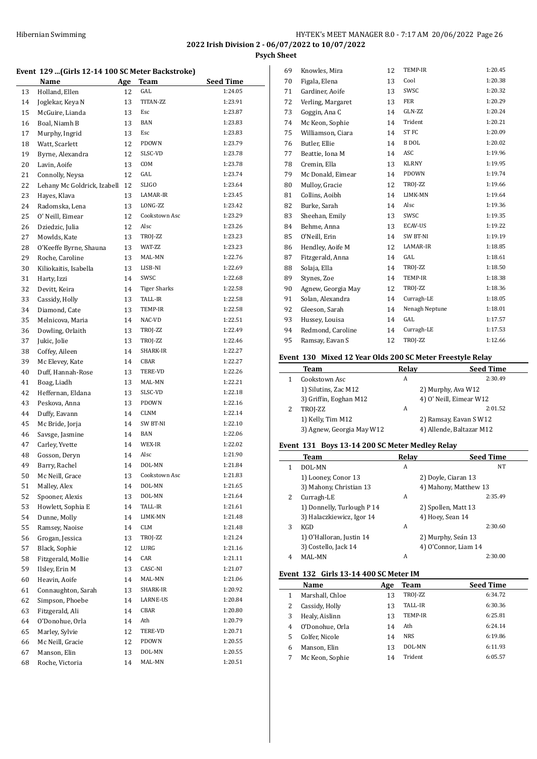Hibernian Swimming

HY-TEK's MEET MANAGER 8.0 - 7:17 AM 20/06/2022 Page 26

**2022 Irish Division 2 - 06/07/2022 to 10/07/2022**

**Psych Sheet**

### Event 129 ...(Girls 12-14 100 SC Meter Backstroke)

| | Name | Age | Team | Seed Time |
|---|---|---|---|---|
| 13 | Holland, Ellen | 12 | GAL | 1:24.05 |
| 14 | Joglekar, Keya N | 13 | TITAN-ZZ | 1:23.91 |
| 15 | McGuire, Lianda | 13 | Esc | 1:23.87 |
| 16 | Boal, Niamh B | 13 | BAN | 1:23.83 |
| 17 | Murphy, Ingrid | 13 | Esc | 1:23.83 |
| 18 | Watt, Scarlett | 12 | PDOWN | 1:23.79 |
| 19 | Byrne, Alexandra | 12 | SLSC-VD | 1:23.78 |
| 20 | Lavin, Aoife | 13 | COM | 1:23.78 |
| 21 | Connolly, Neysa | 12 | GAL | 1:23.74 |
| 22 | Lehany Mc Goldrick, Izabell | 12 | SLIGO | 1:23.64 |
| 23 | Hayes, Klava | 13 | LAMAR-IR | 1:23.45 |
| 24 | Radomska, Lena | 13 | LONG-ZZ | 1:23.42 |
| 25 | O' Neill, Eimear | 12 | Cookstown Asc | 1:23.29 |
| 26 | Dziedzic, Julia | 12 | Alsc | 1:23.26 |
| 27 | Mowlds, Kate | 13 | TROJ-ZZ | 1:23.23 |
| 28 | O'Keeffe Byrne, Shauna | 13 | WAT-ZZ | 1:23.23 |
| 29 | Roche, Caroline | 13 | MAL-MN | 1:22.76 |
| 30 | Kiliokaitis, Isabella | 13 | LISB-NI | 1:22.69 |
| 31 | Harty, Izzi | 14 | SWSC | 1:22.68 |
| 32 | Devitt, Keira | 14 | Tiger Sharks | 1:22.58 |
| 33 | Cassidy, Holly | 13 | TALL-IR | 1:22.58 |
| 34 | Diamond, Cate | 13 | TEMP-IR | 1:22.58 |
| 35 | Melnicova, Maria | 14 | NAC-VD | 1:22.51 |
| 36 | Dowling, Orlaith | 13 | TROJ-ZZ | 1:22.49 |
| 37 | Jukic, Jolie | 13 | TROJ-ZZ | 1:22.46 |
| 38 | Coffey, Aileen | 14 | SHARK-IR | 1:22.27 |
| 39 | Mc Elevey, Kate | 14 | CBAR | 1:22.27 |
| 40 | Duff, Hannah-Rose | 13 | TERE-VD | 1:22.26 |
| 41 | Boag, Liadh | 13 | MAL-MN | 1:22.21 |
| 42 | Heffernan, Eldana | 13 | SLSC-VD | 1:22.18 |
| 43 | Peskova, Anna | 13 | PDOWN | 1:22.16 |
| 44 | Duffy, Eavann | 14 | CLNM | 1:22.14 |
| 45 | Mc Bride, Jorja | 14 | SW BT-NI | 1:22.10 |
| 46 | Savsge, Jasmine | 14 | BAN | 1:22.06 |
| 47 | Carley, Yvette | 14 | WEX-IR | 1:22.02 |
| 48 | Gosson, Deryn | 14 | Alsc | 1:21.90 |
| 49 | Barry, Rachel | 14 | DOL-MN | 1:21.84 |
| 50 | Mc Neill, Grace | 13 | Cookstown Asc | 1:21.83 |
| 51 | Malley, Alex | 14 | DOL-MN | 1:21.65 |
| 52 | Spooner, Alexis | 13 | DOL-MN | 1:21.64 |
| 53 | Howlett, Sophia E | 14 | TALL-IR | 1:21.61 |
| 54 | Dunne, Molly | 14 | LIMK-MN | 1:21.48 |
| 55 | Ramsey, Naoise | 14 | CLM | 1:21.48 |
| 56 | Grogan, Jessica | 13 | TROJ-ZZ | 1:21.24 |
| 57 | Black, Sophie | 12 | LURG | 1:21.16 |
| 58 | Fitzgerald, Mollie | 14 | CAR | 1:21.11 |
| 59 | Ilsley, Erin M | 13 | CASC-NI | 1:21.07 |
| 60 | Heavin, Aoife | 14 | MAL-MN | 1:21.06 |
| 61 | Connaughton, Sarah | 13 | SHARK-IR | 1:20.92 |
| 62 | Simpson, Phoebe | 14 | LARNE-US | 1:20.84 |
| 63 | Fitzgerald, Ali | 14 | CBAR | 1:20.80 |
| 64 | O'Donohue, Orla | 14 | Ath | 1:20.79 |
| 65 | Marley, Sylvie | 12 | TERE-VD | 1:20.71 |
| 66 | Mc Neill, Gracie | 12 | PDOWN | 1:20.55 |
| 67 | Manson, Elin | 13 | DOL-MN | 1:20.55 |
| 68 | Roche, Victoria | 14 | MAL-MN | 1:20.51 |
| 69 | Knowles, Mira | 12 | TEMP-IR | 1:20.45 |
| 70 | Figala, Elena | 13 | Cool | 1:20.38 |
| 71 | Gardiner, Aoife | 13 | SWSC | 1:20.32 |
| 72 | Verling, Margaret | 13 | FER | 1:20.29 |
| 73 | Goggin, Ana C | 14 | GLN-ZZ | 1:20.24 |
| 74 | Mc Keon, Sophie | 14 | Trident | 1:20.21 |
| 75 | Williamson, Ciara | 14 | ST FC | 1:20.09 |
| 76 | Butler, Ellie | 14 | B DOL | 1:20.02 |
| 77 | Beattie, Iona M | 14 | ASC | 1:19.96 |
| 78 | Cremin, Ella | 13 | KLRNY | 1:19.95 |
| 79 | Mc Donald, Eimear | 14 | PDOWN | 1:19.74 |
| 80 | Mulloy, Gracie | 12 | TROJ-ZZ | 1:19.66 |
| 81 | Collins, Aoibh | 14 | LIMK-MN | 1:19.64 |
| 82 | Burke, Sarah | 14 | Alsc | 1:19.36 |
| 83 | Sheehan, Emily | 13 | SWSC | 1:19.35 |
| 84 | Behme, Anna | 13 | ECAV-US | 1:19.22 |
| 85 | O'Neill, Erin | 14 | SW BT-NI | 1:19.19 |
| 86 | Hendley, Aoife M | 12 | LAMAR-IR | 1:18.85 |
| 87 | Fitzgerald, Anna | 14 | GAL | 1:18.61 |
| 88 | Solaja, Ella | 14 | TROJ-ZZ | 1:18.50 |
| 89 | Stynes, Zoe | 14 | TEMP-IR | 1:18.38 |
| 90 | Agnew, Georgia May | 12 | TROJ-ZZ | 1:18.36 |
| 91 | Solan, Alexandra | 14 | Curragh-LE | 1:18.05 |
| 92 | Gleeson, Sarah | 14 | Nenagh Neptune | 1:18.01 |
| 93 | Hussey, Louisa | 14 | GAL | 1:17.57 |
| 94 | Redmond, Caroline | 14 | Curragh-LE | 1:17.53 |
| 95 | Ramsay, Eavan S | 12 | TROJ-ZZ | 1:12.66 |

### Event 130 Mixed 12 Year Olds 200 SC Meter Freestyle Relay

| | Team | Relay | Seed Time |
|---|---|---|---|
| 1 | Cookstown Asc | A | 2:30.49 |
| | 1) Silutins, Zac M12 | 2) Murphy, Ava W12 | |
| | 3) Griffin, Eoghan M12 | 4) O' Neill, Eimear W12 | |
| 2 | TROJ-ZZ | A | 2:01.52 |
| | 1) Kelly, Tim M12 | 2) Ramsay, Eavan S W12 | |
| | 3) Agnew, Georgia May W12 | 4) Allende, Baltazar M12 | |

### Event 131 Boys 13-14 200 SC Meter Medley Relay

| | Team | Relay | Seed Time |
|---|---|---|---|
| 1 | DOL-MN | A | NT |
| | 1) Looney, Conor 13 | 2) Doyle, Ciaran 13 | |
| | 3) Mahony, Christian 13 | 4) Mahony, Matthew 13 | |
| 2 | Curragh-LE | A | 2:35.49 |
| | 1) Donnelly, Turlough P 14 | 2) Spollen, Matt 13 | |
| | 3) Halaczkiewicz, Igor 14 | 4) Hoey, Sean 14 | |
| 3 | KGD | A | 2:30.60 |
| | 1) O'Halloran, Justin 14 | 2) Murphy, Seán 13 | |
| | 3) Costello, Jack 14 | 4) O'Connor, Liam 14 | |
| 4 | MAL-MN | A | 2:30.00 |

### Event 132 Girls 13-14 400 SC Meter IM

| | Name | Age | Team | Seed Time |
|---|---|---|---|---|
| 1 | Marshall, Chloe | 13 | TROJ-ZZ | 6:34.72 |
| 2 | Cassidy, Holly | 13 | TALL-IR | 6:30.36 |
| 3 | Healy, Aislinn | 13 | TEMP-IR | 6:25.81 |
| 4 | O'Donohue, Orla | 14 | Ath | 6:24.14 |
| 5 | Colfer, Nicole | 14 | NRS | 6:19.86 |
| 6 | Manson, Elin | 13 | DOL-MN | 6:11.93 |
| 7 | Mc Keon, Sophie | 14 | Trident | 6:05.57 |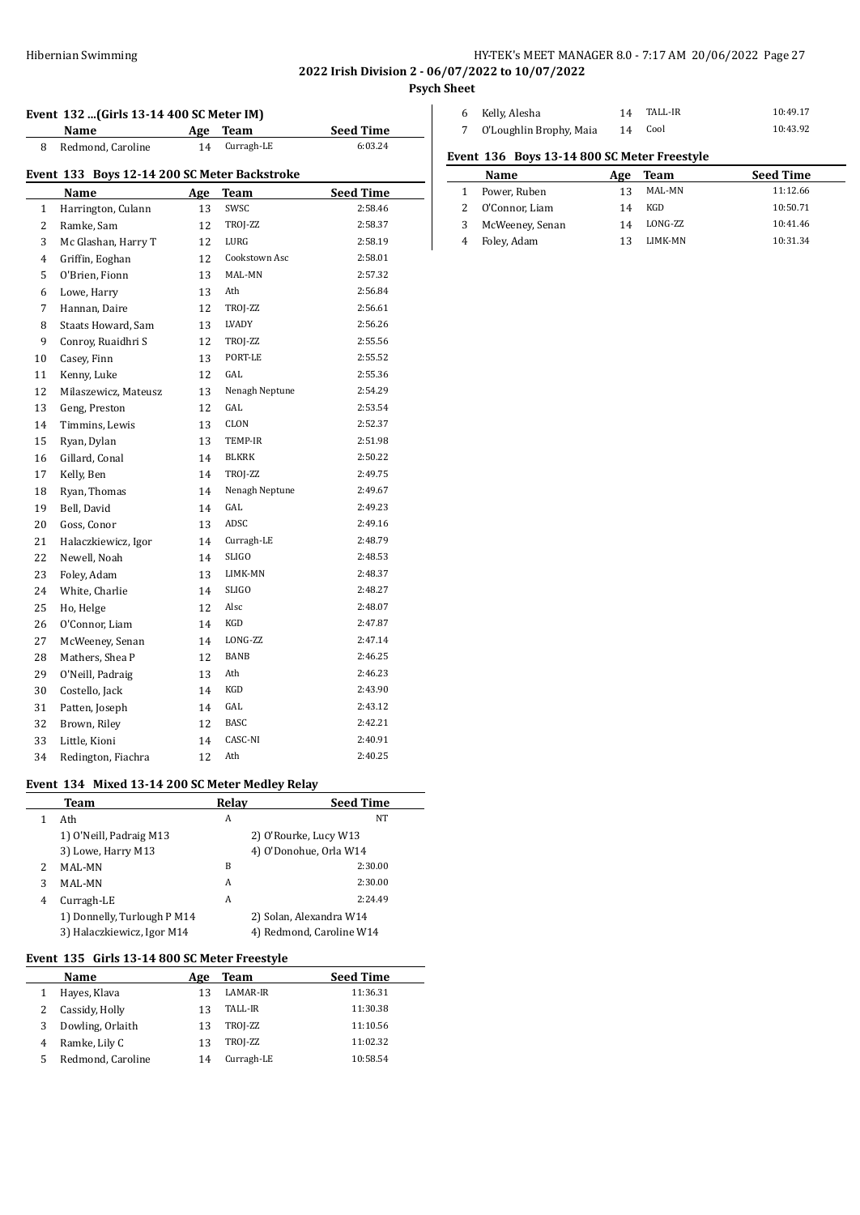**2022 Irish Division 2 - 06/07/2022 to 10/07/2022**

**Psych Sheet**

### Event 132 ...(Girls 13-14 400 SC Meter IM)

| | Name | Age | Team | Seed Time |
|---|---|---|---|---|
| 8 | Redmond, Caroline | 14 | Curragh-LE | 6:03.24 |

### Event 133 Boys 12-14 200 SC Meter Backstroke

| | Name | Age | Team | Seed Time |
|---|---|---|---|---|
| 1 | Harrington, Culann | 13 | SWSC | 2:58.46 |
| 2 | Ramke, Sam | 12 | TROJ-ZZ | 2:58.37 |
| 3 | Mc Glashan, Harry T | 12 | LURG | 2:58.19 |
| 4 | Griffin, Eoghan | 12 | Cookstown Asc | 2:58.01 |
| 5 | O'Brien, Fionn | 13 | MAL-MN | 2:57.32 |
| 6 | Lowe, Harry | 13 | Ath | 2:56.84 |
| 7 | Hannan, Daire | 12 | TROJ-ZZ | 2:56.61 |
| 8 | Staats Howard, Sam | 13 | LVADY | 2:56.26 |
| 9 | Conroy, Ruaidhri S | 12 | TROJ-ZZ | 2:55.56 |
| 10 | Casey, Finn | 13 | PORT-LE | 2:55.52 |
| 11 | Kenny, Luke | 12 | GAL | 2:55.36 |
| 12 | Milaszewicz, Mateusz | 13 | Nenagh Neptune | 2:54.29 |
| 13 | Geng, Preston | 12 | GAL | 2:53.54 |
| 14 | Timmins, Lewis | 13 | CLON | 2:52.37 |
| 15 | Ryan, Dylan | 13 | TEMP-IR | 2:51.98 |
| 16 | Gillard, Conal | 14 | BLKRK | 2:50.22 |
| 17 | Kelly, Ben | 14 | TROJ-ZZ | 2:49.75 |
| 18 | Ryan, Thomas | 14 | Nenagh Neptune | 2:49.67 |
| 19 | Bell, David | 14 | GAL | 2:49.23 |
| 20 | Goss, Conor | 13 | ADSC | 2:49.16 |
| 21 | Halaczkiewicz, Igor | 14 | Curragh-LE | 2:48.79 |
| 22 | Newell, Noah | 14 | SLIGO | 2:48.53 |
| 23 | Foley, Adam | 13 | LIMK-MN | 2:48.37 |
| 24 | White, Charlie | 14 | SLIGO | 2:48.27 |
| 25 | Ho, Helge | 12 | Alsc | 2:48.07 |
| 26 | O'Connor, Liam | 14 | KGD | 2:47.87 |
| 27 | McWeeney, Senan | 14 | LONG-ZZ | 2:47.14 |
| 28 | Mathers, Shea P | 12 | BANB | 2:46.25 |
| 29 | O'Neill, Padraig | 13 | Ath | 2:46.23 |
| 30 | Costello, Jack | 14 | KGD | 2:43.90 |
| 31 | Patten, Joseph | 14 | GAL | 2:43.12 |
| 32 | Brown, Riley | 12 | BASC | 2:42.21 |
| 33 | Little, Kioni | 14 | CASC-NI | 2:40.91 |
| 34 | Redington, Fiachra | 12 | Ath | 2:40.25 |

### Event 134 Mixed 13-14 200 SC Meter Medley Relay

| | Team | Relay | Seed Time |
|---|---|---|---|
| 1 | Ath | A | NT |
| | 1) O'Neill, Padraig M13 | 2) O'Rourke, Lucy W13 | |
| | 3) Lowe, Harry M13 | 4) O'Donohue, Orla W14 | |
| 2 | MAL-MN | B | 2:30.00 |
| 3 | MAL-MN | A | 2:30.00 |
| 4 | Curragh-LE | A | 2:24.49 |
| | 1) Donnelly, Turlough P M14 | 2) Solan, Alexandra W14 | |
| | 3) Halaczkiewicz, Igor M14 | 4) Redmond, Caroline W14 | |

### Event 135 Girls 13-14 800 SC Meter Freestyle

| | Name | Age | Team | Seed Time |
|---|---|---|---|---|
| 1 | Hayes, Klava | 13 | LAMAR-IR | 11:36.31 |
| 2 | Cassidy, Holly | 13 | TALL-IR | 11:30.38 |
| 3 | Dowling, Orlaith | 13 | TROJ-ZZ | 11:10.56 |
| 4 | Ramke, Lily C | 13 | TROJ-ZZ | 11:02.32 |
| 5 | Redmond, Caroline | 14 | Curragh-LE | 10:58.54 |
| 6 | Kelly, Alesha | 14 | TALL-IR | 10:49.17 |
| 7 | O'Loughlin Brophy, Maia | 14 | Cool | 10:43.92 |

### Event 136 Boys 13-14 800 SC Meter Freestyle

| | Name | Age | Team | Seed Time |
|---|---|---|---|---|
| 1 | Power, Ruben | 13 | MAL-MN | 11:12.66 |
| 2 | O'Connor, Liam | 14 | KGD | 10:50.71 |
| 3 | McWeeney, Senan | 14 | LONG-ZZ | 10:41.46 |
| 4 | Foley, Adam | 13 | LIMK-MN | 10:31.34 |